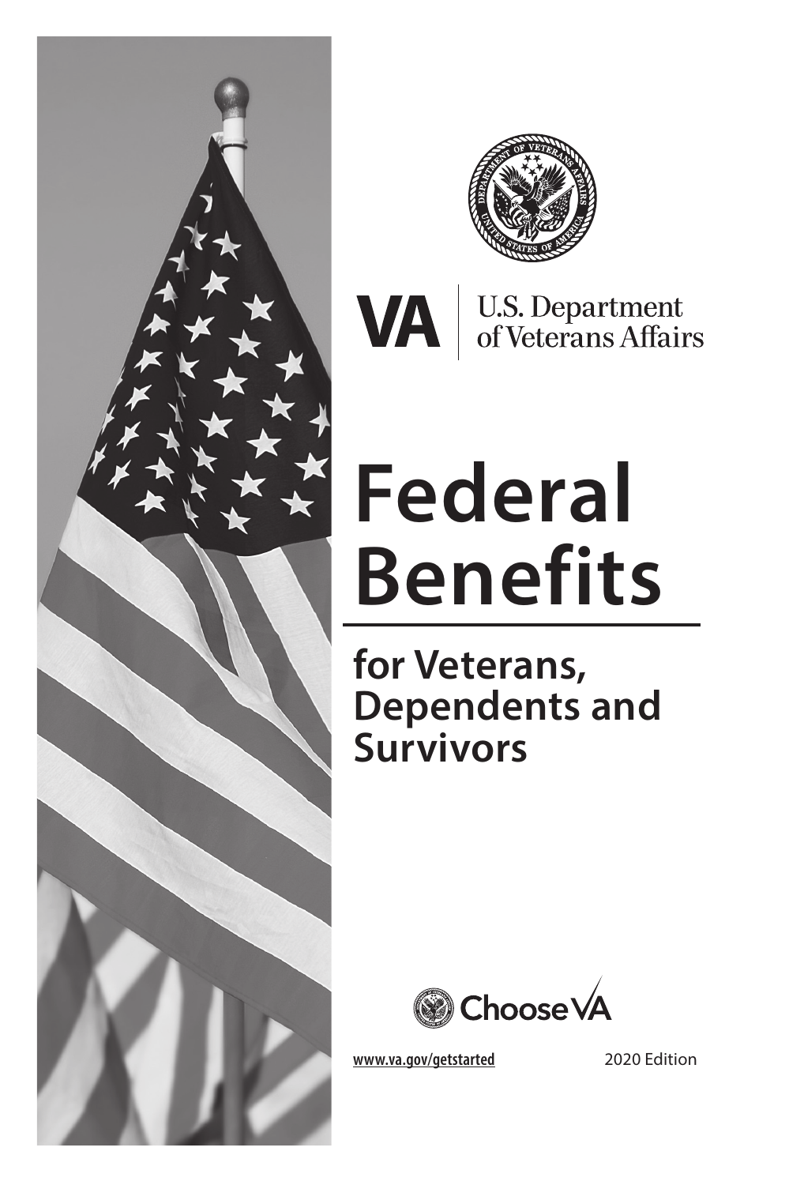VA | U.S. Department of Veterans Affairs

# Federal Benefits

## for Veterans, Dependents and Survivors

Choose VA

www.va.gov/getstarted

2020 Edition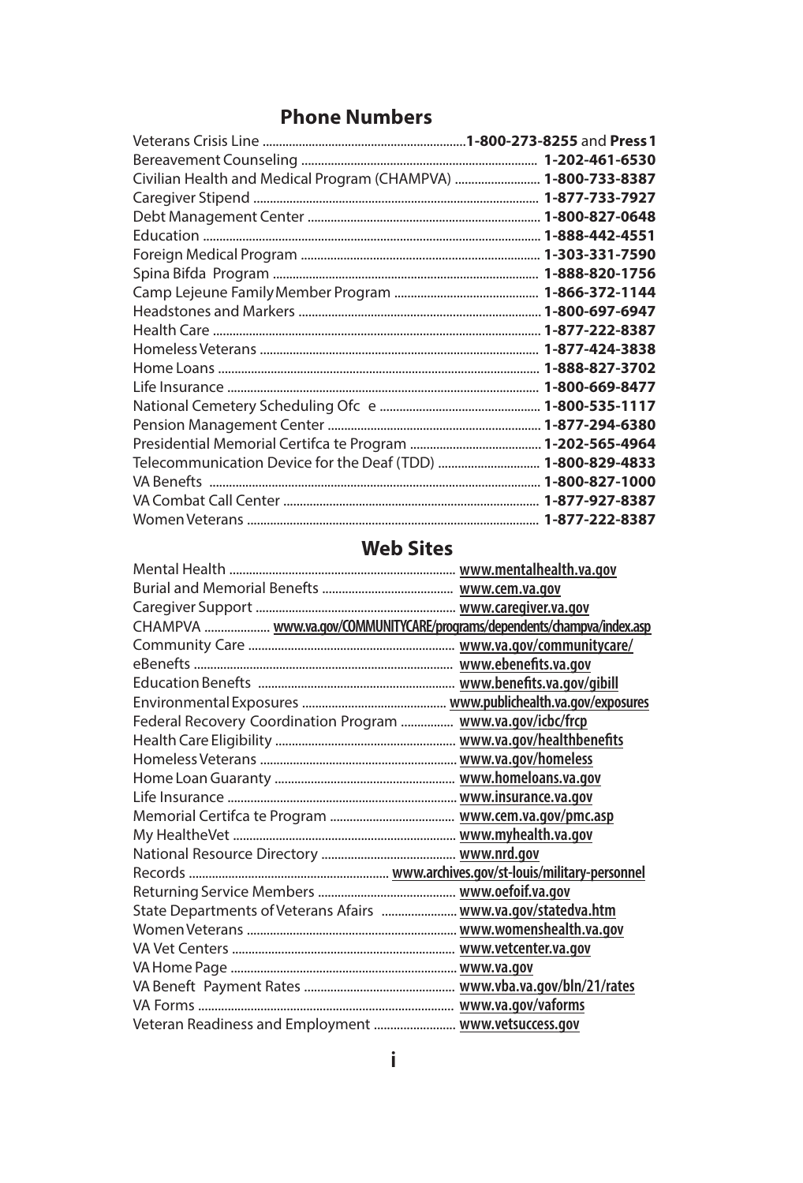## Phone Numbers

| | |
|---|---|
| Veterans Crisis Line | **1-800-273-8255** and **Press 1** |
| Bereavement Counseling | **1-202-461-6530** |
| Civilian Health and Medical Program (CHAMPVA) | **1-800-733-8387** |
| Caregiver Stipend | **1-877-733-7927** |
| Debt Management Center | **1-800-827-0648** |
| Education | **1-888-442-4551** |
| Foreign Medical Program | **1-303-331-7590** |
| Spina Bifda Program | **1-888-820-1756** |
| Camp Lejeune Family Member Program | **1-866-372-1144** |
| Headstones and Markers | **1-800-697-6947** |
| Health Care | **1-877-222-8387** |
| Homeless Veterans | **1-877-424-3838** |
| Home Loans | **1-888-827-3702** |
| Life Insurance | **1-800-669-8477** |
| National Cemetery Scheduling Ofc e | **1-800-535-1117** |
| Pension Management Center | **1-877-294-6380** |
| Presidential Memorial Certifca te Program | **1-202-565-4964** |
| Telecommunication Device for the Deaf (TDD) | **1-800-829-4833** |
| VA Benefits | **1-800-827-1000** |
| VA Combat Call Center | **1-877-927-8387** |
| Women Veterans | **1-877-222-8387** |

## Web Sites

| | |
|---|---|
| Mental Health | **www.mentalhealth.va.gov** |
| Burial and Memorial Benefts | **www.cem.va.gov** |
| Caregiver Support | **www.caregiver.va.gov** |
| CHAMPVA | **www.va.gov/COMMUNITYCARE/programs/dependents/champva/index.asp** |
| Community Care | **www.va.gov/communitycare/** |
| eBenefits | **www.ebenefits.va.gov** |
| Education Benefts | **www.benefits.va.gov/gibill** |
| Environmental Exposures | **www.publichealth.va.gov/exposures** |
| Federal Recovery Coordination Program | **www.va.gov/icbc/frcp** |
| Health Care Eligibility | **www.va.gov/healthbenefits** |
| Homeless Veterans | **www.va.gov/homeless** |
| Home Loan Guaranty | **www.homeloans.va.gov** |
| Life Insurance | **www.insurance.va.gov** |
| Memorial Certifca te Program | **www.cem.va.gov/pmc.asp** |
| My HealtheVet | **www.myhealth.va.gov** |
| National Resource Directory | **www.nrd.gov** |
| Records | **www.archives.gov/st-louis/military-personnel** |
| Returning Service Members | **www.oefoif.va.gov** |
| State Departments of Veterans Afairs | **www.va.gov/statedva.htm** |
| Women Veterans | **www.womenshealth.va.gov** |
| VA Vet Centers | **www.vetcenter.va.gov** |
| VA Home Page | **www.va.gov** |
| VA Beneft Payment Rates | **www.vba.va.gov/bln/21/rates** |
| VA Forms | **www.va.gov/vaforms** |
| Veteran Readiness and Employment | **www.vetsuccess.gov** |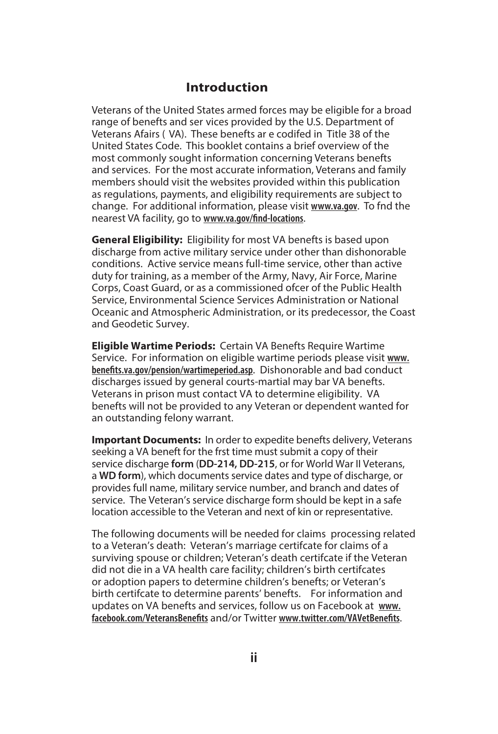## Introduction

Veterans of the United States armed forces may be eligible for a broad range of benefts and ser vices provided by the U.S. Department of Veterans Afairs ( VA). These benefts ar e codifed in Title 38 of the United States Code. This booklet contains a brief overview of the most commonly sought information concerning Veterans benefts and services. For the most accurate information, Veterans and family members should visit the websites provided within this publication as regulations, payments, and eligibility requirements are subject to change. For additional information, please visit **www.va.gov**. To fnd the nearest VA facility, go to **www.va.gov/find-locations**.

**General Eligibility:** Eligibility for most VA benefts is based upon discharge from active military service under other than dishonorable conditions. Active service means full-time service, other than active duty for training, as a member of the Army, Navy, Air Force, Marine Corps, Coast Guard, or as a commissioned ofcer of the Public Health Service, Environmental Science Services Administration or National Oceanic and Atmospheric Administration, or its predecessor, the Coast and Geodetic Survey.

**Eligible Wartime Periods:** Certain VA Benefts Require Wartime Service. For information on eligible wartime periods please visit **www.benefits.va.gov/pension/wartimeperiod.asp**. Dishonorable and bad conduct discharges issued by general courts-martial may bar VA benefts. Veterans in prison must contact VA to determine eligibility. VA benefts will not be provided to any Veteran or dependent wanted for an outstanding felony warrant.

**Important Documents:** In order to expedite benefts delivery, Veterans seeking a VA beneft for the frst time must submit a copy of their service discharge **form** (**DD-214, DD-215**, or for World War II Veterans, a **WD form**), which documents service dates and type of discharge, or provides full name, military service number, and branch and dates of service. The Veteran's service discharge form should be kept in a safe location accessible to the Veteran and next of kin or representative.

The following documents will be needed for claims processing related to a Veteran's death: Veteran's marriage certifcate for claims of a surviving spouse or children; Veteran's death certifcate if the Veteran did not die in a VA health care facility; children's birth certifcates or adoption papers to determine children's benefts; or Veteran's birth certifcate to determine parents' benefts. For information and updates on VA benefts and services, follow us on Facebook at **www.facebook.com/VeteransBenefits** and/or Twitter **www.twitter.com/VAVetBenefits**.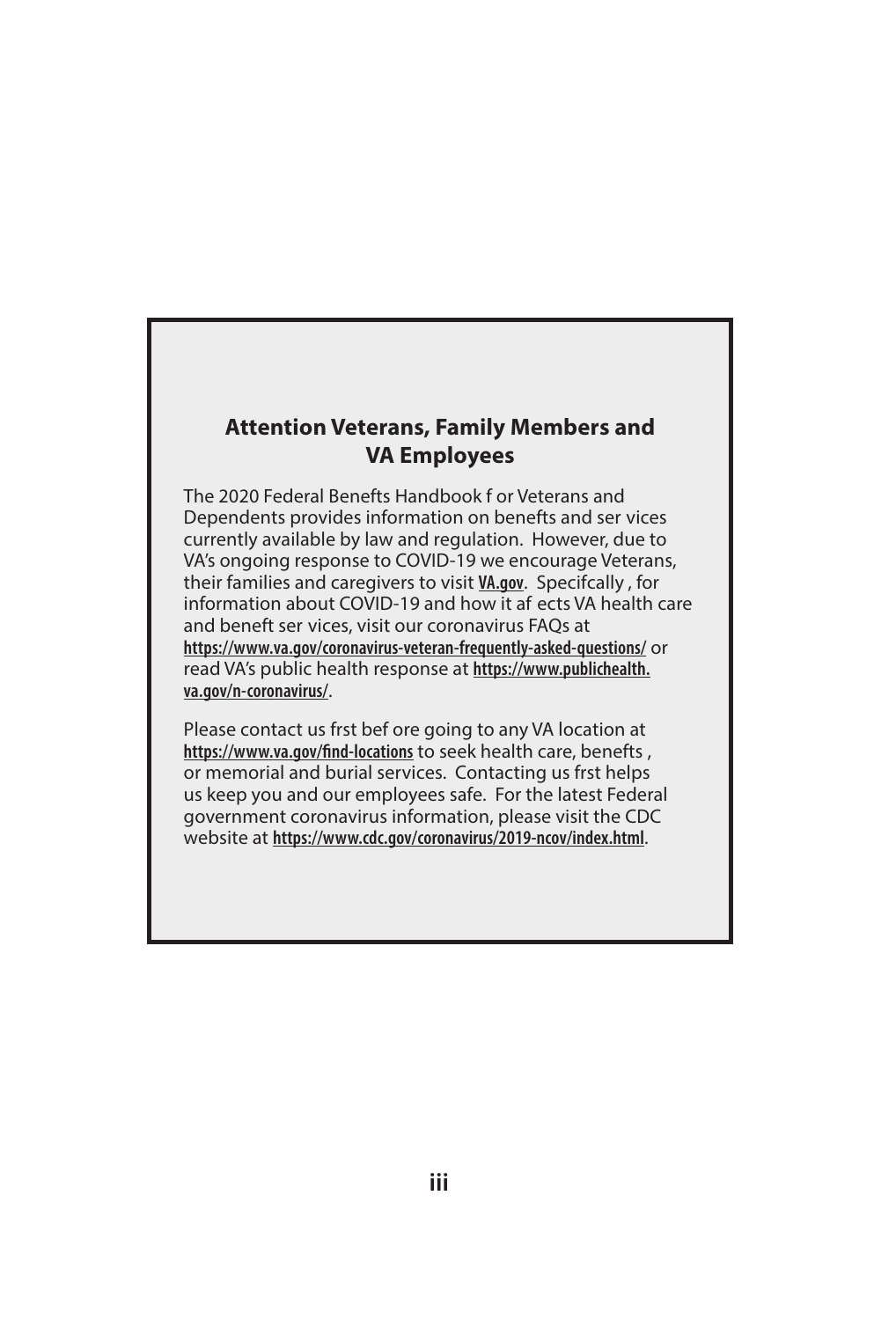## Attention Veterans, Family Members and VA Employees

The 2020 Federal Benefits Handbook for Veterans and Dependents provides information on benefits and services currently available by law and regulation. However, due to VA's ongoing response to COVID-19 we encourage Veterans, their families and caregivers to visit **VA.gov**. Specifically, for information about COVID-19 and how it affects VA health care and benefit services, visit our coronavirus FAQs at **https://www.va.gov/coronavirus-veteran-frequently-asked-questions/** or read VA's public health response at **https://www.publichealth.va.gov/n-coronavirus/**.

Please contact us first before going to any VA location at **https://www.va.gov/find-locations** to seek health care, benefits, or memorial and burial services. Contacting us first helps us keep you and our employees safe. For the latest Federal government coronavirus information, please visit the CDC website at **https://www.cdc.gov/coronavirus/2019-ncov/index.html**.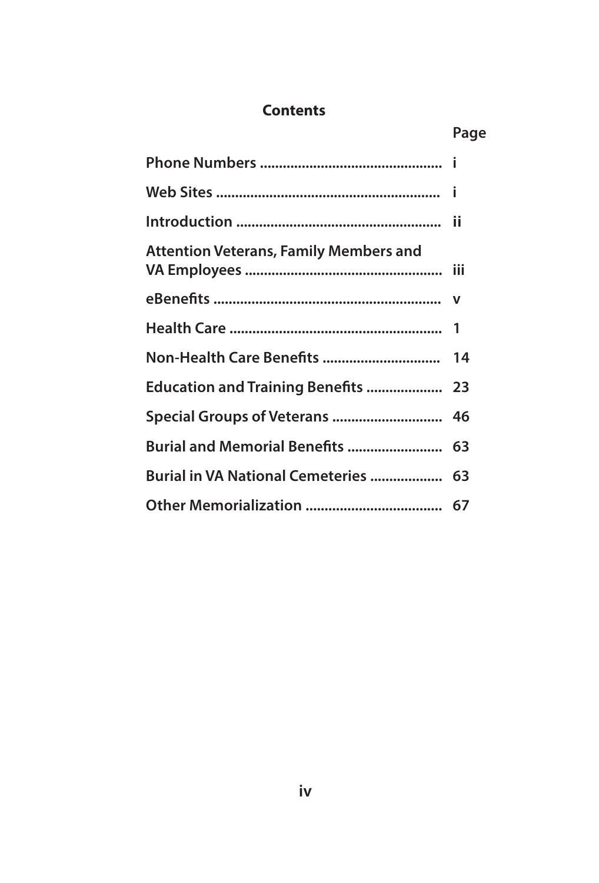## Contents

| | Page |
|---|---|
| **Phone Numbers** | i |
| **Web Sites** | i |
| **Introduction** | ii |
| **Attention Veterans, Family Members and VA Employees** | iii |
| **eBenefits** | v |
| **Health Care** | 1 |
| **Non-Health Care Benefits** | 14 |
| **Education and Training Benefits** | 23 |
| **Special Groups of Veterans** | 46 |
| **Burial and Memorial Benefits** | 63 |
| **Burial in VA National Cemeteries** | 63 |
| **Other Memorialization** | 67 |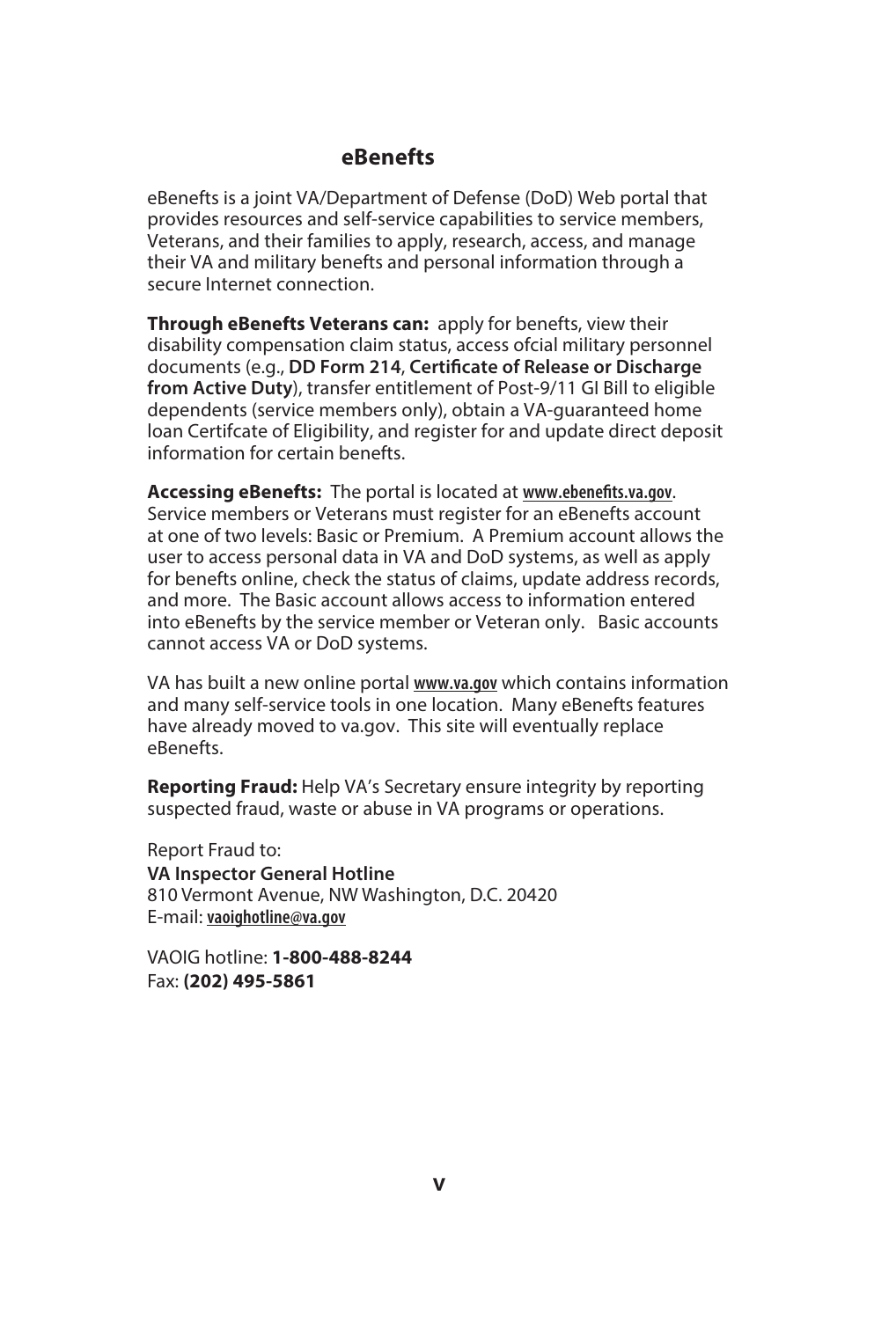## eBenefts

eBenefts is a joint VA/Department of Defense (DoD) Web portal that provides resources and self-service capabilities to service members, Veterans, and their families to apply, research, access, and manage their VA and military benefts and personal information through a secure Internet connection.

**Through eBenefts Veterans can:** apply for benefts, view their disability compensation claim status, access ofcial military personnel documents (e.g., **DD Form 214**, **Certifcate of Release or Discharge from Active Duty**), transfer entitlement of Post-9/11 GI Bill to eligible dependents (service members only), obtain a VA-guaranteed home loan Certifcate of Eligibility, and register for and update direct deposit information for certain benefts.

**Accessing eBenefts:** The portal is located at www.ebenefits.va.gov. Service members or Veterans must register for an eBenefts account at one of two levels: Basic or Premium. A Premium account allows the user to access personal data in VA and DoD systems, as well as apply for benefts online, check the status of claims, update address records, and more. The Basic account allows access to information entered into eBenefts by the service member or Veteran only. Basic accounts cannot access VA or DoD systems.

VA has built a new online portal www.va.gov which contains information and many self-service tools in one location. Many eBenefts features have already moved to va.gov. This site will eventually replace eBenefts.

**Reporting Fraud:** Help VA's Secretary ensure integrity by reporting suspected fraud, waste or abuse in VA programs or operations.

Report Fraud to:
**VA Inspector General Hotline**
810 Vermont Avenue, NW Washington, D.C. 20420
E-mail: vaoighotline@va.gov

VAOIG hotline: **1-800-488-8244**
Fax: **(202) 495-5861**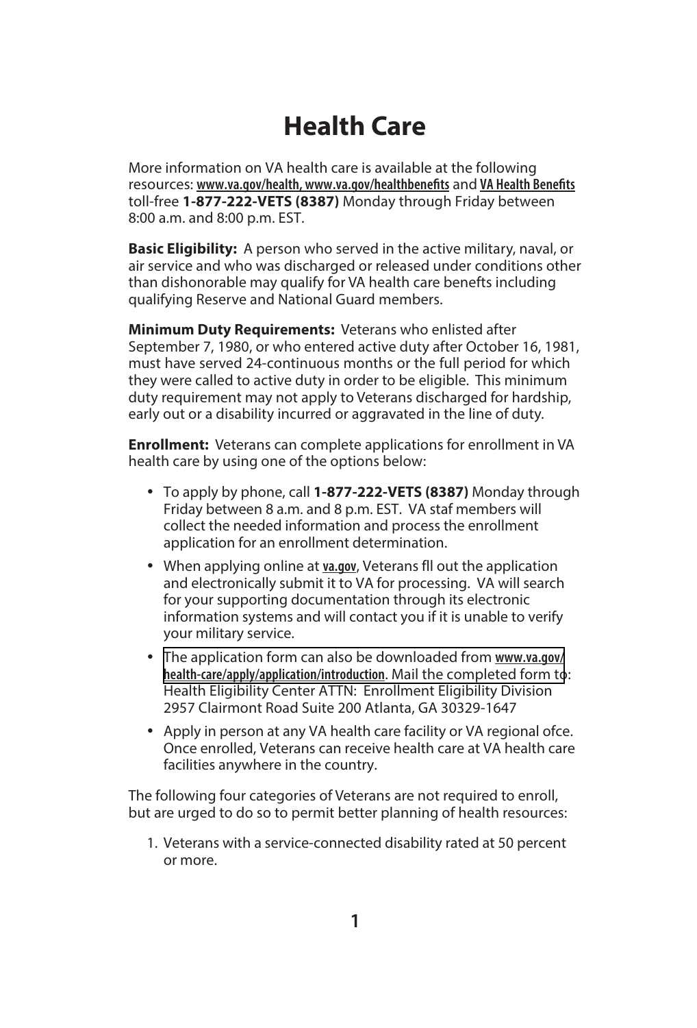# Health Care

More information on VA health care is available at the following resources: www.va.gov/health, www.va.gov/healthbenefits and VA Health Benefits toll-free **1-877-222-VETS (8387)** Monday through Friday between 8:00 a.m. and 8:00 p.m. EST.

**Basic Eligibility:** A person who served in the active military, naval, or air service and who was discharged or released under conditions other than dishonorable may qualify for VA health care benefts including qualifying Reserve and National Guard members.

**Minimum Duty Requirements:** Veterans who enlisted after September 7, 1980, or who entered active duty after October 16, 1981, must have served 24-continuous months or the full period for which they were called to active duty in order to be eligible. This minimum duty requirement may not apply to Veterans discharged for hardship, early out or a disability incurred or aggravated in the line of duty.

**Enrollment:** Veterans can complete applications for enrollment in VA health care by using one of the options below:

- To apply by phone, call **1-877-222-VETS (8387)** Monday through Friday between 8 a.m. and 8 p.m. EST. VA staf members will collect the needed information and process the enrollment application for an enrollment determination.
- When applying online at va.gov, Veterans fll out the application and electronically submit it to VA for processing. VA will search for your supporting documentation through its electronic information systems and will contact you if it is unable to verify your military service.
- The application form can also be downloaded from www.va.gov/health-care/apply/application/introduction. Mail the completed form to: Health Eligibility Center ATTN: Enrollment Eligibility Division 2957 Clairmont Road Suite 200 Atlanta, GA 30329-1647
- Apply in person at any VA health care facility or VA regional ofce. Once enrolled, Veterans can receive health care at VA health care facilities anywhere in the country.

The following four categories of Veterans are not required to enroll, but are urged to do so to permit better planning of health resources:

1. Veterans with a service-connected disability rated at 50 percent or more.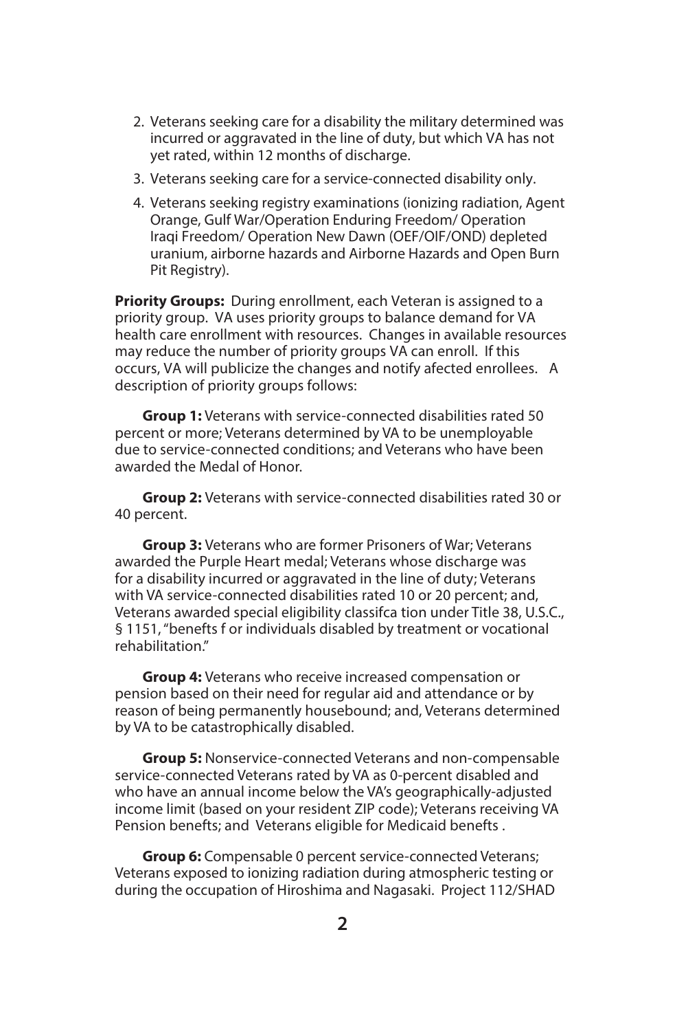2. Veterans seeking care for a disability the military determined was incurred or aggravated in the line of duty, but which VA has not yet rated, within 12 months of discharge.
3. Veterans seeking care for a service-connected disability only.
4. Veterans seeking registry examinations (ionizing radiation, Agent Orange, Gulf War/Operation Enduring Freedom/ Operation Iraqi Freedom/ Operation New Dawn (OEF/OIF/OND) depleted uranium, airborne hazards and Airborne Hazards and Open Burn Pit Registry).

**Priority Groups:** During enrollment, each Veteran is assigned to a priority group. VA uses priority groups to balance demand for VA health care enrollment with resources. Changes in available resources may reduce the number of priority groups VA can enroll. If this occurs, VA will publicize the changes and notify afected enrollees. A description of priority groups follows:

**Group 1:** Veterans with service-connected disabilities rated 50 percent or more; Veterans determined by VA to be unemployable due to service-connected conditions; and Veterans who have been awarded the Medal of Honor.

**Group 2:** Veterans with service-connected disabilities rated 30 or 40 percent.

**Group 3:** Veterans who are former Prisoners of War; Veterans awarded the Purple Heart medal; Veterans whose discharge was for a disability incurred or aggravated in the line of duty; Veterans with VA service-connected disabilities rated 10 or 20 percent; and, Veterans awarded special eligibility classifca tion under Title 38, U.S.C., § 1151, "benefts f or individuals disabled by treatment or vocational rehabilitation."

**Group 4:** Veterans who receive increased compensation or pension based on their need for regular aid and attendance or by reason of being permanently housebound; and, Veterans determined by VA to be catastrophically disabled.

**Group 5:** Nonservice-connected Veterans and non-compensable service-connected Veterans rated by VA as 0-percent disabled and who have an annual income below the VA's geographically-adjusted income limit (based on your resident ZIP code); Veterans receiving VA Pension benefts; and Veterans eligible for Medicaid benefts .

**Group 6:** Compensable 0 percent service-connected Veterans; Veterans exposed to ionizing radiation during atmospheric testing or during the occupation of Hiroshima and Nagasaki. Project 112/SHAD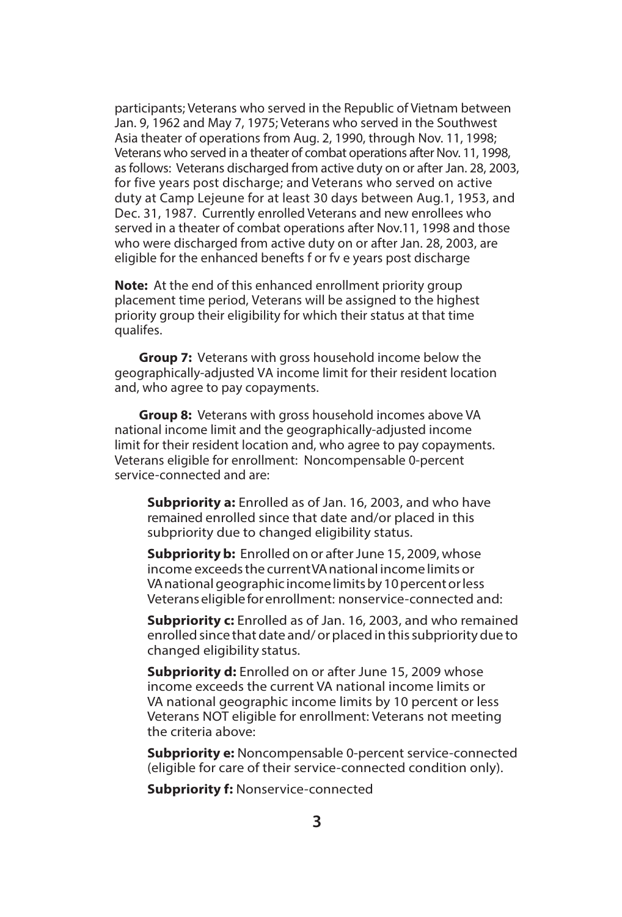participants; Veterans who served in the Republic of Vietnam between Jan. 9, 1962 and May 7, 1975; Veterans who served in the Southwest Asia theater of operations from Aug. 2, 1990, through Nov. 11, 1998; Veterans who served in a theater of combat operations after Nov. 11, 1998, as follows: Veterans discharged from active duty on or after Jan. 28, 2003, for five years post discharge; and Veterans who served on active duty at Camp Lejeune for at least 30 days between Aug.1, 1953, and Dec. 31, 1987. Currently enrolled Veterans and new enrollees who served in a theater of combat operations after Nov.11, 1998 and those who were discharged from active duty on or after Jan. 28, 2003, are eligible for the enhanced benefts f or fv e years post discharge

**Note:** At the end of this enhanced enrollment priority group placement time period, Veterans will be assigned to the highest priority group their eligibility for which their status at that time qualifes.

**Group 7:** Veterans with gross household income below the geographically-adjusted VA income limit for their resident location and, who agree to pay copayments.

**Group 8:** Veterans with gross household incomes above VA national income limit and the geographically-adjusted income limit for their resident location and, who agree to pay copayments. Veterans eligible for enrollment: Noncompensable 0-percent service-connected and are:

**Subpriority a:** Enrolled as of Jan. 16, 2003, and who have remained enrolled since that date and/or placed in this subpriority due to changed eligibility status.

**Subpriority b:** Enrolled on or after June 15, 2009, whose income exceeds the current VA national income limits or VA national geographic income limits by 10 percent or less Veterans eligible for enrollment: nonservice-connected and:

**Subpriority c:** Enrolled as of Jan. 16, 2003, and who remained enrolled since that date and/ or placed in this subpriority due to changed eligibility status.

**Subpriority d:** Enrolled on or after June 15, 2009 whose income exceeds the current VA national income limits or VA national geographic income limits by 10 percent or less Veterans NOT eligible for enrollment: Veterans not meeting the criteria above:

**Subpriority e:** Noncompensable 0-percent service-connected (eligible for care of their service-connected condition only).

**Subpriority f:** Nonservice-connected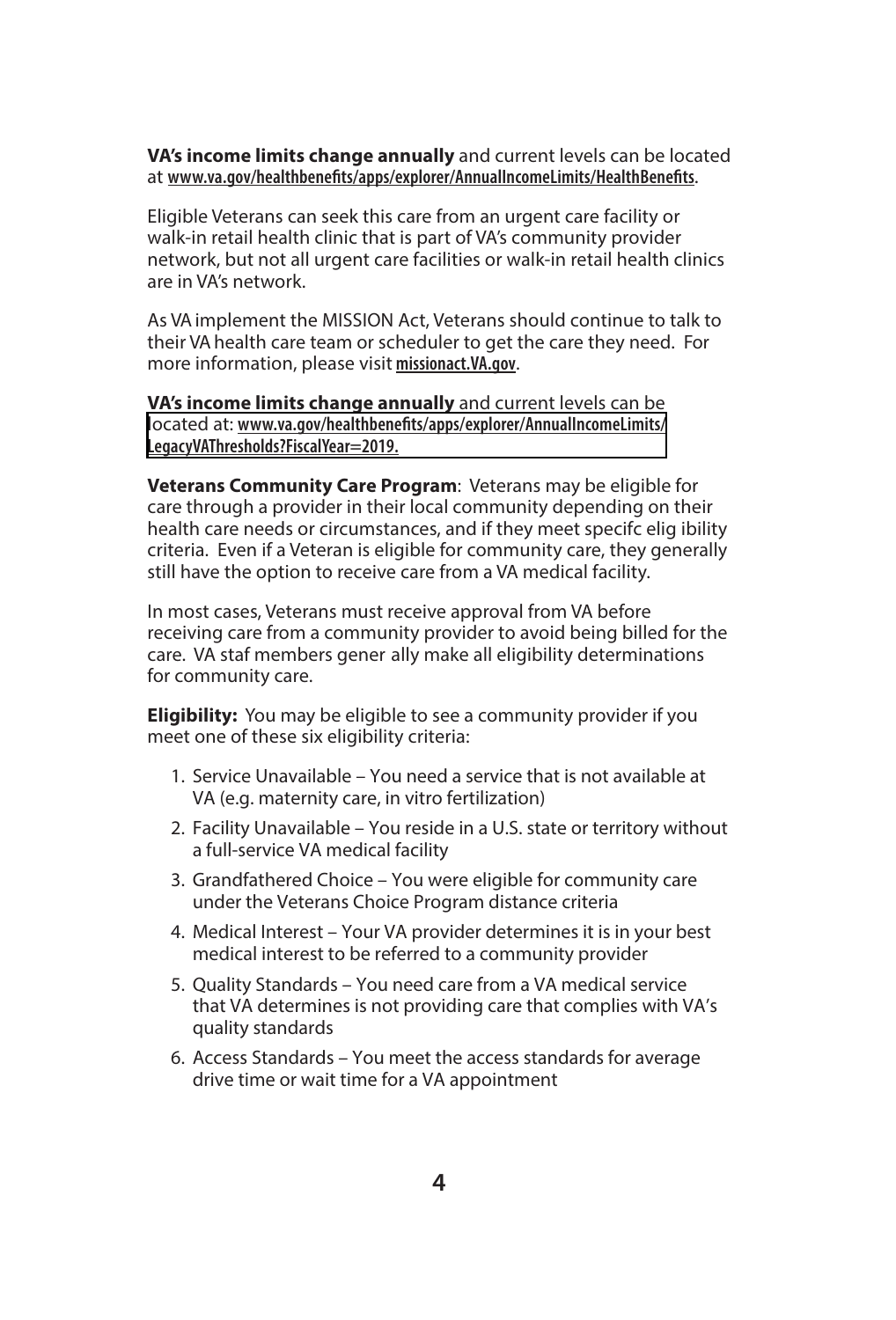**VA's income limits change annually** and current levels can be located at **www.va.gov/healthbenefits/apps/explorer/AnnualIncomeLimits/HealthBenefits**.

Eligible Veterans can seek this care from an urgent care facility or walk-in retail health clinic that is part of VA's community provider network, but not all urgent care facilities or walk-in retail health clinics are in VA's network.

As VA implement the MISSION Act, Veterans should continue to talk to their VA health care team or scheduler to get the care they need. For more information, please visit **missionact.VA.gov**.

**VA's income limits change annually** and current levels can be located at: **www.va.gov/healthbenefits/apps/explorer/AnnualIncomeLimits/LegacyVAThresholds?FiscalYear=2019.**

**Veterans Community Care Program**: Veterans may be eligible for care through a provider in their local community depending on their health care needs or circumstances, and if they meet specifc elig ibility criteria. Even if a Veteran is eligible for community care, they generally still have the option to receive care from a VA medical facility.

In most cases, Veterans must receive approval from VA before receiving care from a community provider to avoid being billed for the care. VA staf members gener ally make all eligibility determinations for community care.

**Eligibility:** You may be eligible to see a community provider if you meet one of these six eligibility criteria:

1. Service Unavailable – You need a service that is not available at VA (e.g. maternity care, in vitro fertilization)
2. Facility Unavailable – You reside in a U.S. state or territory without a full-service VA medical facility
3. Grandfathered Choice – You were eligible for community care under the Veterans Choice Program distance criteria
4. Medical Interest – Your VA provider determines it is in your best medical interest to be referred to a community provider
5. Quality Standards – You need care from a VA medical service that VA determines is not providing care that complies with VA's quality standards
6. Access Standards – You meet the access standards for average drive time or wait time for a VA appointment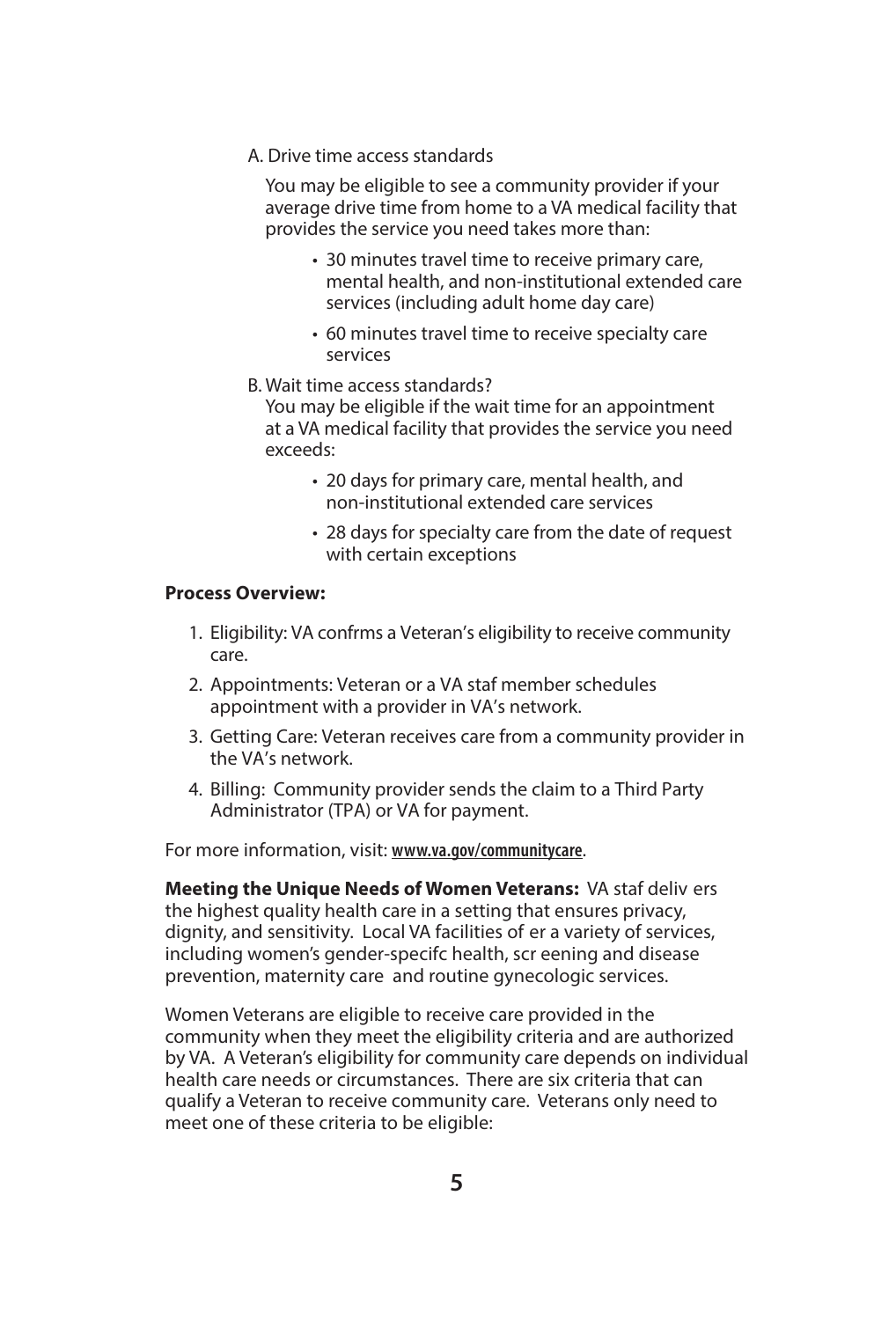A. Drive time access standards

You may be eligible to see a community provider if your average drive time from home to a VA medical facility that provides the service you need takes more than:

- 30 minutes travel time to receive primary care, mental health, and non-institutional extended care services (including adult home day care)
- 60 minutes travel time to receive specialty care services

B. Wait time access standards?
You may be eligible if the wait time for an appointment at a VA medical facility that provides the service you need exceeds:

- 20 days for primary care, mental health, and non-institutional extended care services
- 28 days for specialty care from the date of request with certain exceptions

**Process Overview:**

1. Eligibility: VA confrms a Veteran's eligibility to receive community care.
2. Appointments: Veteran or a VA staf member schedules appointment with a provider in VA's network.
3. Getting Care: Veteran receives care from a community provider in the VA's network.
4. Billing: Community provider sends the claim to a Third Party Administrator (TPA) or VA for payment.

For more information, visit: **www.va.gov/communitycare**.

**Meeting the Unique Needs of Women Veterans:** VA staf deliv ers the highest quality health care in a setting that ensures privacy, dignity, and sensitivity. Local VA facilities of er a variety of services, including women's gender-specifc health, scr eening and disease prevention, maternity care and routine gynecologic services.

Women Veterans are eligible to receive care provided in the community when they meet the eligibility criteria and are authorized by VA. A Veteran's eligibility for community care depends on individual health care needs or circumstances. There are six criteria that can qualify a Veteran to receive community care. Veterans only need to meet one of these criteria to be eligible: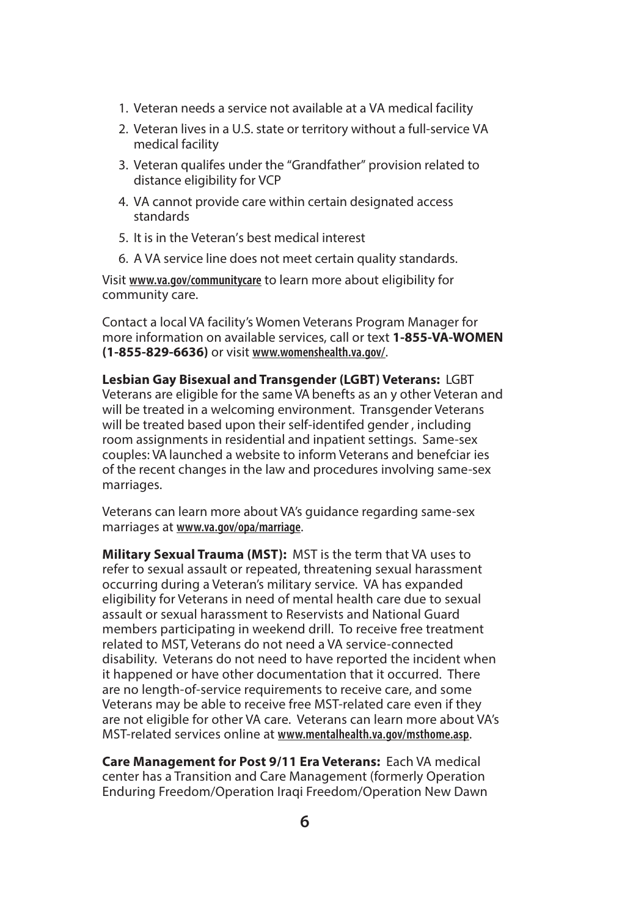1. Veteran needs a service not available at a VA medical facility
2. Veteran lives in a U.S. state or territory without a full-service VA medical facility
3. Veteran qualifes under the "Grandfather" provision related to distance eligibility for VCP
4. VA cannot provide care within certain designated access standards
5. It is in the Veteran's best medical interest
6. A VA service line does not meet certain quality standards.

Visit **www.va.gov/communitycare** to learn more about eligibility for community care.

Contact a local VA facility's Women Veterans Program Manager for more information on available services, call or text **1-855-VA-WOMEN (1-855-829-6636)** or visit **www.womenshealth.va.gov/**.

**Lesbian Gay Bisexual and Transgender (LGBT) Veterans:** LGBT Veterans are eligible for the same VA benefts as an y other Veteran and will be treated in a welcoming environment. Transgender Veterans will be treated based upon their self-identifed gender , including room assignments in residential and inpatient settings. Same-sex couples: VA launched a website to inform Veterans and benefciar ies of the recent changes in the law and procedures involving same-sex marriages.

Veterans can learn more about VA's guidance regarding same-sex marriages at **www.va.gov/opa/marriage**.

**Military Sexual Trauma (MST):** MST is the term that VA uses to refer to sexual assault or repeated, threatening sexual harassment occurring during a Veteran's military service. VA has expanded eligibility for Veterans in need of mental health care due to sexual assault or sexual harassment to Reservists and National Guard members participating in weekend drill. To receive free treatment related to MST, Veterans do not need a VA service-connected disability. Veterans do not need to have reported the incident when it happened or have other documentation that it occurred. There are no length-of-service requirements to receive care, and some Veterans may be able to receive free MST-related care even if they are not eligible for other VA care. Veterans can learn more about VA's MST-related services online at **www.mentalhealth.va.gov/msthome.asp**.

**Care Management for Post 9/11 Era Veterans:** Each VA medical center has a Transition and Care Management (formerly Operation Enduring Freedom/Operation Iraqi Freedom/Operation New Dawn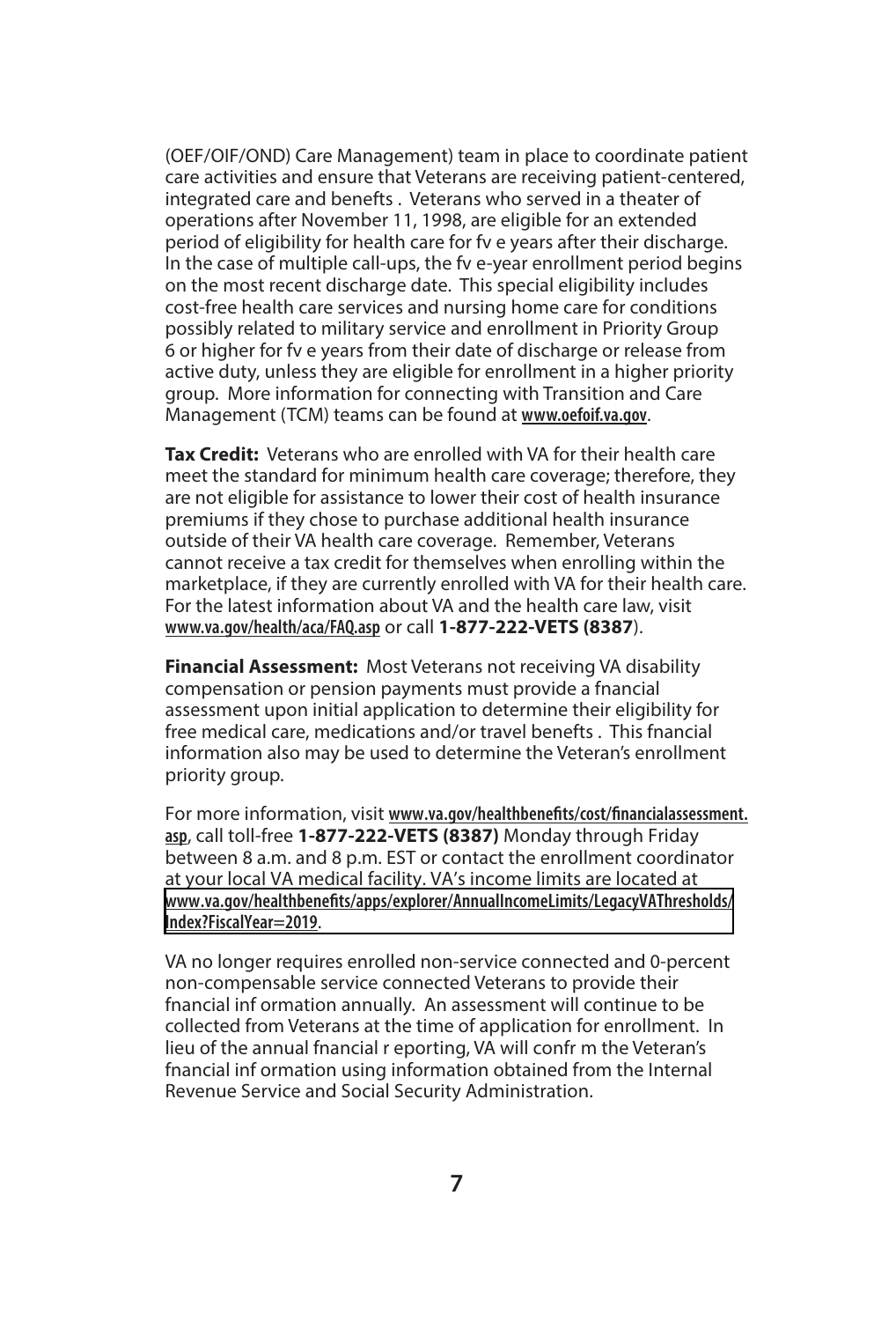(OEF/OIF/OND) Care Management) team in place to coordinate patient care activities and ensure that Veterans are receiving patient-centered, integrated care and benefits . Veterans who served in a theater of operations after November 11, 1998, are eligible for an extended period of eligibility for health care for fv e years after their discharge. In the case of multiple call-ups, the fv e-year enrollment period begins on the most recent discharge date. This special eligibility includes cost-free health care services and nursing home care for conditions possibly related to military service and enrollment in Priority Group 6 or higher for fv e years from their date of discharge or release from active duty, unless they are eligible for enrollment in a higher priority group. More information for connecting with Transition and Care Management (TCM) teams can be found at **www.oefoif.va.gov**.

**Tax Credit:** Veterans who are enrolled with VA for their health care meet the standard for minimum health care coverage; therefore, they are not eligible for assistance to lower their cost of health insurance premiums if they chose to purchase additional health insurance outside of their VA health care coverage. Remember, Veterans cannot receive a tax credit for themselves when enrolling within the marketplace, if they are currently enrolled with VA for their health care. For the latest information about VA and the health care law, visit **www.va.gov/health/aca/FAQ.asp** or call **1-877-222-VETS (8387**).

**Financial Assessment:** Most Veterans not receiving VA disability compensation or pension payments must provide a fnancial assessment upon initial application to determine their eligibility for free medical care, medications and/or travel benefits . This fnancial information also may be used to determine the Veteran's enrollment priority group.

For more information, visit **www.va.gov/healthbenefits/cost/financialassessment.asp**, call toll-free **1-877-222-VETS (8387)** Monday through Friday between 8 a.m. and 8 p.m. EST or contact the enrollment coordinator at your local VA medical facility. VA's income limits are located at **www.va.gov/healthbenefits/apps/explorer/AnnualIncomeLimits/LegacyVAThresholds/Index?FiscalYear=2019**.

VA no longer requires enrolled non-service connected and 0-percent non-compensable service connected Veterans to provide their fnancial inf ormation annually. An assessment will continue to be collected from Veterans at the time of application for enrollment. In lieu of the annual fnancial r eporting, VA will confr m the Veteran's fnancial inf ormation using information obtained from the Internal Revenue Service and Social Security Administration.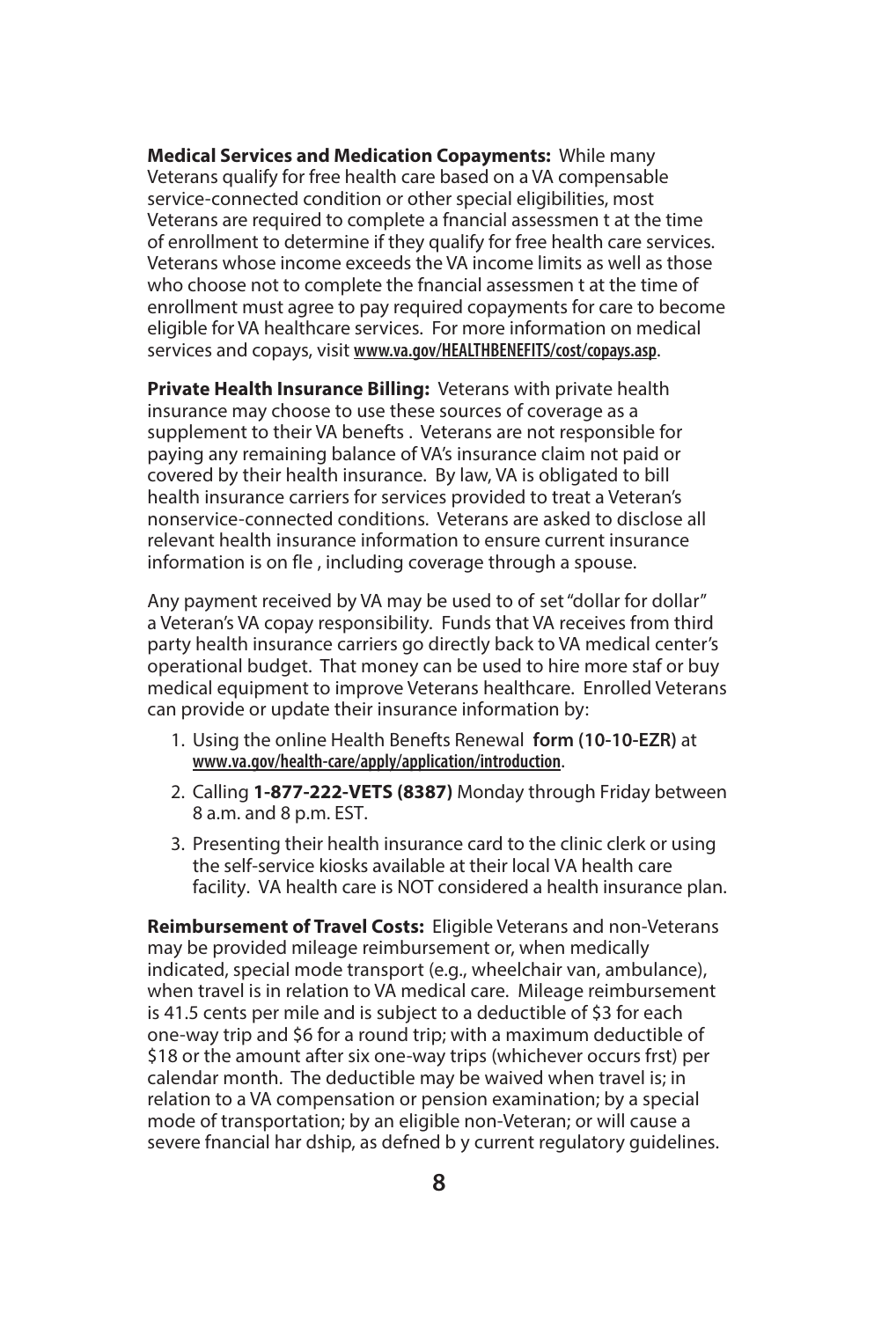**Medical Services and Medication Copayments:** While many Veterans qualify for free health care based on a VA compensable service-connected condition or other special eligibilities, most Veterans are required to complete a fnancial assessmen t at the time of enrollment to determine if they qualify for free health care services. Veterans whose income exceeds the VA income limits as well as those who choose not to complete the fnancial assessmen t at the time of enrollment must agree to pay required copayments for care to become eligible for VA healthcare services. For more information on medical services and copays, visit **www.va.gov/HEALTHBENEFITS/cost/copays.asp**.

**Private Health Insurance Billing:** Veterans with private health insurance may choose to use these sources of coverage as a supplement to their VA benefts . Veterans are not responsible for paying any remaining balance of VA's insurance claim not paid or covered by their health insurance. By law, VA is obligated to bill health insurance carriers for services provided to treat a Veteran's nonservice-connected conditions. Veterans are asked to disclose all relevant health insurance information to ensure current insurance information is on fle , including coverage through a spouse.

Any payment received by VA may be used to of set "dollar for dollar" a Veteran's VA copay responsibility. Funds that VA receives from third party health insurance carriers go directly back to VA medical center's operational budget. That money can be used to hire more staf or buy medical equipment to improve Veterans healthcare. Enrolled Veterans can provide or update their insurance information by:

1. Using the online Health Benefts Renewal **form (10-10-EZR)** at **www.va.gov/health-care/apply/application/introduction**.
2. Calling **1-877-222-VETS (8387)** Monday through Friday between 8 a.m. and 8 p.m. EST.
3. Presenting their health insurance card to the clinic clerk or using the self-service kiosks available at their local VA health care facility. VA health care is NOT considered a health insurance plan.

**Reimbursement of Travel Costs:** Eligible Veterans and non-Veterans may be provided mileage reimbursement or, when medically indicated, special mode transport (e.g., wheelchair van, ambulance), when travel is in relation to VA medical care. Mileage reimbursement is 41.5 cents per mile and is subject to a deductible of $3 for each one-way trip and $6 for a round trip; with a maximum deductible of $18 or the amount after six one-way trips (whichever occurs frst) per calendar month. The deductible may be waived when travel is; in relation to a VA compensation or pension examination; by a special mode of transportation; by an eligible non-Veteran; or will cause a severe fnancial har dship, as defned b y current regulatory guidelines.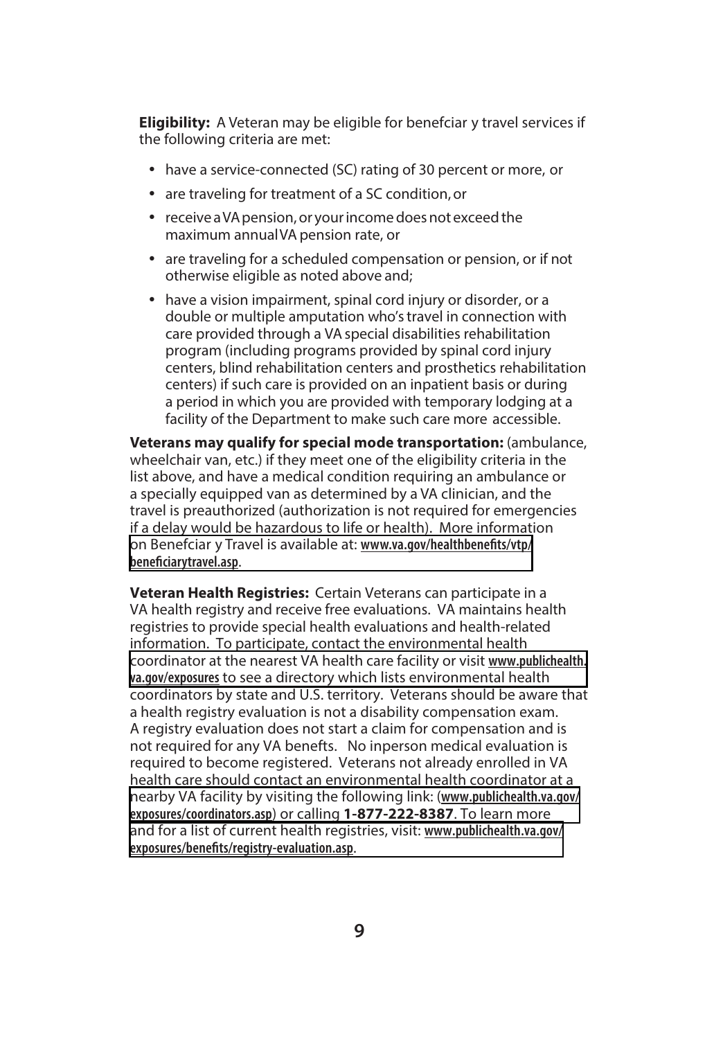**Eligibility:** A Veteran may be eligible for benefciar y travel services if the following criteria are met:

- have a service-connected (SC) rating of 30 percent or more, or
- are traveling for treatment of a SC condition, or
- receive a VA pension, or your income does not exceed the maximum annual VA pension rate, or
- are traveling for a scheduled compensation or pension, or if not otherwise eligible as noted above and;
- have a vision impairment, spinal cord injury or disorder, or a double or multiple amputation who's travel in connection with care provided through a VA special disabilities rehabilitation program (including programs provided by spinal cord injury centers, blind rehabilitation centers and prosthetics rehabilitation centers) if such care is provided on an inpatient basis or during a period in which you are provided with temporary lodging at a facility of the Department to make such care more accessible.

**Veterans may qualify for special mode transportation:** (ambulance, wheelchair van, etc.) if they meet one of the eligibility criteria in the list above, and have a medical condition requiring an ambulance or a specially equipped van as determined by a VA clinician, and the travel is preauthorized (authorization is not required for emergencies if a delay would be hazardous to life or health). More information on Benefciar y Travel is available at: **www.va.gov/healthbenefits/vtp/beneficiarytravel.asp**.

**Veteran Health Registries:** Certain Veterans can participate in a VA health registry and receive free evaluations. VA maintains health registries to provide special health evaluations and health-related information. To participate, contact the environmental health coordinator at the nearest VA health care facility or visit **www.publichealth.va.gov/exposures** to see a directory which lists environmental health coordinators by state and U.S. territory. Veterans should be aware that a health registry evaluation is not a disability compensation exam. A registry evaluation does not start a claim for compensation and is not required for any VA benefts. No inperson medical evaluation is required to become registered. Veterans not already enrolled in VA health care should contact an environmental health coordinator at a nearby VA facility by visiting the following link: (**www.publichealth.va.gov/exposures/coordinators.asp**) or calling **1-877-222-8387**. To learn more and for a list of current health registries, visit: **www.publichealth.va.gov/exposures/benefits/registry-evaluation.asp**.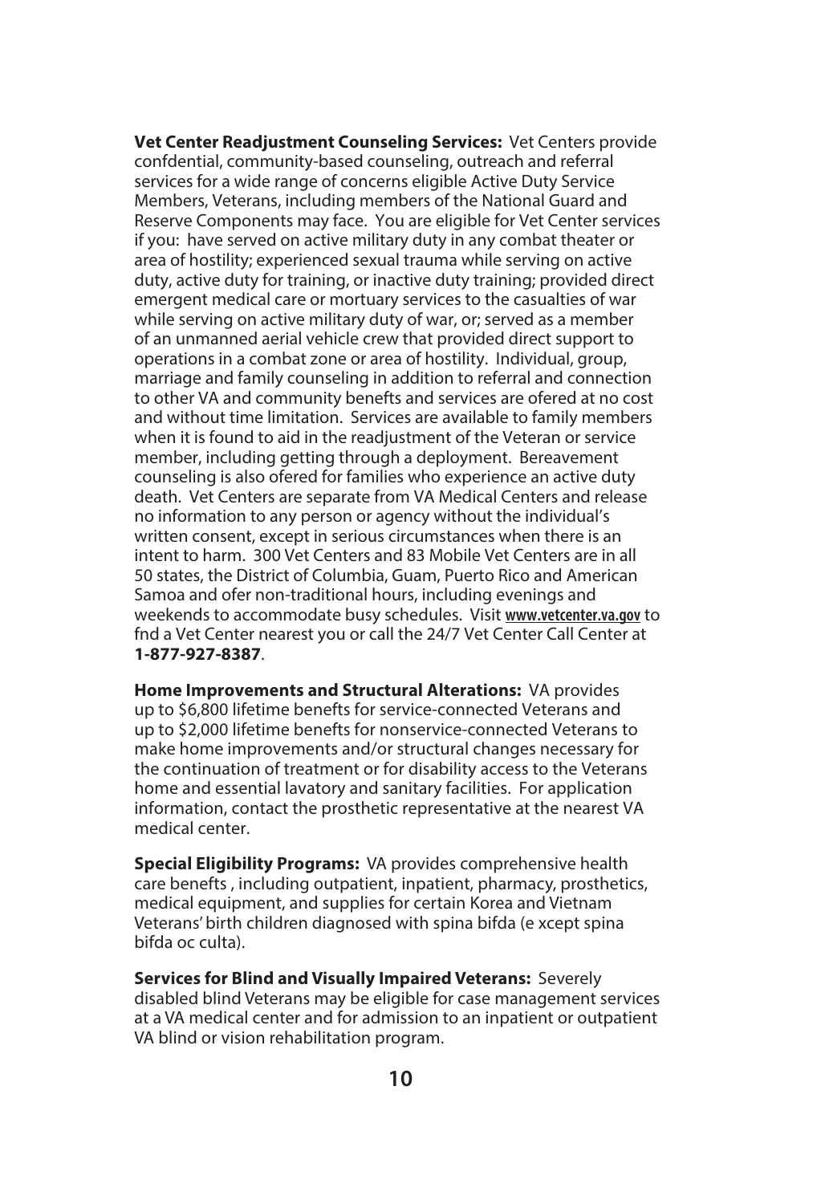**Vet Center Readjustment Counseling Services:** Vet Centers provide confdential, community-based counseling, outreach and referral services for a wide range of concerns eligible Active Duty Service Members, Veterans, including members of the National Guard and Reserve Components may face. You are eligible for Vet Center services if you: have served on active military duty in any combat theater or area of hostility; experienced sexual trauma while serving on active duty, active duty for training, or inactive duty training; provided direct emergent medical care or mortuary services to the casualties of war while serving on active military duty of war, or; served as a member of an unmanned aerial vehicle crew that provided direct support to operations in a combat zone or area of hostility. Individual, group, marriage and family counseling in addition to referral and connection to other VA and community benefts and services are ofered at no cost and without time limitation. Services are available to family members when it is found to aid in the readjustment of the Veteran or service member, including getting through a deployment. Bereavement counseling is also ofered for families who experience an active duty death. Vet Centers are separate from VA Medical Centers and release no information to any person or agency without the individual's written consent, except in serious circumstances when there is an intent to harm. 300 Vet Centers and 83 Mobile Vet Centers are in all 50 states, the District of Columbia, Guam, Puerto Rico and American Samoa and ofer non-traditional hours, including evenings and weekends to accommodate busy schedules. Visit **www.vetcenter.va.gov** to fnd a Vet Center nearest you or call the 24/7 Vet Center Call Center at **1-877-927-8387**.

**Home Improvements and Structural Alterations:** VA provides up to $6,800 lifetime benefts for service-connected Veterans and up to $2,000 lifetime benefts for nonservice-connected Veterans to make home improvements and/or structural changes necessary for the continuation of treatment or for disability access to the Veterans home and essential lavatory and sanitary facilities. For application information, contact the prosthetic representative at the nearest VA medical center.

**Special Eligibility Programs:** VA provides comprehensive health care benefts , including outpatient, inpatient, pharmacy, prosthetics, medical equipment, and supplies for certain Korea and Vietnam Veterans' birth children diagnosed with spina bifda (e xcept spina bifda oc culta).

**Services for Blind and Visually Impaired Veterans:** Severely disabled blind Veterans may be eligible for case management services at a VA medical center and for admission to an inpatient or outpatient VA blind or vision rehabilitation program.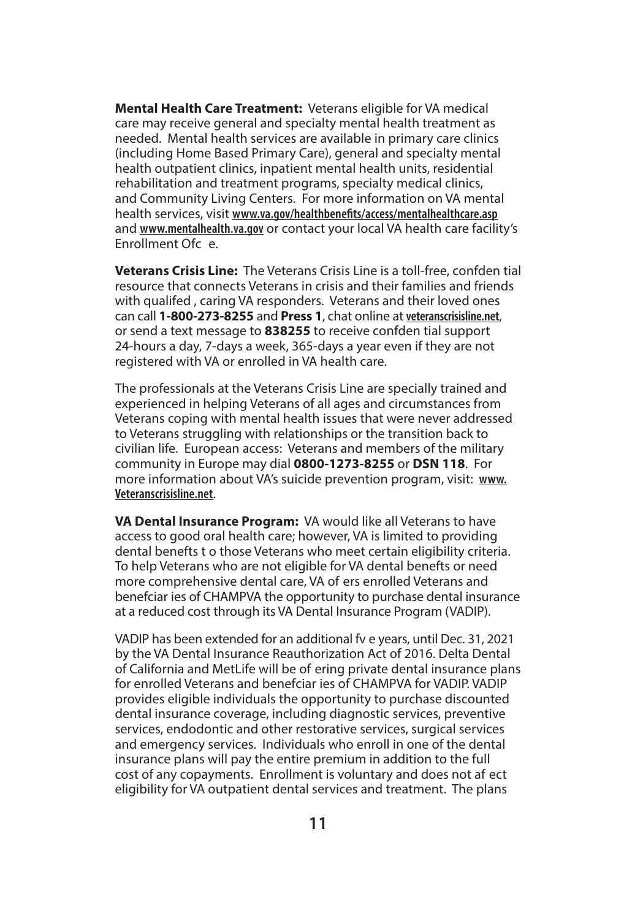**Mental Health Care Treatment:** Veterans eligible for VA medical care may receive general and specialty mental health treatment as needed. Mental health services are available in primary care clinics (including Home Based Primary Care), general and specialty mental health outpatient clinics, inpatient mental health units, residential rehabilitation and treatment programs, specialty medical clinics, and Community Living Centers. For more information on VA mental health services, visit **www.va.gov/healthbenefits/access/mentalhealthcare.asp** and **www.mentalhealth.va.gov** or contact your local VA health care facility's Enrollment Ofc e.

**Veterans Crisis Line:** The Veterans Crisis Line is a toll-free, confden tial resource that connects Veterans in crisis and their families and friends with qualifed , caring VA responders. Veterans and their loved ones can call **1-800-273-8255** and **Press 1**, chat online at **veteranscrisisline.net**, or send a text message to **838255** to receive confden tial support 24-hours a day, 7-days a week, 365-days a year even if they are not registered with VA or enrolled in VA health care.

The professionals at the Veterans Crisis Line are specially trained and experienced in helping Veterans of all ages and circumstances from Veterans coping with mental health issues that were never addressed to Veterans struggling with relationships or the transition back to civilian life. European access: Veterans and members of the military community in Europe may dial **0800-1273-8255** or **DSN 118**. For more information about VA's suicide prevention program, visit: **www.Veteranscrisisline.net**.

**VA Dental Insurance Program:** VA would like all Veterans to have access to good oral health care; however, VA is limited to providing dental benefts t o those Veterans who meet certain eligibility criteria. To help Veterans who are not eligible for VA dental benefts or need more comprehensive dental care, VA of ers enrolled Veterans and benefciar ies of CHAMPVA the opportunity to purchase dental insurance at a reduced cost through its VA Dental Insurance Program (VADIP).

VADIP has been extended for an additional fv e years, until Dec. 31, 2021 by the VA Dental Insurance Reauthorization Act of 2016. Delta Dental of California and MetLife will be of ering private dental insurance plans for enrolled Veterans and benefciar ies of CHAMPVA for VADIP. VADIP provides eligible individuals the opportunity to purchase discounted dental insurance coverage, including diagnostic services, preventive services, endodontic and other restorative services, surgical services and emergency services. Individuals who enroll in one of the dental insurance plans will pay the entire premium in addition to the full cost of any copayments. Enrollment is voluntary and does not af ect eligibility for VA outpatient dental services and treatment. The plans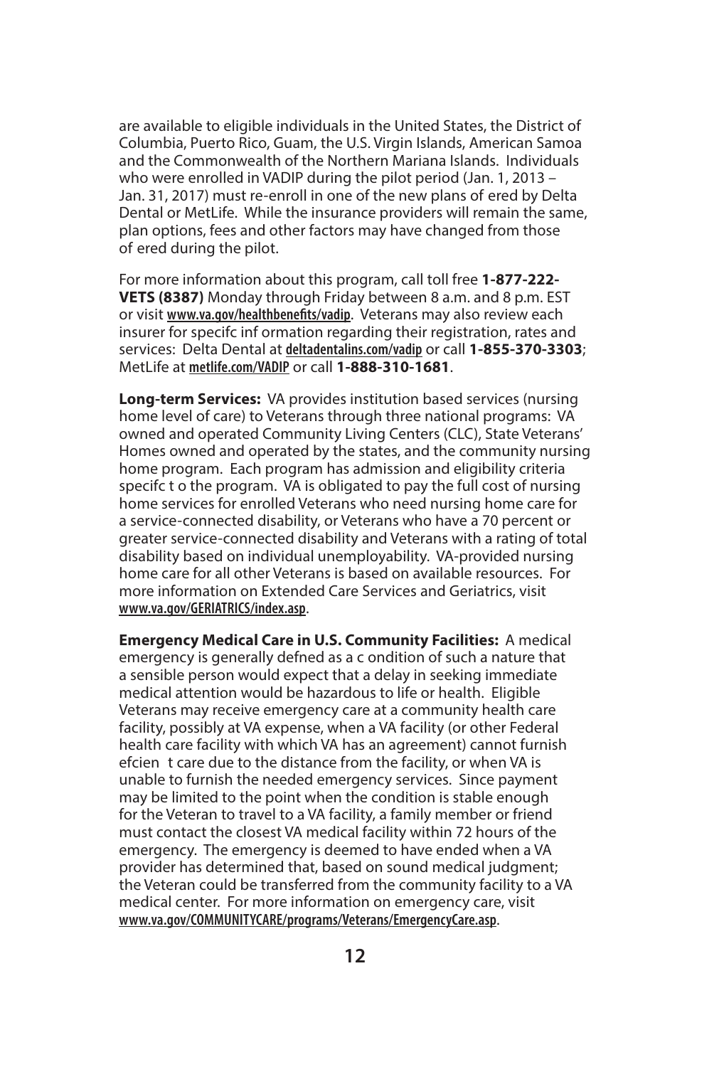are available to eligible individuals in the United States, the District of Columbia, Puerto Rico, Guam, the U.S. Virgin Islands, American Samoa and the Commonwealth of the Northern Mariana Islands. Individuals who were enrolled in VADIP during the pilot period (Jan. 1, 2013 – Jan. 31, 2017) must re-enroll in one of the new plans of ered by Delta Dental or MetLife. While the insurance providers will remain the same, plan options, fees and other factors may have changed from those of ered during the pilot.

For more information about this program, call toll free **1-877-222-VETS (8387)** Monday through Friday between 8 a.m. and 8 p.m. EST or visit www.va.gov/healthbenefits/vadip. Veterans may also review each insurer for specifc inf ormation regarding their registration, rates and services: Delta Dental at deltadentalins.com/vadip or call **1-855-370-3303**; MetLife at metlife.com/VADIP or call **1-888-310-1681**.

**Long-term Services:** VA provides institution based services (nursing home level of care) to Veterans through three national programs: VA owned and operated Community Living Centers (CLC), State Veterans' Homes owned and operated by the states, and the community nursing home program. Each program has admission and eligibility criteria specifc t o the program. VA is obligated to pay the full cost of nursing home services for enrolled Veterans who need nursing home care for a service-connected disability, or Veterans who have a 70 percent or greater service-connected disability and Veterans with a rating of total disability based on individual unemployability. VA-provided nursing home care for all other Veterans is based on available resources. For more information on Extended Care Services and Geriatrics, visit www.va.gov/GERIATRICS/index.asp.

**Emergency Medical Care in U.S. Community Facilities:** A medical emergency is generally defned as a c ondition of such a nature that a sensible person would expect that a delay in seeking immediate medical attention would be hazardous to life or health. Eligible Veterans may receive emergency care at a community health care facility, possibly at VA expense, when a VA facility (or other Federal health care facility with which VA has an agreement) cannot furnish efcien t care due to the distance from the facility, or when VA is unable to furnish the needed emergency services. Since payment may be limited to the point when the condition is stable enough for the Veteran to travel to a VA facility, a family member or friend must contact the closest VA medical facility within 72 hours of the emergency. The emergency is deemed to have ended when a VA provider has determined that, based on sound medical judgment; the Veteran could be transferred from the community facility to a VA medical center. For more information on emergency care, visit www.va.gov/COMMUNITYCARE/programs/Veterans/EmergencyCare.asp.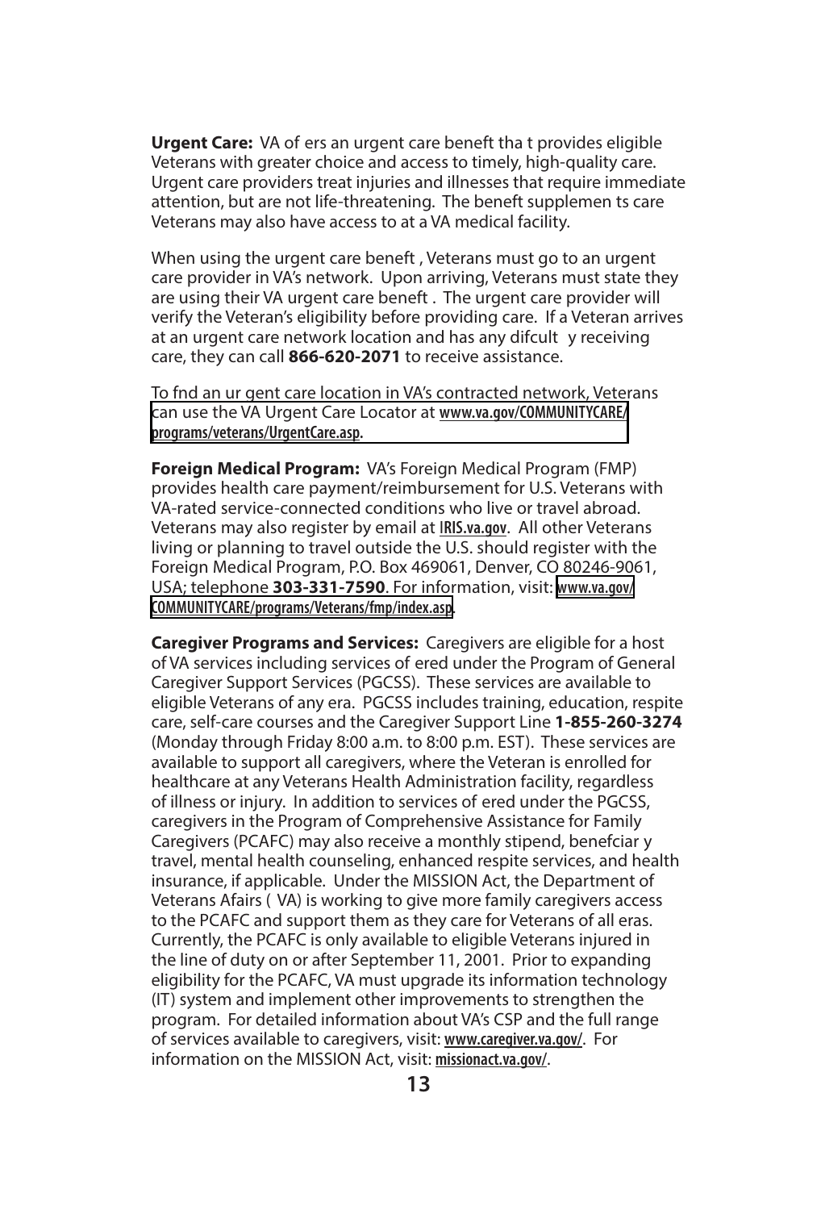**Urgent Care:** VA of ers an urgent care beneft tha t provides eligible Veterans with greater choice and access to timely, high-quality care. Urgent care providers treat injuries and illnesses that require immediate attention, but are not life-threatening. The beneft supplemen ts care Veterans may also have access to at a VA medical facility.

When using the urgent care beneft , Veterans must go to an urgent care provider in VA's network. Upon arriving, Veterans must state they are using their VA urgent care beneft . The urgent care provider will verify the Veteran's eligibility before providing care. If a Veteran arrives at an urgent care network location and has any difcult y receiving care, they can call **866-620-2071** to receive assistance.

To fnd an ur gent care location in VA's contracted network, Veterans can use the VA Urgent Care Locator at **www.va.gov/COMMUNITYCARE/programs/veterans/UrgentCare.asp.**

**Foreign Medical Program:** VA's Foreign Medical Program (FMP) provides health care payment/reimbursement for U.S. Veterans with VA-rated service-connected conditions who live or travel abroad. Veterans may also register by email at **IRIS.va.gov**. All other Veterans living or planning to travel outside the U.S. should register with the Foreign Medical Program, P.O. Box 469061, Denver, CO 80246-9061, USA; telephone **303-331-7590**. For information, visit: **www.va.gov/COMMUNITYCARE/programs/Veterans/fmp/index.asp**.

**Caregiver Programs and Services:** Caregivers are eligible for a host of VA services including services of ered under the Program of General Caregiver Support Services (PGCSS). These services are available to eligible Veterans of any era. PGCSS includes training, education, respite care, self-care courses and the Caregiver Support Line **1-855-260-3274** (Monday through Friday 8:00 a.m. to 8:00 p.m. EST). These services are available to support all caregivers, where the Veteran is enrolled for healthcare at any Veterans Health Administration facility, regardless of illness or injury. In addition to services of ered under the PGCSS, caregivers in the Program of Comprehensive Assistance for Family Caregivers (PCAFC) may also receive a monthly stipend, benefciar y travel, mental health counseling, enhanced respite services, and health insurance, if applicable. Under the MISSION Act, the Department of Veterans Afairs ( VA) is working to give more family caregivers access to the PCAFC and support them as they care for Veterans of all eras. Currently, the PCAFC is only available to eligible Veterans injured in the line of duty on or after September 11, 2001. Prior to expanding eligibility for the PCAFC, VA must upgrade its information technology (IT) system and implement other improvements to strengthen the program. For detailed information about VA's CSP and the full range of services available to caregivers, visit: **www.caregiver.va.gov/**. For information on the MISSION Act, visit: **missionact.va.gov/**.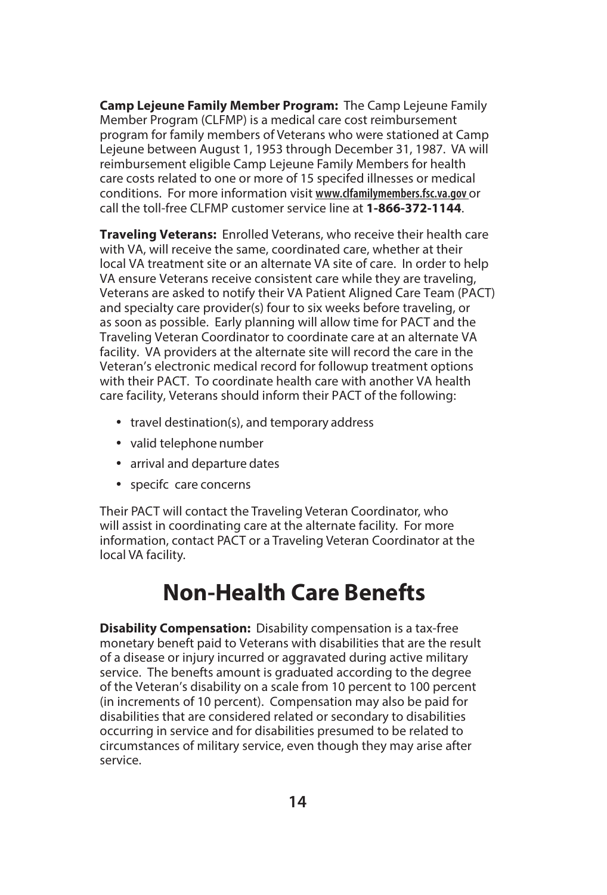**Camp Lejeune Family Member Program:** The Camp Lejeune Family Member Program (CLFMP) is a medical care cost reimbursement program for family members of Veterans who were stationed at Camp Lejeune between August 1, 1953 through December 31, 1987. VA will reimbursement eligible Camp Lejeune Family Members for health care costs related to one or more of 15 specifed illnesses or medical conditions. For more information visit www.clfamilymembers.fsc.va.gov or call the toll-free CLFMP customer service line at **1-866-372-1144**.

**Traveling Veterans:** Enrolled Veterans, who receive their health care with VA, will receive the same, coordinated care, whether at their local VA treatment site or an alternate VA site of care. In order to help VA ensure Veterans receive consistent care while they are traveling, Veterans are asked to notify their VA Patient Aligned Care Team (PACT) and specialty care provider(s) four to six weeks before traveling, or as soon as possible. Early planning will allow time for PACT and the Traveling Veteran Coordinator to coordinate care at an alternate VA facility. VA providers at the alternate site will record the care in the Veteran's electronic medical record for followup treatment options with their PACT. To coordinate health care with another VA health care facility, Veterans should inform their PACT of the following:

- travel destination(s), and temporary address
- valid telephone number
- arrival and departure dates
- specifc care concerns

Their PACT will contact the Traveling Veteran Coordinator, who will assist in coordinating care at the alternate facility. For more information, contact PACT or a Traveling Veteran Coordinator at the local VA facility.

# Non-Health Care Benefts

**Disability Compensation:** Disability compensation is a tax-free monetary beneft paid to Veterans with disabilities that are the result of a disease or injury incurred or aggravated during active military service. The benefts amount is graduated according to the degree of the Veteran's disability on a scale from 10 percent to 100 percent (in increments of 10 percent). Compensation may also be paid for disabilities that are considered related or secondary to disabilities occurring in service and for disabilities presumed to be related to circumstances of military service, even though they may arise after service.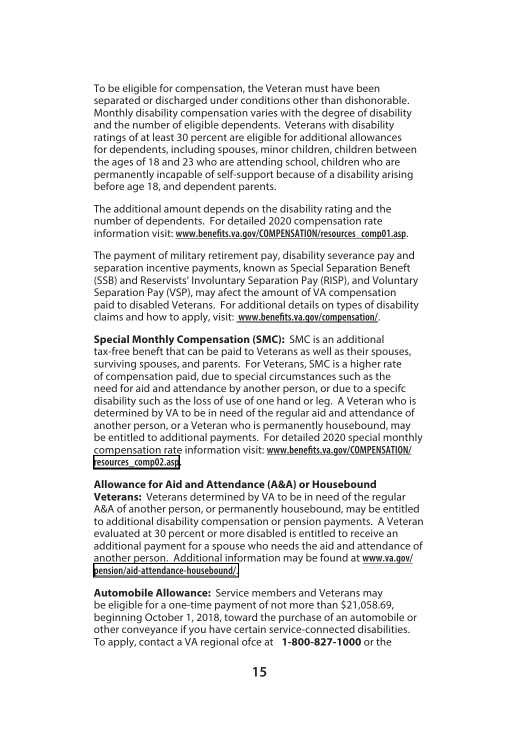To be eligible for compensation, the Veteran must have been separated or discharged under conditions other than dishonorable. Monthly disability compensation varies with the degree of disability and the number of eligible dependents. Veterans with disability ratings of at least 30 percent are eligible for additional allowances for dependents, including spouses, minor children, children between the ages of 18 and 23 who are attending school, children who are permanently incapable of self-support because of a disability arising before age 18, and dependent parents.

The additional amount depends on the disability rating and the number of dependents. For detailed 2020 compensation rate information visit: www.benefits.va.gov/COMPENSATION/resources_comp01.asp.

The payment of military retirement pay, disability severance pay and separation incentive payments, known as Special Separation Benefit (SSB) and Reservists' Involuntary Separation Pay (RISP), and Voluntary Separation Pay (VSP), may affect the amount of VA compensation paid to disabled Veterans. For additional details on types of disability claims and how to apply, visit: www.benefits.va.gov/compensation/.

**Special Monthly Compensation (SMC):** SMC is an additional tax-free benefit that can be paid to Veterans as well as their spouses, surviving spouses, and parents. For Veterans, SMC is a higher rate of compensation paid, due to special circumstances such as the need for aid and attendance by another person, or due to a specific disability such as the loss of use of one hand or leg. A Veteran who is determined by VA to be in need of the regular aid and attendance of another person, or a Veteran who is permanently housebound, may be entitled to additional payments. For detailed 2020 special monthly compensation rate information visit: www.benefits.va.gov/COMPENSATION/resources_comp02.asp.

**Allowance for Aid and Attendance (A&A) or Housebound Veterans:** Veterans determined by VA to be in need of the regular A&A of another person, or permanently housebound, may be entitled to additional disability compensation or pension payments. A Veteran evaluated at 30 percent or more disabled is entitled to receive an additional payment for a spouse who needs the aid and attendance of another person. Additional information may be found at www.va.gov/pension/aid-attendance-housebound/.

**Automobile Allowance:** Service members and Veterans may be eligible for a one-time payment of not more than $21,058.69, beginning October 1, 2018, toward the purchase of an automobile or other conveyance if you have certain service-connected disabilities. To apply, contact a VA regional office at **1-800-827-1000** or the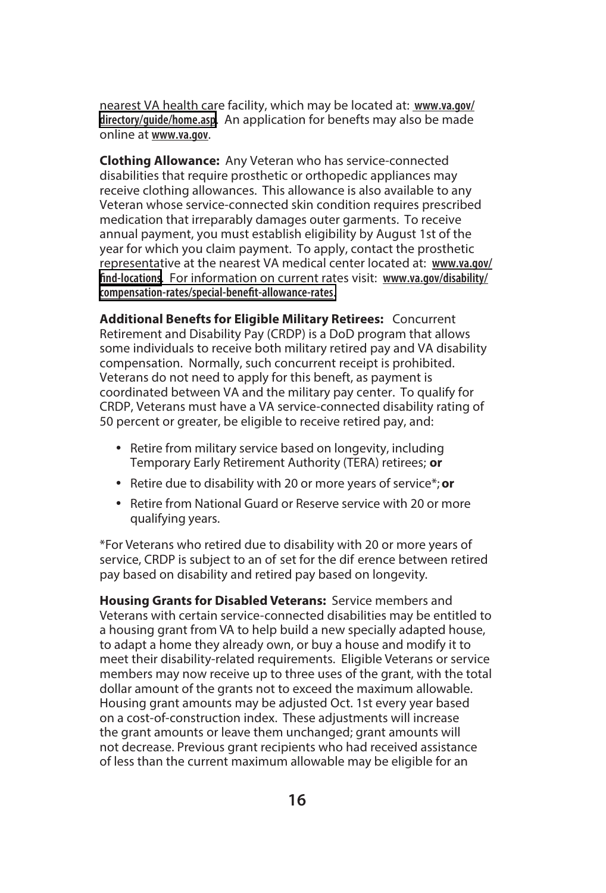nearest VA health care facility, which may be located at: www.va.gov/directory/guide/home.asp. An application for benefts may also be made online at www.va.gov.

**Clothing Allowance:** Any Veteran who has service-connected disabilities that require prosthetic or orthopedic appliances may receive clothing allowances. This allowance is also available to any Veteran whose service-connected skin condition requires prescribed medication that irreparably damages outer garments. To receive annual payment, you must establish eligibility by August 1st of the year for which you claim payment. To apply, contact the prosthetic representative at the nearest VA medical center located at: www.va.gov/find-locations. For information on current rates visit: www.va.gov/disability/compensation-rates/special-benefit-allowance-rates.

**Additional Benefits for Eligible Military Retirees:** Concurrent Retirement and Disability Pay (CRDP) is a DoD program that allows some individuals to receive both military retired pay and VA disability compensation. Normally, such concurrent receipt is prohibited. Veterans do not need to apply for this beneft, as payment is coordinated between VA and the military pay center. To qualify for CRDP, Veterans must have a VA service-connected disability rating of 50 percent or greater, be eligible to receive retired pay, and:

- Retire from military service based on longevity, including Temporary Early Retirement Authority (TERA) retirees; **or**
- Retire due to disability with 20 or more years of service*; **or**
- Retire from National Guard or Reserve service with 20 or more qualifying years.

*For Veterans who retired due to disability with 20 or more years of service, CRDP is subject to an of set for the dif erence between retired pay based on disability and retired pay based on longevity.

**Housing Grants for Disabled Veterans:** Service members and Veterans with certain service-connected disabilities may be entitled to a housing grant from VA to help build a new specially adapted house, to adapt a home they already own, or buy a house and modify it to meet their disability-related requirements. Eligible Veterans or service members may now receive up to three uses of the grant, with the total dollar amount of the grants not to exceed the maximum allowable. Housing grant amounts may be adjusted Oct. 1st every year based on a cost-of-construction index. These adjustments will increase the grant amounts or leave them unchanged; grant amounts will not decrease. Previous grant recipients who had received assistance of less than the current maximum allowable may be eligible for an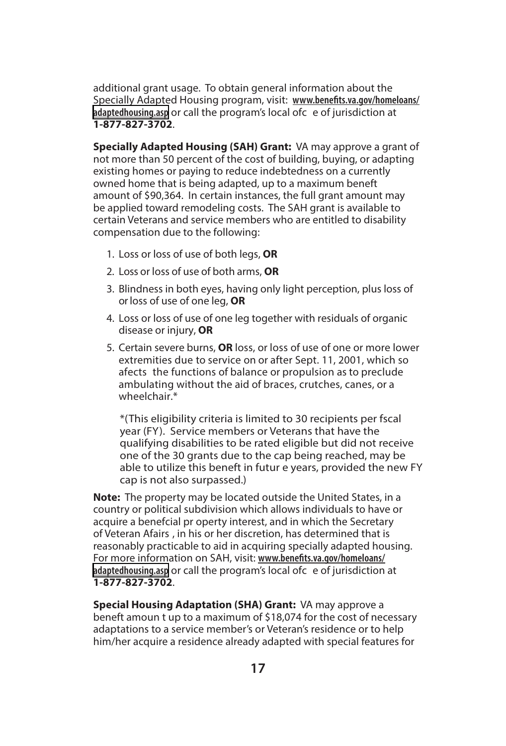additional grant usage. To obtain general information about the Specially Adapted Housing program, visit: **www.benefits.va.gov/homeloans/adaptedhousing.asp** or call the program's local ofc e of jurisdiction at **1-877-827-3702**.

**Specially Adapted Housing (SAH) Grant:** VA may approve a grant of not more than 50 percent of the cost of building, buying, or adapting existing homes or paying to reduce indebtedness on a currently owned home that is being adapted, up to a maximum beneft amount of $90,364. In certain instances, the full grant amount may be applied toward remodeling costs. The SAH grant is available to certain Veterans and service members who are entitled to disability compensation due to the following:

1. Loss or loss of use of both legs, **OR**
2. Loss or loss of use of both arms, **OR**
3. Blindness in both eyes, having only light perception, plus loss of or loss of use of one leg, **OR**
4. Loss or loss of use of one leg together with residuals of organic disease or injury, **OR**
5. Certain severe burns, **OR** loss, or loss of use of one or more lower extremities due to service on or after Sept. 11, 2001, which so afects the functions of balance or propulsion as to preclude ambulating without the aid of braces, crutches, canes, or a wheelchair.*

   *(This eligibility criteria is limited to 30 recipients per fscal year (FY). Service members or Veterans that have the qualifying disabilities to be rated eligible but did not receive one of the 30 grants due to the cap being reached, may be able to utilize this beneft in futur e years, provided the new FY cap is not also surpassed.)

**Note:** The property may be located outside the United States, in a country or political subdivision which allows individuals to have or acquire a benefcial pr operty interest, and in which the Secretary of Veteran Afairs , in his or her discretion, has determined that is reasonably practicable to aid in acquiring specially adapted housing. For more information on SAH, visit: **www.benefits.va.gov/homeloans/adaptedhousing.asp** or call the program's local ofc e of jurisdiction at **1-877-827-3702**.

**Special Housing Adaptation (SHA) Grant:** VA may approve a beneft amoun t up to a maximum of $18,074 for the cost of necessary adaptations to a service member's or Veteran's residence or to help him/her acquire a residence already adapted with special features for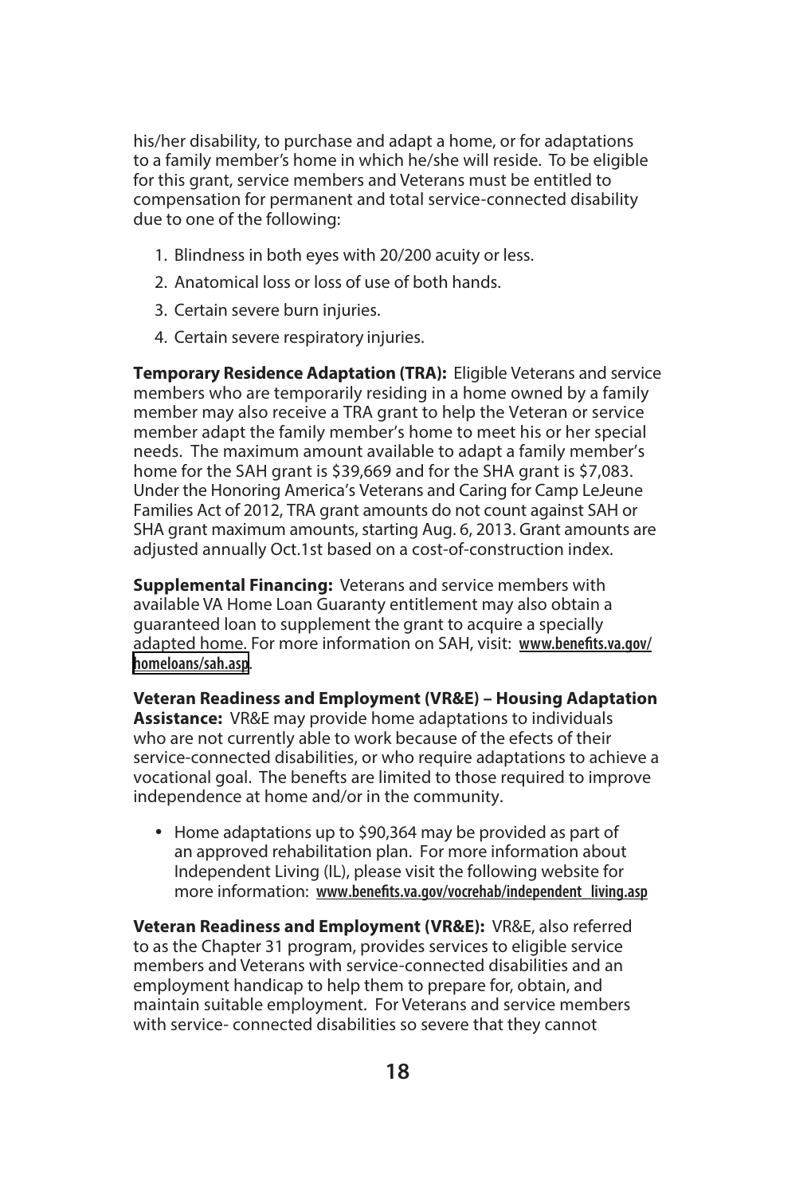his/her disability, to purchase and adapt a home, or for adaptations to a family member's home in which he/she will reside. To be eligible for this grant, service members and Veterans must be entitled to compensation for permanent and total service-connected disability due to one of the following:

1. Blindness in both eyes with 20/200 acuity or less.
2. Anatomical loss or loss of use of both hands.
3. Certain severe burn injuries.
4. Certain severe respiratory injuries.

**Temporary Residence Adaptation (TRA):** Eligible Veterans and service members who are temporarily residing in a home owned by a family member may also receive a TRA grant to help the Veteran or service member adapt the family member's home to meet his or her special needs. The maximum amount available to adapt a family member's home for the SAH grant is $39,669 and for the SHA grant is $7,083. Under the Honoring America's Veterans and Caring for Camp LeJeune Families Act of 2012, TRA grant amounts do not count against SAH or SHA grant maximum amounts, starting Aug. 6, 2013. Grant amounts are adjusted annually Oct.1st based on a cost-of-construction index.

**Supplemental Financing:** Veterans and service members with available VA Home Loan Guaranty entitlement may also obtain a guaranteed loan to supplement the grant to acquire a specially adapted home. For more information on SAH, visit: **www.benefits.va.gov/homeloans/sah.asp**.

**Veteran Readiness and Employment (VR&E) – Housing Adaptation Assistance:** VR&E may provide home adaptations to individuals who are not currently able to work because of the efects of their service-connected disabilities, or who require adaptations to achieve a vocational goal. The benefts are limited to those required to improve independence at home and/or in the community.

- Home adaptations up to $90,364 may be provided as part of an approved rehabilitation plan. For more information about Independent Living (IL), please visit the following website for more information: **www.benefits.va.gov/vocrehab/independent_living.asp**

**Veteran Readiness and Employment (VR&E):** VR&E, also referred to as the Chapter 31 program, provides services to eligible service members and Veterans with service-connected disabilities and an employment handicap to help them to prepare for, obtain, and maintain suitable employment. For Veterans and service members with service- connected disabilities so severe that they cannot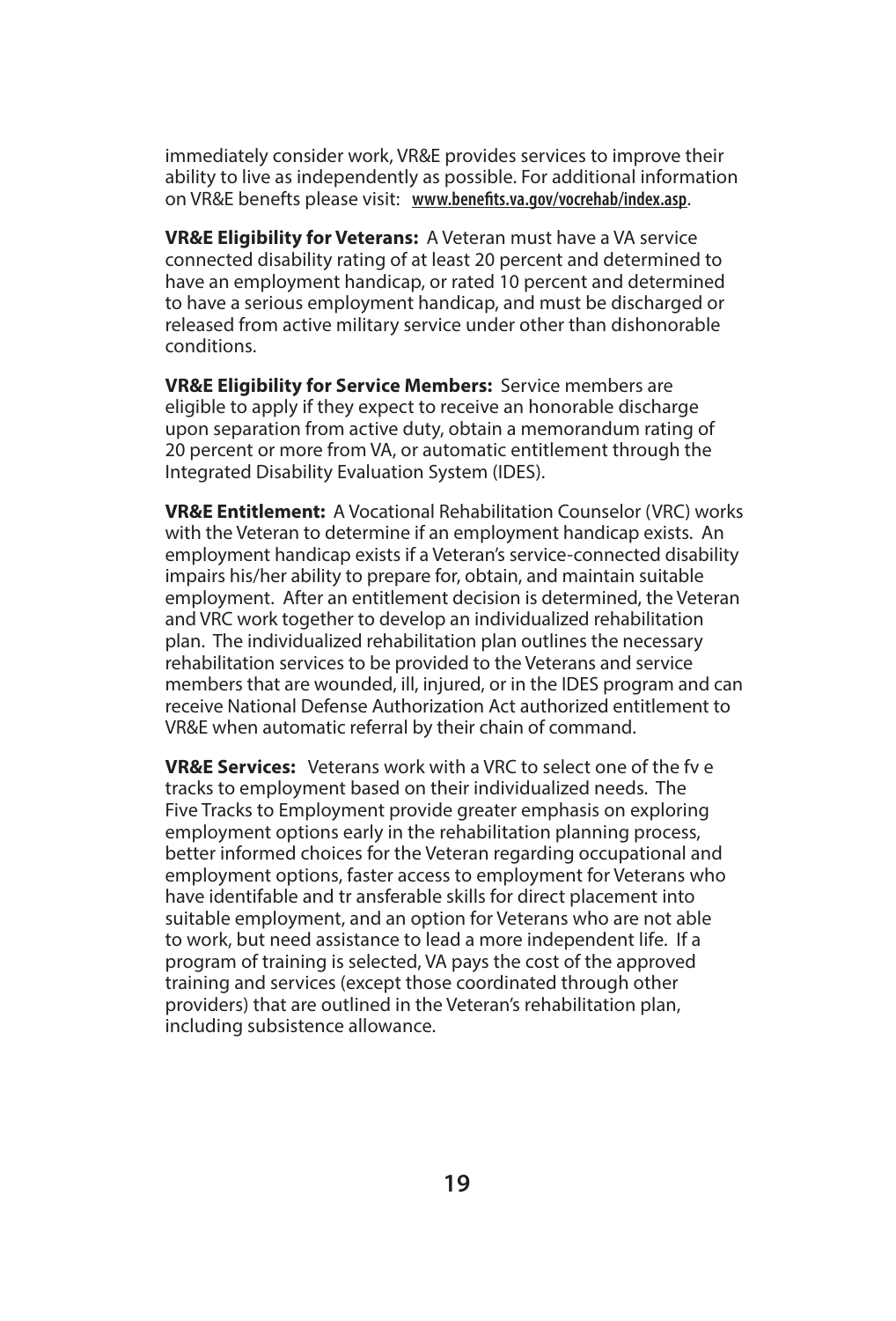immediately consider work, VR&E provides services to improve their ability to live as independently as possible. For additional information on VR&E benefts please visit: **www.benefits.va.gov/vocrehab/index.asp**.

**VR&E Eligibility for Veterans:** A Veteran must have a VA service connected disability rating of at least 20 percent and determined to have an employment handicap, or rated 10 percent and determined to have a serious employment handicap, and must be discharged or released from active military service under other than dishonorable conditions.

**VR&E Eligibility for Service Members:** Service members are eligible to apply if they expect to receive an honorable discharge upon separation from active duty, obtain a memorandum rating of 20 percent or more from VA, or automatic entitlement through the Integrated Disability Evaluation System (IDES).

**VR&E Entitlement:** A Vocational Rehabilitation Counselor (VRC) works with the Veteran to determine if an employment handicap exists. An employment handicap exists if a Veteran's service-connected disability impairs his/her ability to prepare for, obtain, and maintain suitable employment. After an entitlement decision is determined, the Veteran and VRC work together to develop an individualized rehabilitation plan. The individualized rehabilitation plan outlines the necessary rehabilitation services to be provided to the Veterans and service members that are wounded, ill, injured, or in the IDES program and can receive National Defense Authorization Act authorized entitlement to VR&E when automatic referral by their chain of command.

**VR&E Services:** Veterans work with a VRC to select one of the fv e tracks to employment based on their individualized needs. The Five Tracks to Employment provide greater emphasis on exploring employment options early in the rehabilitation planning process, better informed choices for the Veteran regarding occupational and employment options, faster access to employment for Veterans who have identifable and tr ansferable skills for direct placement into suitable employment, and an option for Veterans who are not able to work, but need assistance to lead a more independent life. If a program of training is selected, VA pays the cost of the approved training and services (except those coordinated through other providers) that are outlined in the Veteran's rehabilitation plan, including subsistence allowance.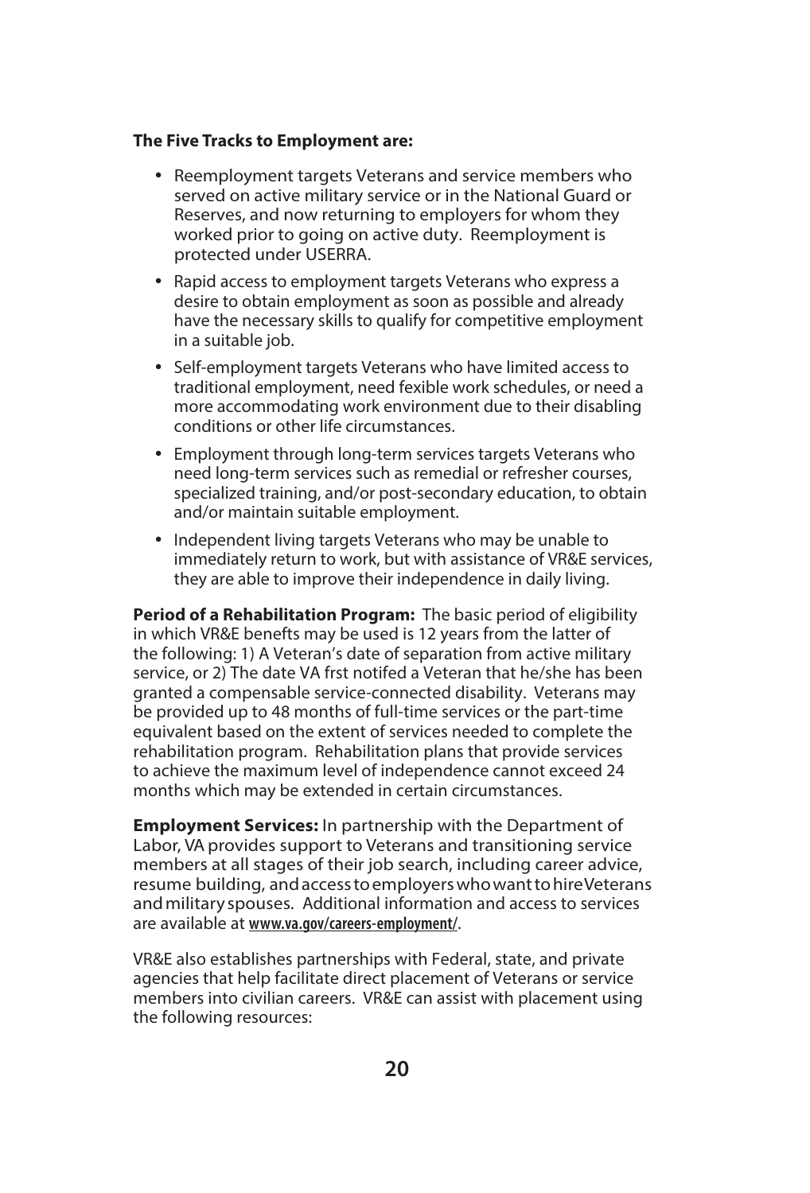**The Five Tracks to Employment are:**

- Reemployment targets Veterans and service members who served on active military service or in the National Guard or Reserves, and now returning to employers for whom they worked prior to going on active duty. Reemployment is protected under USERRA.
- Rapid access to employment targets Veterans who express a desire to obtain employment as soon as possible and already have the necessary skills to qualify for competitive employment in a suitable job.
- Self-employment targets Veterans who have limited access to traditional employment, need fexible work schedules, or need a more accommodating work environment due to their disabling conditions or other life circumstances.
- Employment through long-term services targets Veterans who need long-term services such as remedial or refresher courses, specialized training, and/or post-secondary education, to obtain and/or maintain suitable employment.
- Independent living targets Veterans who may be unable to immediately return to work, but with assistance of VR&E services, they are able to improve their independence in daily living.

**Period of a Rehabilitation Program:** The basic period of eligibility in which VR&E benefts may be used is 12 years from the latter of the following: 1) A Veteran's date of separation from active military service, or 2) The date VA frst notifed a Veteran that he/she has been granted a compensable service-connected disability. Veterans may be provided up to 48 months of full-time services or the part-time equivalent based on the extent of services needed to complete the rehabilitation program. Rehabilitation plans that provide services to achieve the maximum level of independence cannot exceed 24 months which may be extended in certain circumstances.

**Employment Services:** In partnership with the Department of Labor, VA provides support to Veterans and transitioning service members at all stages of their job search, including career advice, resume building, and access to employers who want to hire Veterans and military spouses. Additional information and access to services are available at www.va.gov/careers-employment/.

VR&E also establishes partnerships with Federal, state, and private agencies that help facilitate direct placement of Veterans or service members into civilian careers. VR&E can assist with placement using the following resources: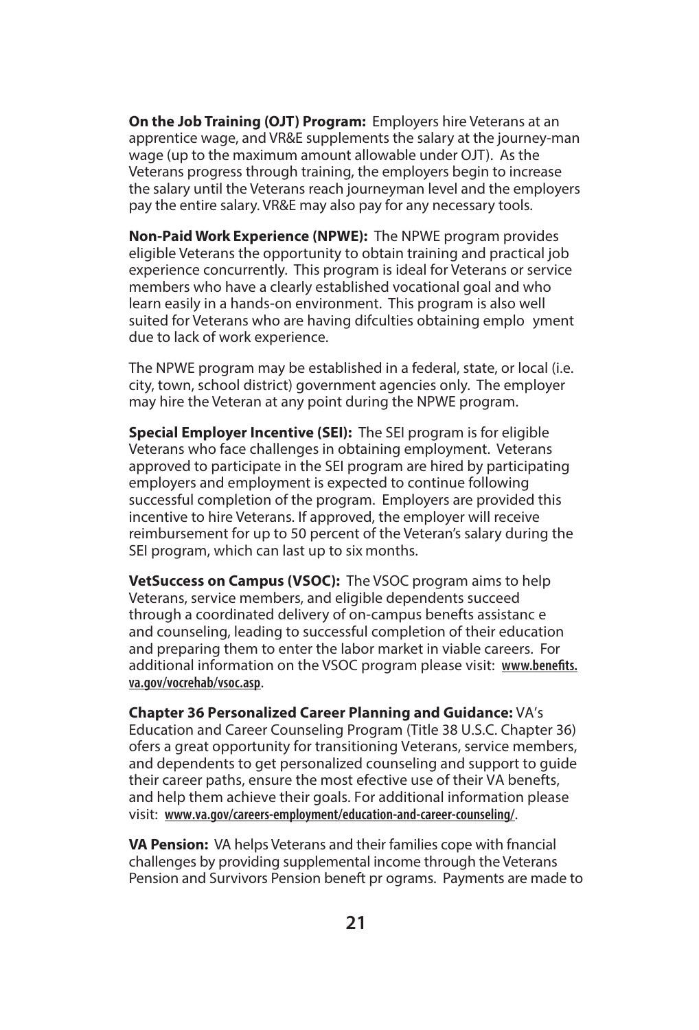**On the Job Training (OJT) Program:** Employers hire Veterans at an apprentice wage, and VR&E supplements the salary at the journey-man wage (up to the maximum amount allowable under OJT). As the Veterans progress through training, the employers begin to increase the salary until the Veterans reach journeyman level and the employers pay the entire salary. VR&E may also pay for any necessary tools.

**Non-Paid Work Experience (NPWE):** The NPWE program provides eligible Veterans the opportunity to obtain training and practical job experience concurrently. This program is ideal for Veterans or service members who have a clearly established vocational goal and who learn easily in a hands-on environment. This program is also well suited for Veterans who are having difculties obtaining emplo yment due to lack of work experience.

The NPWE program may be established in a federal, state, or local (i.e. city, town, school district) government agencies only. The employer may hire the Veteran at any point during the NPWE program.

**Special Employer Incentive (SEI):** The SEI program is for eligible Veterans who face challenges in obtaining employment. Veterans approved to participate in the SEI program are hired by participating employers and employment is expected to continue following successful completion of the program. Employers are provided this incentive to hire Veterans. If approved, the employer will receive reimbursement for up to 50 percent of the Veteran's salary during the SEI program, which can last up to six months.

**VetSuccess on Campus (VSOC):** The VSOC program aims to help Veterans, service members, and eligible dependents succeed through a coordinated delivery of on-campus benefts assistanc e and counseling, leading to successful completion of their education and preparing them to enter the labor market in viable careers. For additional information on the VSOC program please visit: www.benefits.va.gov/vocrehab/vsoc.asp.

**Chapter 36 Personalized Career Planning and Guidance:** VA's Education and Career Counseling Program (Title 38 U.S.C. Chapter 36) ofers a great opportunity for transitioning Veterans, service members, and dependents to get personalized counseling and support to guide their career paths, ensure the most efective use of their VA benefts, and help them achieve their goals. For additional information please visit: www.va.gov/careers-employment/education-and-career-counseling/.

**VA Pension:** VA helps Veterans and their families cope with fnancial challenges by providing supplemental income through the Veterans Pension and Survivors Pension beneft pr ograms. Payments are made to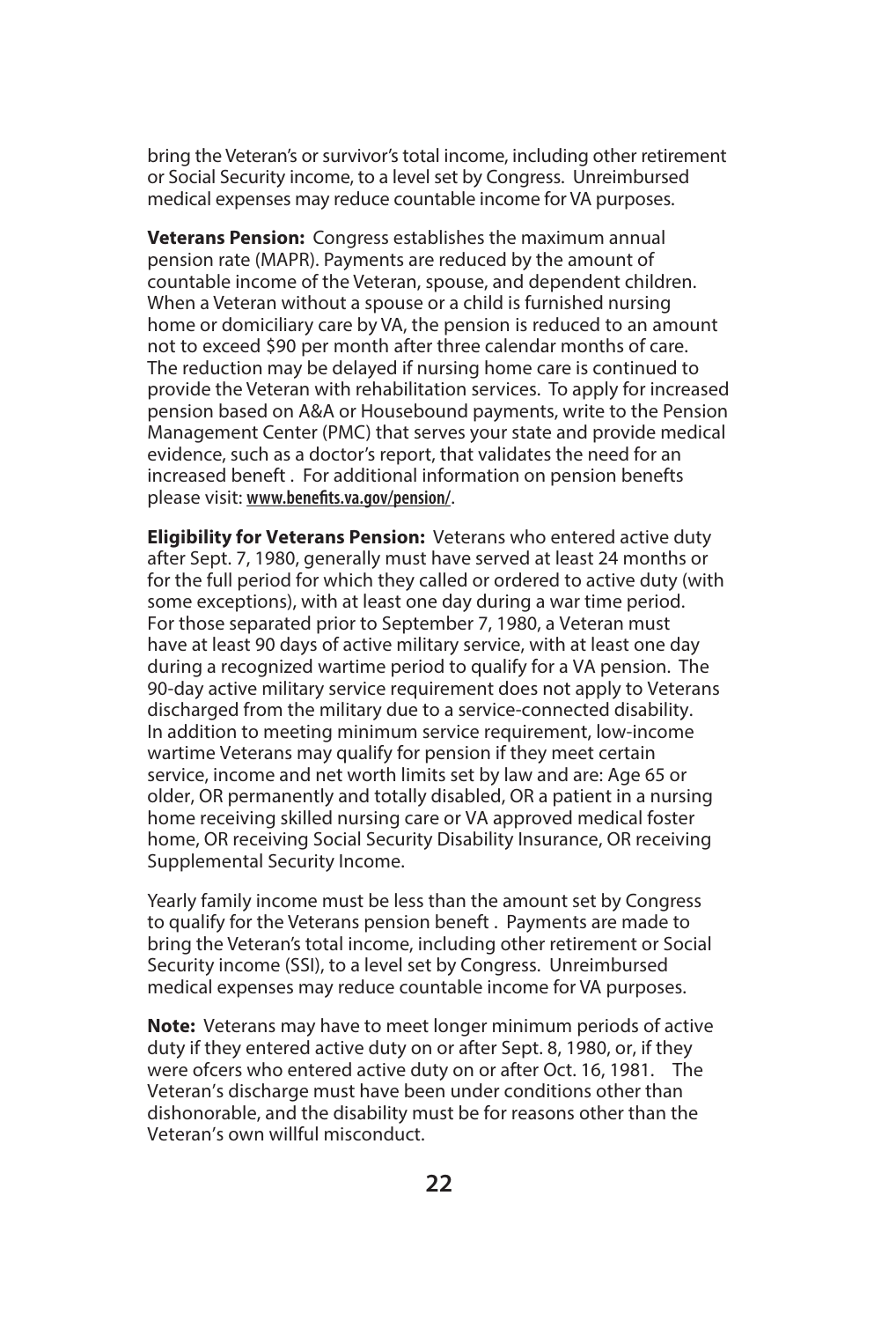bring the Veteran's or survivor's total income, including other retirement or Social Security income, to a level set by Congress. Unreimbursed medical expenses may reduce countable income for VA purposes.

**Veterans Pension:** Congress establishes the maximum annual pension rate (MAPR). Payments are reduced by the amount of countable income of the Veteran, spouse, and dependent children. When a Veteran without a spouse or a child is furnished nursing home or domiciliary care by VA, the pension is reduced to an amount not to exceed $90 per month after three calendar months of care. The reduction may be delayed if nursing home care is continued to provide the Veteran with rehabilitation services. To apply for increased pension based on A&A or Housebound payments, write to the Pension Management Center (PMC) that serves your state and provide medical evidence, such as a doctor's report, that validates the need for an increased beneft . For additional information on pension benefts please visit: **www.benefits.va.gov/pension/**.

**Eligibility for Veterans Pension:** Veterans who entered active duty after Sept. 7, 1980, generally must have served at least 24 months or for the full period for which they called or ordered to active duty (with some exceptions), with at least one day during a war time period. For those separated prior to September 7, 1980, a Veteran must have at least 90 days of active military service, with at least one day during a recognized wartime period to qualify for a VA pension. The 90-day active military service requirement does not apply to Veterans discharged from the military due to a service-connected disability. In addition to meeting minimum service requirement, low-income wartime Veterans may qualify for pension if they meet certain service, income and net worth limits set by law and are: Age 65 or older, OR permanently and totally disabled, OR a patient in a nursing home receiving skilled nursing care or VA approved medical foster home, OR receiving Social Security Disability Insurance, OR receiving Supplemental Security Income.

Yearly family income must be less than the amount set by Congress to qualify for the Veterans pension beneft . Payments are made to bring the Veteran's total income, including other retirement or Social Security income (SSI), to a level set by Congress. Unreimbursed medical expenses may reduce countable income for VA purposes.

**Note:** Veterans may have to meet longer minimum periods of active duty if they entered active duty on or after Sept. 8, 1980, or, if they were ofcers who entered active duty on or after Oct. 16, 1981. The Veteran's discharge must have been under conditions other than dishonorable, and the disability must be for reasons other than the Veteran's own willful misconduct.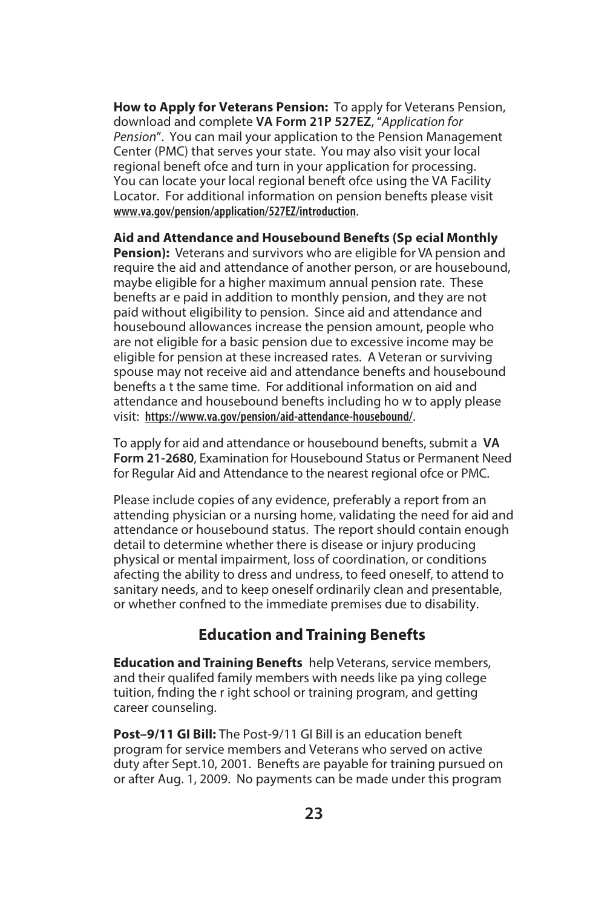**How to Apply for Veterans Pension:** To apply for Veterans Pension, download and complete **VA Form 21P 527EZ**, "*Application for Pension*". You can mail your application to the Pension Management Center (PMC) that serves your state. You may also visit your local regional benefit ofce and turn in your application for processing. You can locate your local regional benefit ofce using the VA Facility Locator. For additional information on pension benefits please visit **www.va.gov/pension/application/527EZ/introduction**.

**Aid and Attendance and Housebound Benefits (Sp ecial Monthly Pension):** Veterans and survivors who are eligible for VA pension and require the aid and attendance of another person, or are housebound, maybe eligible for a higher maximum annual pension rate. These benefits ar e paid in addition to monthly pension, and they are not paid without eligibility to pension. Since aid and attendance and housebound allowances increase the pension amount, people who are not eligible for a basic pension due to excessive income may be eligible for pension at these increased rates. A Veteran or surviving spouse may not receive aid and attendance benefits and housebound benefits a t the same time. For additional information on aid and attendance and housebound benefits including ho w to apply please visit: **https://www.va.gov/pension/aid-attendance-housebound/**.

To apply for aid and attendance or housebound benefits, submit a **VA Form 21-2680**, Examination for Housebound Status or Permanent Need for Regular Aid and Attendance to the nearest regional ofce or PMC.

Please include copies of any evidence, preferably a report from an attending physician or a nursing home, validating the need for aid and attendance or housebound status. The report should contain enough detail to determine whether there is disease or injury producing physical or mental impairment, loss of coordination, or conditions afecting the ability to dress and undress, to feed oneself, to attend to sanitary needs, and to keep oneself ordinarily clean and presentable, or whether confned to the immediate premises due to disability.

## Education and Training Benefits

**Education and Training Benefits** help Veterans, service members, and their qualifed family members with needs like pa ying college tuition, fnding the r ight school or training program, and getting career counseling.

**Post–9/11 GI Bill:** The Post-9/11 GI Bill is an education benefit program for service members and Veterans who served on active duty after Sept.10, 2001. Benefits are payable for training pursued on or after Aug. 1, 2009. No payments can be made under this program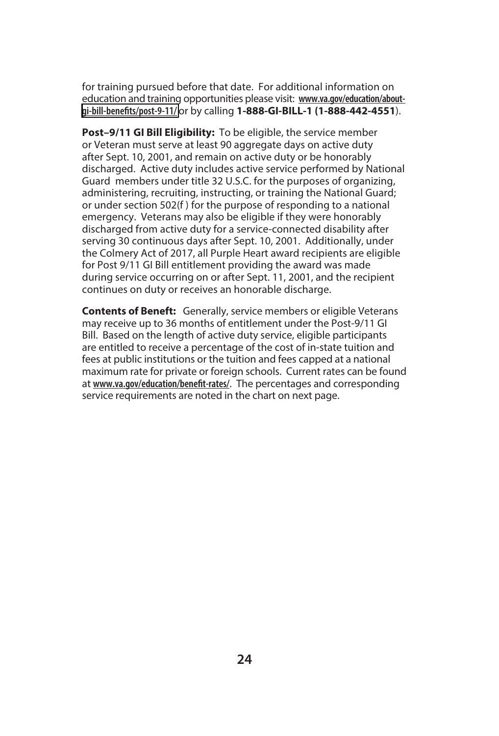for training pursued before that date. For additional information on education and training opportunities please visit: **www.va.gov/education/about-gi-bill-benefits/post-9-11/** or by calling **1-888-GI-BILL-1 (1-888-442-4551)**.

**Post–9/11 GI Bill Eligibility:** To be eligible, the service member or Veteran must serve at least 90 aggregate days on active duty after Sept. 10, 2001, and remain on active duty or be honorably discharged. Active duty includes active service performed by National Guard members under title 32 U.S.C. for the purposes of organizing, administering, recruiting, instructing, or training the National Guard; or under section 502(f ) for the purpose of responding to a national emergency. Veterans may also be eligible if they were honorably discharged from active duty for a service-connected disability after serving 30 continuous days after Sept. 10, 2001. Additionally, under the Colmery Act of 2017, all Purple Heart award recipients are eligible for Post 9/11 GI Bill entitlement providing the award was made during service occurring on or after Sept. 11, 2001, and the recipient continues on duty or receives an honorable discharge.

**Contents of Beneft:** Generally, service members or eligible Veterans may receive up to 36 months of entitlement under the Post-9/11 GI Bill. Based on the length of active duty service, eligible participants are entitled to receive a percentage of the cost of in-state tuition and fees at public institutions or the tuition and fees capped at a national maximum rate for private or foreign schools. Current rates can be found at **www.va.gov/education/benefit-rates/**. The percentages and corresponding service requirements are noted in the chart on next page.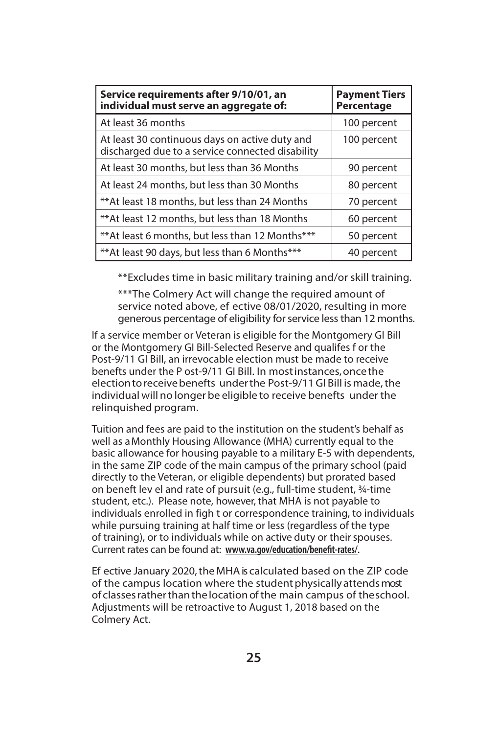| Service requirements after 9/10/01, an individual must serve an aggregate of: | Payment Tiers Percentage |
| --- | --- |
| At least 36 months | 100 percent |
| At least 30 continuous days on active duty and discharged due to a service connected disability | 100 percent |
| At least 30 months, but less than 36 Months | 90 percent |
| At least 24 months, but less than 30 Months | 80 percent |
| **At least 18 months, but less than 24 Months | 70 percent |
| **At least 12 months, but less than 18 Months | 60 percent |
| **At least 6 months, but less than 12 Months*** | 50 percent |
| **At least 90 days, but less than 6 Months*** | 40 percent |

**Excludes time in basic military training and/or skill training.

***The Colmery Act will change the required amount of service noted above, effective 08/01/2020, resulting in more generous percentage of eligibility for service less than 12 months.

If a service member or Veteran is eligible for the Montgomery GI Bill or the Montgomery GI Bill-Selected Reserve and qualifes for the Post-9/11 GI Bill, an irrevocable election must be made to receive benefits under the Post-9/11 GI Bill. In most instances, once the election to receive benefits under the Post-9/11 GI Bill is made, the individual will no longer be eligible to receive benefits under the relinquished program.

Tuition and fees are paid to the institution on the student's behalf as well as a Monthly Housing Allowance (MHA) currently equal to the basic allowance for housing payable to a military E-5 with dependents, in the same ZIP code of the main campus of the primary school (paid directly to the Veteran, or eligible dependents) but prorated based on beneft level and rate of pursuit (e.g., full-time student, ¾-time student, etc.). Please note, however, that MHA is not payable to individuals enrolled in fight or correspondence training, to individuals while pursuing training at half time or less (regardless of the type of training), or to individuals while on active duty or their spouses. Current rates can be found at: **www.va.gov/education/benefit-rates/**.

Effective January 2020, the MHA is calculated based on the ZIP code of the campus location where the student physically attends most of classes rather than the location of the main campus of the school. Adjustments will be retroactive to August 1, 2018 based on the Colmery Act.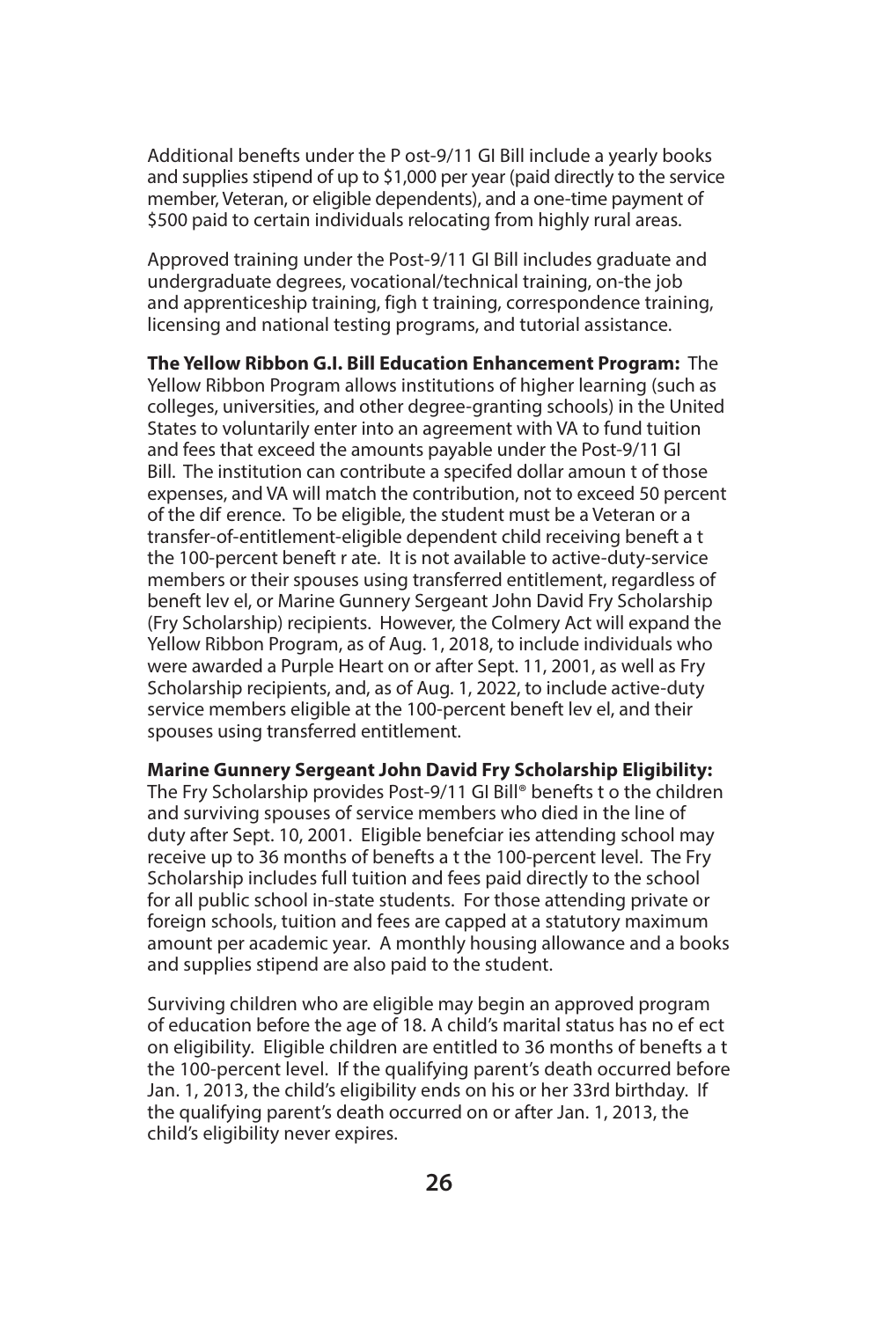Additional benefits under the Post-9/11 GI Bill include a yearly books and supplies stipend of up to $1,000 per year (paid directly to the service member, Veteran, or eligible dependents), and a one-time payment of $500 paid to certain individuals relocating from highly rural areas.

Approved training under the Post-9/11 GI Bill includes graduate and undergraduate degrees, vocational/technical training, on-the job and apprenticeship training, flight training, correspondence training, licensing and national testing programs, and tutorial assistance.

**The Yellow Ribbon G.I. Bill Education Enhancement Program:** The Yellow Ribbon Program allows institutions of higher learning (such as colleges, universities, and other degree-granting schools) in the United States to voluntarily enter into an agreement with VA to fund tuition and fees that exceed the amounts payable under the Post-9/11 GI Bill. The institution can contribute a specifed dollar amount of those expenses, and VA will match the contribution, not to exceed 50 percent of the difference. To be eligible, the student must be a Veteran or a transfer-of-entitlement-eligible dependent child receiving benefit at the 100-percent benefit rate. It is not available to active-duty-service members or their spouses using transferred entitlement, regardless of benefit level, or Marine Gunnery Sergeant John David Fry Scholarship (Fry Scholarship) recipients. However, the Colmery Act will expand the Yellow Ribbon Program, as of Aug. 1, 2018, to include individuals who were awarded a Purple Heart on or after Sept. 11, 2001, as well as Fry Scholarship recipients, and, as of Aug. 1, 2022, to include active-duty service members eligible at the 100-percent benefit level, and their spouses using transferred entitlement.

**Marine Gunnery Sergeant John David Fry Scholarship Eligibility:** The Fry Scholarship provides Post-9/11 GI Bill® benefits to the children and surviving spouses of service members who died in the line of duty after Sept. 10, 2001. Eligible beneficiaries attending school may receive up to 36 months of benefits at the 100-percent level. The Fry Scholarship includes full tuition and fees paid directly to the school for all public school in-state students. For those attending private or foreign schools, tuition and fees are capped at a statutory maximum amount per academic year. A monthly housing allowance and a books and supplies stipend are also paid to the student.

Surviving children who are eligible may begin an approved program of education before the age of 18. A child's marital status has no effect on eligibility. Eligible children are entitled to 36 months of benefits at the 100-percent level. If the qualifying parent's death occurred before Jan. 1, 2013, the child's eligibility ends on his or her 33rd birthday. If the qualifying parent's death occurred on or after Jan. 1, 2013, the child's eligibility never expires.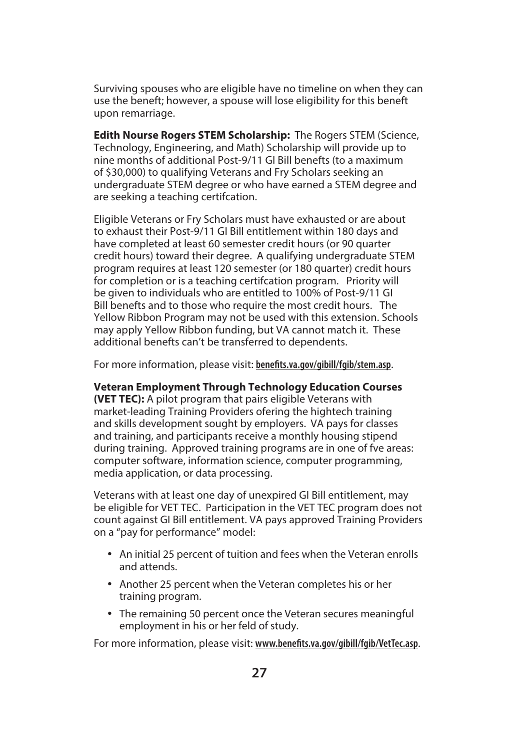Surviving spouses who are eligible have no timeline on when they can use the benefit; however, a spouse will lose eligibility for this benefit upon remarriage.

**Edith Nourse Rogers STEM Scholarship:** The Rogers STEM (Science, Technology, Engineering, and Math) Scholarship will provide up to nine months of additional Post-9/11 GI Bill benefits (to a maximum of $30,000) to qualifying Veterans and Fry Scholars seeking an undergraduate STEM degree or who have earned a STEM degree and are seeking a teaching certification.

Eligible Veterans or Fry Scholars must have exhausted or are about to exhaust their Post-9/11 GI Bill entitlement within 180 days and have completed at least 60 semester credit hours (or 90 quarter credit hours) toward their degree. A qualifying undergraduate STEM program requires at least 120 semester (or 180 quarter) credit hours for completion or is a teaching certification program. Priority will be given to individuals who are entitled to 100% of Post-9/11 GI Bill benefits and to those who require the most credit hours. The Yellow Ribbon Program may not be used with this extension. Schools may apply Yellow Ribbon funding, but VA cannot match it. These additional benefits can't be transferred to dependents.

For more information, please visit: **benefits.va.gov/gibill/fgib/stem.asp**.

**Veteran Employment Through Technology Education Courses (VET TEC):** A pilot program that pairs eligible Veterans with market-leading Training Providers offering the hightech training and skills development sought by employers. VA pays for classes and training, and participants receive a monthly housing stipend during training. Approved training programs are in one of five areas: computer software, information science, computer programming, media application, or data processing.

Veterans with at least one day of unexpired GI Bill entitlement, may be eligible for VET TEC. Participation in the VET TEC program does not count against GI Bill entitlement. VA pays approved Training Providers on a "pay for performance" model:

- An initial 25 percent of tuition and fees when the Veteran enrolls and attends.
- Another 25 percent when the Veteran completes his or her training program.
- The remaining 50 percent once the Veteran secures meaningful employment in his or her field of study.

For more information, please visit: **www.benefits.va.gov/gibill/fgib/VetTec.asp**.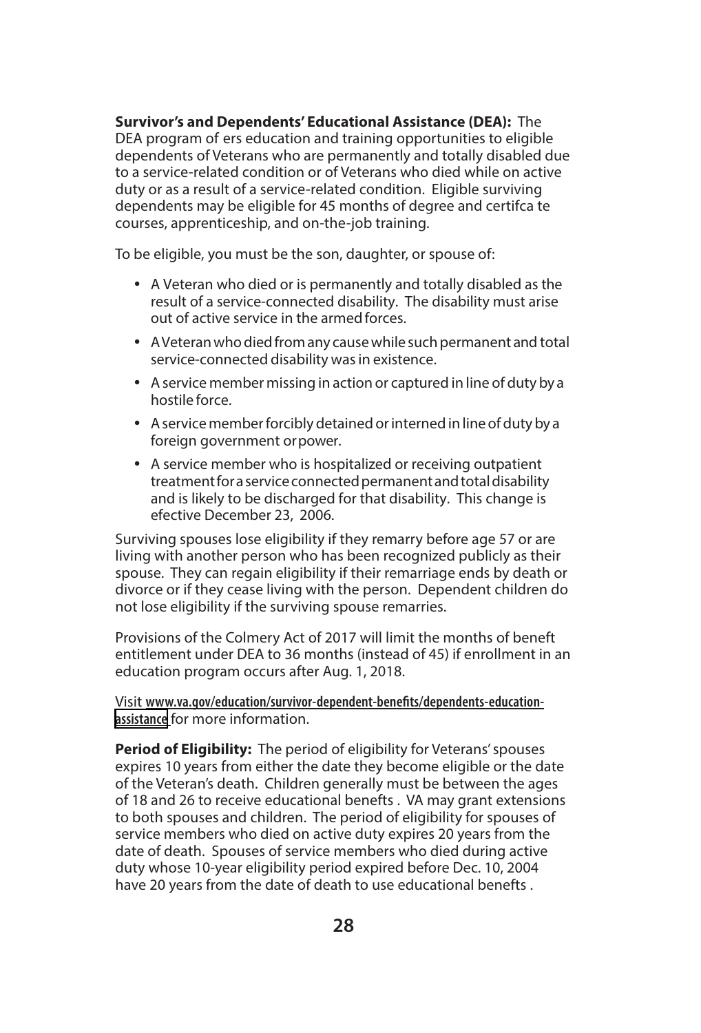**Survivor's and Dependents' Educational Assistance (DEA):** The DEA program of ers education and training opportunities to eligible dependents of Veterans who are permanently and totally disabled due to a service-related condition or of Veterans who died while on active duty or as a result of a service-related condition. Eligible surviving dependents may be eligible for 45 months of degree and certifca te courses, apprenticeship, and on-the-job training.

To be eligible, you must be the son, daughter, or spouse of:

- A Veteran who died or is permanently and totally disabled as the result of a service-connected disability. The disability must arise out of active service in the armed forces.
- A Veteran who died from any cause while such permanent and total service-connected disability was in existence.
- A service member missing in action or captured in line of duty by a hostile force.
- A service member forcibly detained or interned in line of duty by a foreign government or power.
- A service member who is hospitalized or receiving outpatient treatment for a service connected permanent and total disability and is likely to be discharged for that disability. This change is efective December 23, 2006.

Surviving spouses lose eligibility if they remarry before age 57 or are living with another person who has been recognized publicly as their spouse. They can regain eligibility if their remarriage ends by death or divorce or if they cease living with the person. Dependent children do not lose eligibility if the surviving spouse remarries.

Provisions of the Colmery Act of 2017 will limit the months of beneft entitlement under DEA to 36 months (instead of 45) if enrollment in an education program occurs after Aug. 1, 2018.

Visit **www.va.gov/education/survivor-dependent-benefits/dependents-education-assistance** for more information.

**Period of Eligibility:** The period of eligibility for Veterans' spouses expires 10 years from either the date they become eligible or the date of the Veteran's death. Children generally must be between the ages of 18 and 26 to receive educational benefts . VA may grant extensions to both spouses and children. The period of eligibility for spouses of service members who died on active duty expires 20 years from the date of death. Spouses of service members who died during active duty whose 10-year eligibility period expired before Dec. 10, 2004 have 20 years from the date of death to use educational benefts .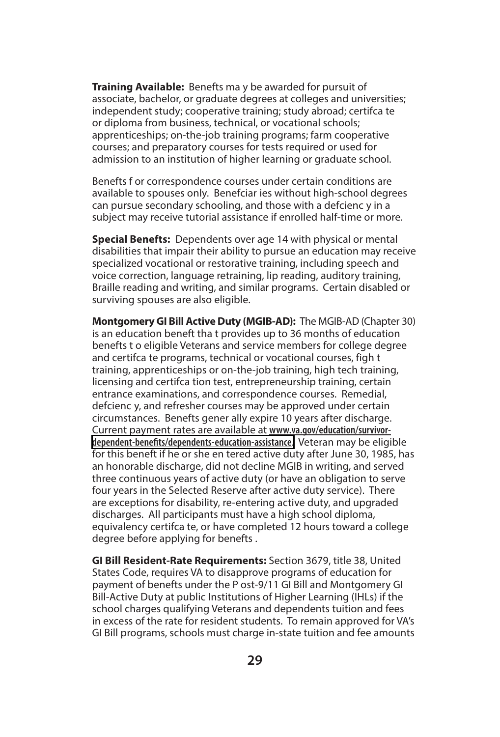**Training Available:** Benefits may be awarded for pursuit of associate, bachelor, or graduate degrees at colleges and universities; independent study; cooperative training; study abroad; certificate or diploma from business, technical, or vocational schools; apprenticeships; on-the-job training programs; farm cooperative courses; and preparatory courses for tests required or used for admission to an institution of higher learning or graduate school.

Benefits for correspondence courses under certain conditions are available to spouses only. Beneficiaries without high-school degrees can pursue secondary schooling, and those with a deficiency in a subject may receive tutorial assistance if enrolled half-time or more.

**Special Benefits:** Dependents over age 14 with physical or mental disabilities that impair their ability to pursue an education may receive specialized vocational or restorative training, including speech and voice correction, language retraining, lip reading, auditory training, Braille reading and writing, and similar programs. Certain disabled or surviving spouses are also eligible.

**Montgomery GI Bill Active Duty (MGIB-AD):** The MGIB-AD (Chapter 30) is an education benefit that provides up to 36 months of education benefits to eligible Veterans and service members for college degree and certificate programs, technical or vocational courses, fight training, apprenticeships or on-the-job training, high tech training, licensing and certification test, entrepreneurship training, certain entrance examinations, and correspondence courses. Remedial, deficiency, and refresher courses may be approved under certain circumstances. Benefits generally expire 10 years after discharge. Current payment rates are available at www.va.gov/education/survivor-dependent-benefits/dependents-education-assistance. Veteran may be eligible for this benefit if he or she entered active duty after June 30, 1985, has an honorable discharge, did not decline MGIB in writing, and served three continuous years of active duty (or have an obligation to serve four years in the Selected Reserve after active duty service). There are exceptions for disability, re-entering active duty, and upgraded discharges. All participants must have a high school diploma, equivalency certificate, or have completed 12 hours toward a college degree before applying for benefits .

**GI Bill Resident-Rate Requirements:** Section 3679, title 38, United States Code, requires VA to disapprove programs of education for payment of benefits under the Post-9/11 GI Bill and Montgomery GI Bill-Active Duty at public Institutions of Higher Learning (IHLs) if the school charges qualifying Veterans and dependents tuition and fees in excess of the rate for resident students. To remain approved for VA's GI Bill programs, schools must charge in-state tuition and fee amounts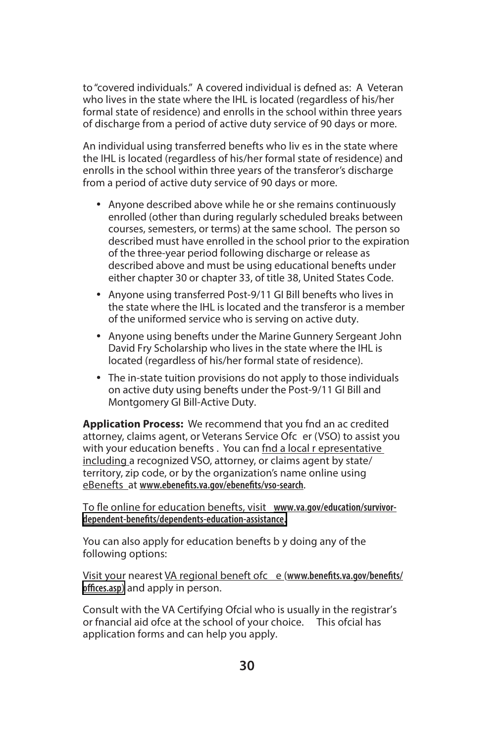to "covered individuals." A covered individual is defned as: A Veteran who lives in the state where the IHL is located (regardless of his/her formal state of residence) and enrolls in the school within three years of discharge from a period of active duty service of 90 days or more.

An individual using transferred benefts who liv es in the state where the IHL is located (regardless of his/her formal state of residence) and enrolls in the school within three years of the transferor's discharge from a period of active duty service of 90 days or more.

- Anyone described above while he or she remains continuously enrolled (other than during regularly scheduled breaks between courses, semesters, or terms) at the same school. The person so described must have enrolled in the school prior to the expiration of the three-year period following discharge or release as described above and must be using educational benefits under either chapter 30 or chapter 33, of title 38, United States Code.
- Anyone using transferred Post-9/11 GI Bill benefits who lives in the state where the IHL is located and the transferor is a member of the uniformed service who is serving on active duty.
- Anyone using benefts under the Marine Gunnery Sergeant John David Fry Scholarship who lives in the state where the IHL is located (regardless of his/her formal state of residence).
- The in-state tuition provisions do not apply to those individuals on active duty using benefts under the Post-9/11 GI Bill and Montgomery GI Bill-Active Duty.

**Application Process:** We recommend that you fnd an ac credited attorney, claims agent, or Veterans Service Ofc er (VSO) to assist you with your education benefts . You can fnd a local r epresentative including a recognized VSO, attorney, or claims agent by state/territory, zip code, or by the organization's name online using eBenefts at **www.ebenefits.va.gov/ebenefits/vso-search**.

To fle online for education benefts, visit **www.va.gov/education/survivor-dependent-benefits/dependents-education-assistance.**

You can also apply for education benefts b y doing any of the following options:

Visit your nearest VA regional beneft ofc e (**www.benefits.va.gov/benefits/offices.asp**) and apply in person.

Consult with the VA Certifying Ofcial who is usually in the registrar's or fnancial aid ofce at the school of your choice. This ofcial has application forms and can help you apply.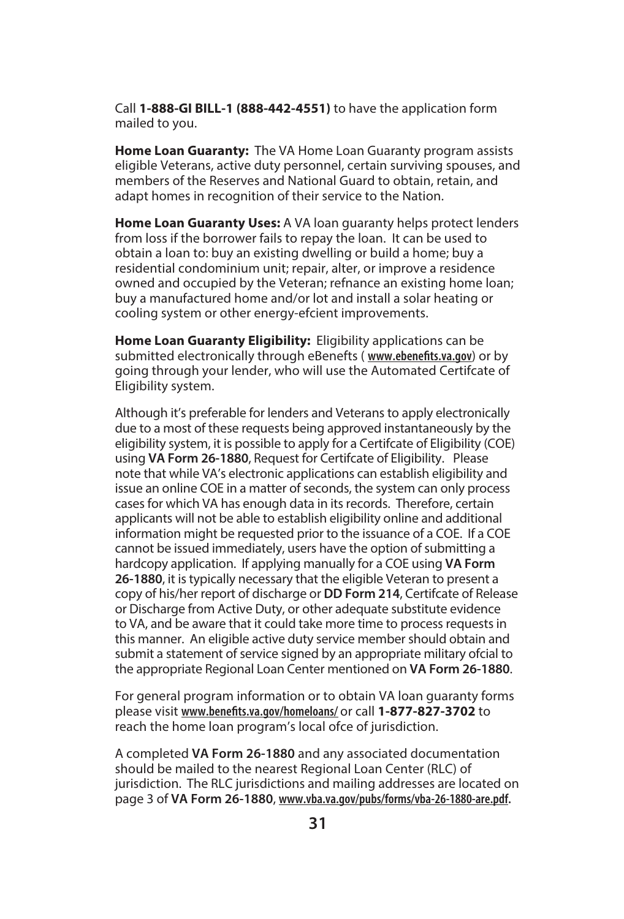Call **1-888-GI BILL-1 (888-442-4551)** to have the application form mailed to you.

**Home Loan Guaranty:** The VA Home Loan Guaranty program assists eligible Veterans, active duty personnel, certain surviving spouses, and members of the Reserves and National Guard to obtain, retain, and adapt homes in recognition of their service to the Nation.

**Home Loan Guaranty Uses:** A VA loan guaranty helps protect lenders from loss if the borrower fails to repay the loan. It can be used to obtain a loan to: buy an existing dwelling or build a home; buy a residential condominium unit; repair, alter, or improve a residence owned and occupied by the Veteran; refnance an existing home loan; buy a manufactured home and/or lot and install a solar heating or cooling system or other energy-efcient improvements.

**Home Loan Guaranty Eligibility:** Eligibility applications can be submitted electronically through eBenefits ( **www.ebenefits.va.gov**) or by going through your lender, who will use the Automated Certifcate of Eligibility system.

Although it's preferable for lenders and Veterans to apply electronically due to a most of these requests being approved instantaneously by the eligibility system, it is possible to apply for a Certifcate of Eligibility (COE) using **VA Form 26-1880**, Request for Certifcate of Eligibility. Please note that while VA's electronic applications can establish eligibility and issue an online COE in a matter of seconds, the system can only process cases for which VA has enough data in its records. Therefore, certain applicants will not be able to establish eligibility online and additional information might be requested prior to the issuance of a COE. If a COE cannot be issued immediately, users have the option of submitting a hardcopy application. If applying manually for a COE using **VA Form 26-1880**, it is typically necessary that the eligible Veteran to present a copy of his/her report of discharge or **DD Form 214**, Certifcate of Release or Discharge from Active Duty, or other adequate substitute evidence to VA, and be aware that it could take more time to process requests in this manner. An eligible active duty service member should obtain and submit a statement of service signed by an appropriate military ofcial to the appropriate Regional Loan Center mentioned on **VA Form 26-1880**.

For general program information or to obtain VA loan guaranty forms please visit **www.benefits.va.gov/homeloans/** or call **1-877-827-3702** to reach the home loan program's local ofce of jurisdiction.

A completed **VA Form 26-1880** and any associated documentation should be mailed to the nearest Regional Loan Center (RLC) of jurisdiction. The RLC jurisdictions and mailing addresses are located on page 3 of **VA Form 26-1880**, **www.vba.va.gov/pubs/forms/vba-26-1880-are.pdf.**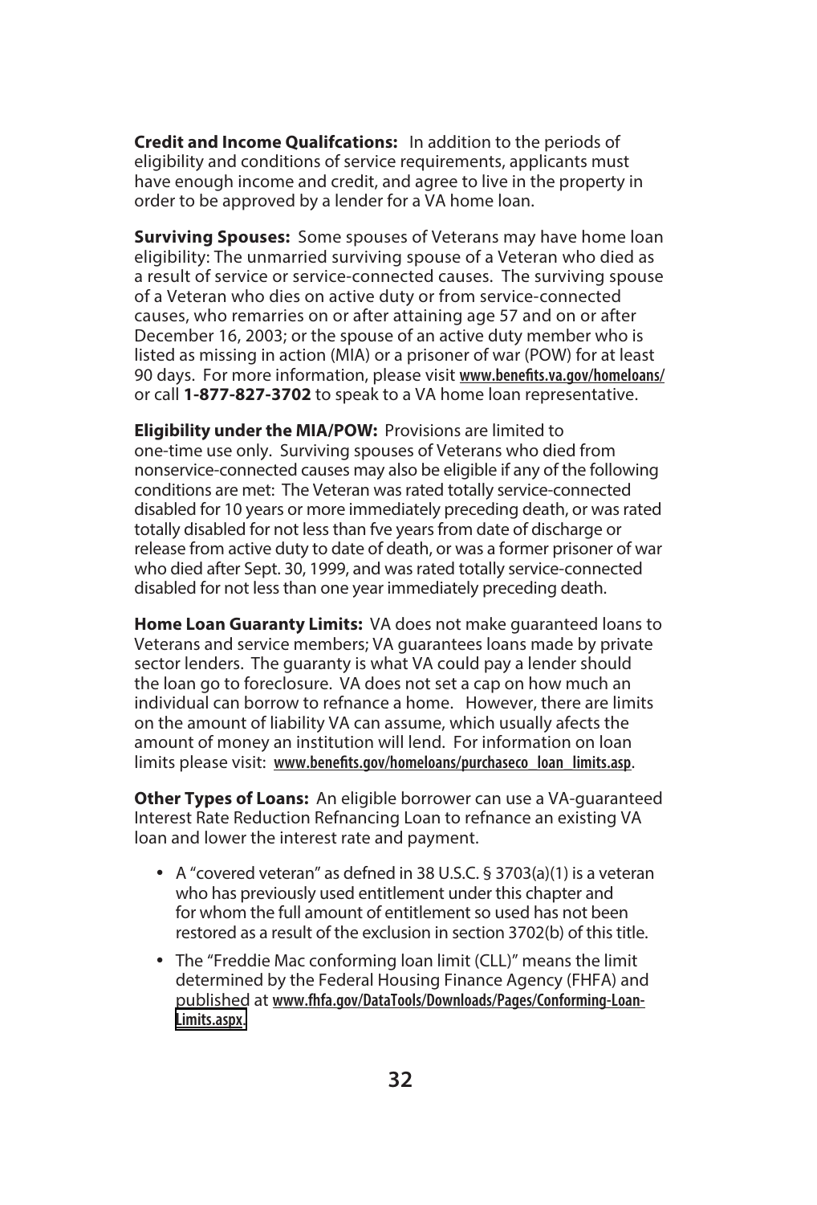**Credit and Income Qualifcations:** In addition to the periods of eligibility and conditions of service requirements, applicants must have enough income and credit, and agree to live in the property in order to be approved by a lender for a VA home loan.

**Surviving Spouses:** Some spouses of Veterans may have home loan eligibility: The unmarried surviving spouse of a Veteran who died as a result of service or service-connected causes. The surviving spouse of a Veteran who dies on active duty or from service-connected causes, who remarries on or after attaining age 57 and on or after December 16, 2003; or the spouse of an active duty member who is listed as missing in action (MIA) or a prisoner of war (POW) for at least 90 days. For more information, please visit www.benefits.va.gov/homeloans/ or call **1-877-827-3702** to speak to a VA home loan representative.

**Eligibility under the MIA/POW:** Provisions are limited to one-time use only. Surviving spouses of Veterans who died from nonservice-connected causes may also be eligible if any of the following conditions are met: The Veteran was rated totally service-connected disabled for 10 years or more immediately preceding death, or was rated totally disabled for not less than fve years from date of discharge or release from active duty to date of death, or was a former prisoner of war who died after Sept. 30, 1999, and was rated totally service-connected disabled for not less than one year immediately preceding death.

**Home Loan Guaranty Limits:** VA does not make guaranteed loans to Veterans and service members; VA guarantees loans made by private sector lenders. The guaranty is what VA could pay a lender should the loan go to foreclosure. VA does not set a cap on how much an individual can borrow to refnance a home. However, there are limits on the amount of liability VA can assume, which usually afects the amount of money an institution will lend. For information on loan limits please visit: www.benefits.gov/homeloans/purchaseco_loan_limits.asp.

**Other Types of Loans:** An eligible borrower can use a VA-guaranteed Interest Rate Reduction Refnancing Loan to refnance an existing VA loan and lower the interest rate and payment.

- A "covered veteran" as defned in 38 U.S.C. § 3703(a)(1) is a veteran who has previously used entitlement under this chapter and for whom the full amount of entitlement so used has not been restored as a result of the exclusion in section 3702(b) of this title.
- The "Freddie Mac conforming loan limit (CLL)" means the limit determined by the Federal Housing Finance Agency (FHFA) and published at www.fhfa.gov/DataTools/Downloads/Pages/Conforming-Loan-Limits.aspx.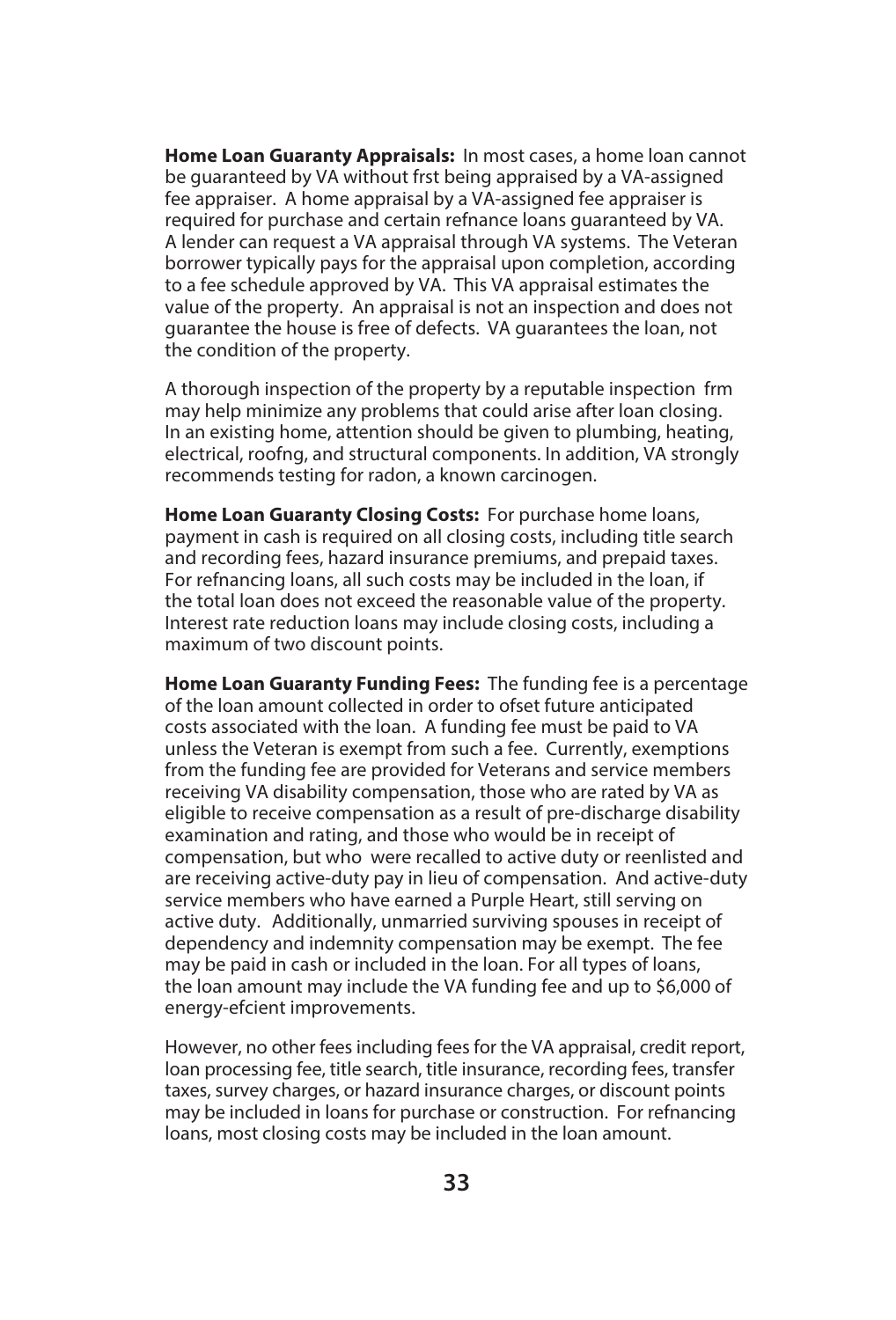**Home Loan Guaranty Appraisals:** In most cases, a home loan cannot be guaranteed by VA without frst being appraised by a VA-assigned fee appraiser. A home appraisal by a VA-assigned fee appraiser is required for purchase and certain refnance loans guaranteed by VA. A lender can request a VA appraisal through VA systems. The Veteran borrower typically pays for the appraisal upon completion, according to a fee schedule approved by VA. This VA appraisal estimates the value of the property. An appraisal is not an inspection and does not guarantee the house is free of defects. VA guarantees the loan, not the condition of the property.

A thorough inspection of the property by a reputable inspection frm may help minimize any problems that could arise after loan closing. In an existing home, attention should be given to plumbing, heating, electrical, roofng, and structural components. In addition, VA strongly recommends testing for radon, a known carcinogen.

**Home Loan Guaranty Closing Costs:** For purchase home loans, payment in cash is required on all closing costs, including title search and recording fees, hazard insurance premiums, and prepaid taxes. For refnancing loans, all such costs may be included in the loan, if the total loan does not exceed the reasonable value of the property. Interest rate reduction loans may include closing costs, including a maximum of two discount points.

**Home Loan Guaranty Funding Fees:** The funding fee is a percentage of the loan amount collected in order to ofset future anticipated costs associated with the loan. A funding fee must be paid to VA unless the Veteran is exempt from such a fee. Currently, exemptions from the funding fee are provided for Veterans and service members receiving VA disability compensation, those who are rated by VA as eligible to receive compensation as a result of pre-discharge disability examination and rating, and those who would be in receipt of compensation, but who were recalled to active duty or reenlisted and are receiving active-duty pay in lieu of compensation. And active-duty service members who have earned a Purple Heart, still serving on active duty. Additionally, unmarried surviving spouses in receipt of dependency and indemnity compensation may be exempt. The fee may be paid in cash or included in the loan. For all types of loans, the loan amount may include the VA funding fee and up to $6,000 of energy-efcient improvements.

However, no other fees including fees for the VA appraisal, credit report, loan processing fee, title search, title insurance, recording fees, transfer taxes, survey charges, or hazard insurance charges, or discount points may be included in loans for purchase or construction. For refnancing loans, most closing costs may be included in the loan amount.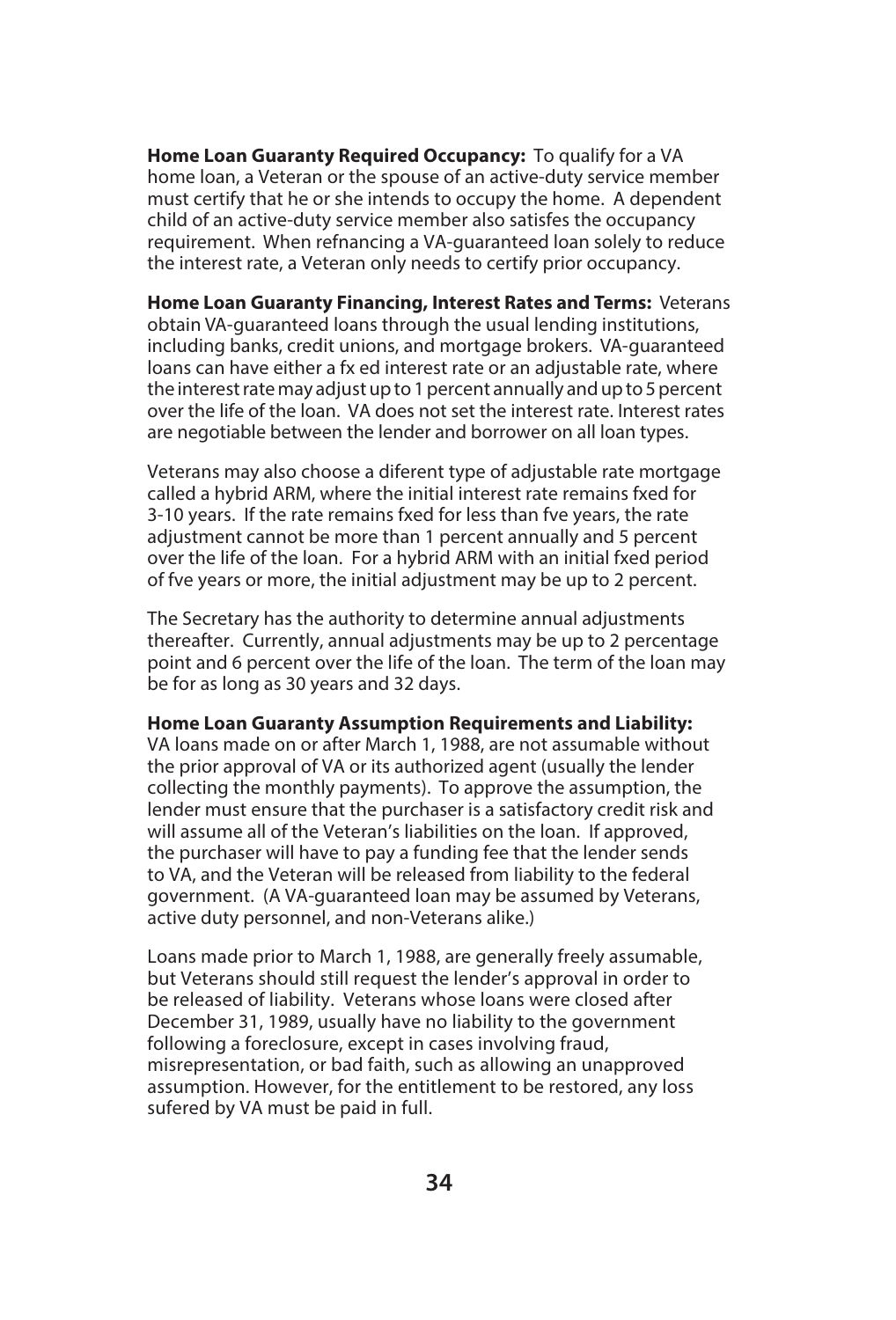**Home Loan Guaranty Required Occupancy:** To qualify for a VA home loan, a Veteran or the spouse of an active-duty service member must certify that he or she intends to occupy the home. A dependent child of an active-duty service member also satisfes the occupancy requirement. When refnancing a VA-guaranteed loan solely to reduce the interest rate, a Veteran only needs to certify prior occupancy.

**Home Loan Guaranty Financing, Interest Rates and Terms:** Veterans obtain VA-guaranteed loans through the usual lending institutions, including banks, credit unions, and mortgage brokers. VA-guaranteed loans can have either a fx ed interest rate or an adjustable rate, where the interest rate may adjust up to 1 percent annually and up to 5 percent over the life of the loan. VA does not set the interest rate. Interest rates are negotiable between the lender and borrower on all loan types.

Veterans may also choose a diferent type of adjustable rate mortgage called a hybrid ARM, where the initial interest rate remains fxed for 3-10 years. If the rate remains fxed for less than fve years, the rate adjustment cannot be more than 1 percent annually and 5 percent over the life of the loan. For a hybrid ARM with an initial fxed period of fve years or more, the initial adjustment may be up to 2 percent.

The Secretary has the authority to determine annual adjustments thereafter. Currently, annual adjustments may be up to 2 percentage point and 6 percent over the life of the loan. The term of the loan may be for as long as 30 years and 32 days.

**Home Loan Guaranty Assumption Requirements and Liability:** VA loans made on or after March 1, 1988, are not assumable without the prior approval of VA or its authorized agent (usually the lender collecting the monthly payments). To approve the assumption, the lender must ensure that the purchaser is a satisfactory credit risk and will assume all of the Veteran's liabilities on the loan. If approved, the purchaser will have to pay a funding fee that the lender sends to VA, and the Veteran will be released from liability to the federal government. (A VA-guaranteed loan may be assumed by Veterans, active duty personnel, and non-Veterans alike.)

Loans made prior to March 1, 1988, are generally freely assumable, but Veterans should still request the lender's approval in order to be released of liability. Veterans whose loans were closed after December 31, 1989, usually have no liability to the government following a foreclosure, except in cases involving fraud, misrepresentation, or bad faith, such as allowing an unapproved assumption. However, for the entitlement to be restored, any loss sufered by VA must be paid in full.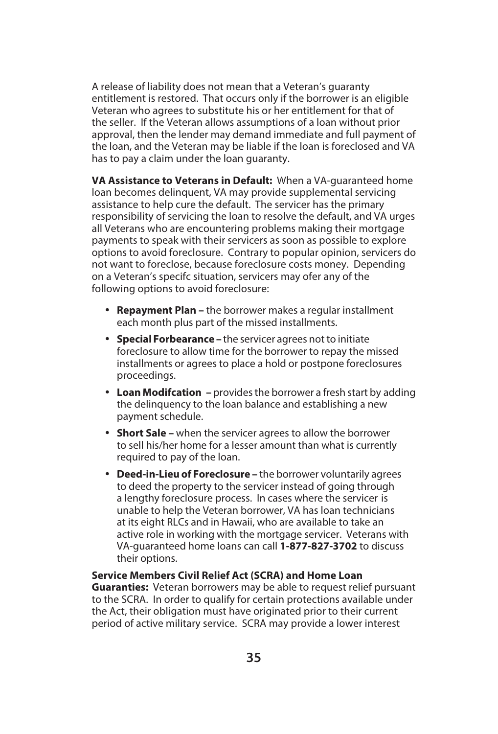A release of liability does not mean that a Veteran's guaranty entitlement is restored. That occurs only if the borrower is an eligible Veteran who agrees to substitute his or her entitlement for that of the seller. If the Veteran allows assumptions of a loan without prior approval, then the lender may demand immediate and full payment of the loan, and the Veteran may be liable if the loan is foreclosed and VA has to pay a claim under the loan guaranty.

**VA Assistance to Veterans in Default:** When a VA-guaranteed home loan becomes delinquent, VA may provide supplemental servicing assistance to help cure the default. The servicer has the primary responsibility of servicing the loan to resolve the default, and VA urges all Veterans who are encountering problems making their mortgage payments to speak with their servicers as soon as possible to explore options to avoid foreclosure. Contrary to popular opinion, servicers do not want to foreclose, because foreclosure costs money. Depending on a Veteran's specifc situation, servicers may ofer any of the following options to avoid foreclosure:

- **Repayment Plan –** the borrower makes a regular installment each month plus part of the missed installments.
- **Special Forbearance –** the servicer agrees not to initiate foreclosure to allow time for the borrower to repay the missed installments or agrees to place a hold or postpone foreclosures proceedings.
- **Loan Modifcation –** provides the borrower a fresh start by adding the delinquency to the loan balance and establishing a new payment schedule.
- **Short Sale –** when the servicer agrees to allow the borrower to sell his/her home for a lesser amount than what is currently required to pay of the loan.
- **Deed-in-Lieu of Foreclosure –** the borrower voluntarily agrees to deed the property to the servicer instead of going through a lengthy foreclosure process. In cases where the servicer is unable to help the Veteran borrower, VA has loan technicians at its eight RLCs and in Hawaii, who are available to take an active role in working with the mortgage servicer. Veterans with VA-guaranteed home loans can call **1-877-827-3702** to discuss their options.

**Service Members Civil Relief Act (SCRA) and Home Loan Guaranties:** Veteran borrowers may be able to request relief pursuant to the SCRA. In order to qualify for certain protections available under the Act, their obligation must have originated prior to their current period of active military service. SCRA may provide a lower interest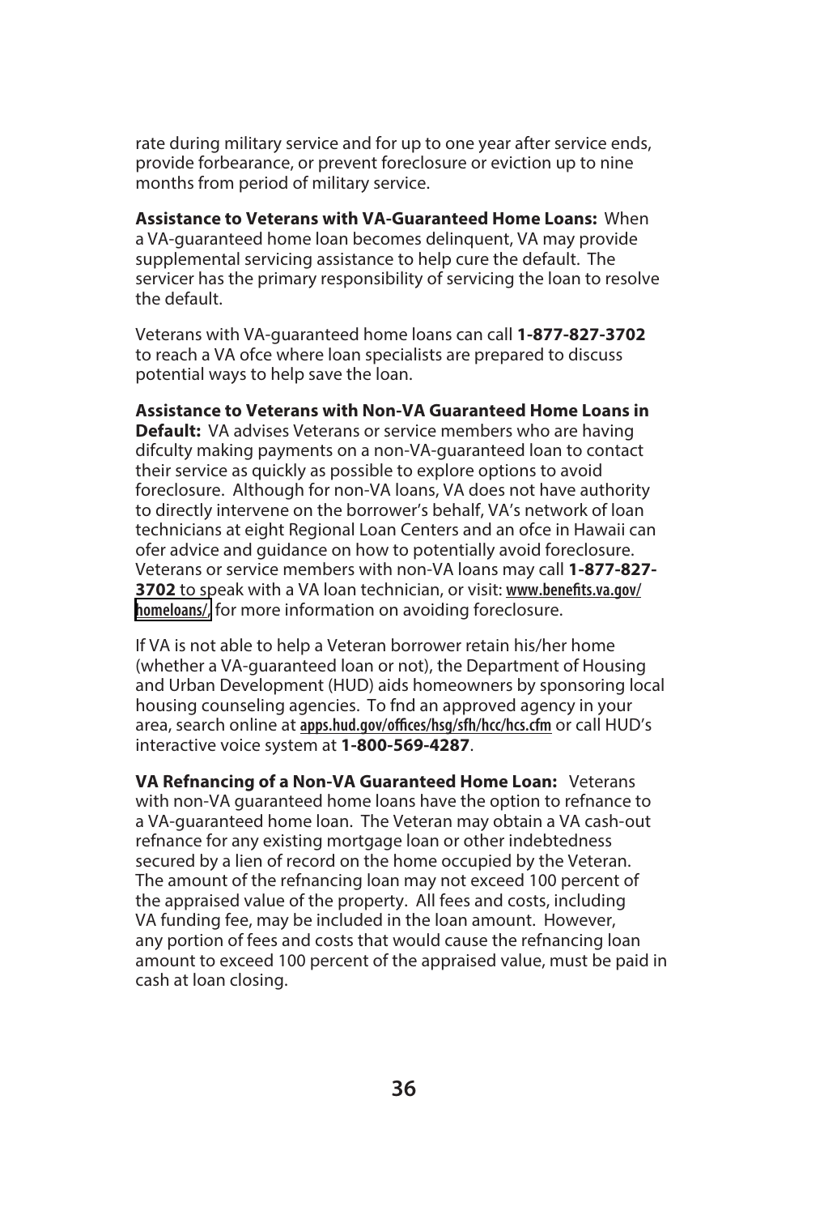rate during military service and for up to one year after service ends, provide forbearance, or prevent foreclosure or eviction up to nine months from period of military service.

**Assistance to Veterans with VA-Guaranteed Home Loans:** When a VA-guaranteed home loan becomes delinquent, VA may provide supplemental servicing assistance to help cure the default. The servicer has the primary responsibility of servicing the loan to resolve the default.

Veterans with VA-guaranteed home loans can call **1-877-827-3702** to reach a VA ofce where loan specialists are prepared to discuss potential ways to help save the loan.

**Assistance to Veterans with Non-VA Guaranteed Home Loans in Default:** VA advises Veterans or service members who are having difculty making payments on a non-VA-guaranteed loan to contact their service as quickly as possible to explore options to avoid foreclosure. Although for non-VA loans, VA does not have authority to directly intervene on the borrower's behalf, VA's network of loan technicians at eight Regional Loan Centers and an ofce in Hawaii can ofer advice and guidance on how to potentially avoid foreclosure. Veterans or service members with non-VA loans may call **1-877-827-3702** to speak with a VA loan technician, or visit: www.benefits.va.gov/homeloans/ for more information on avoiding foreclosure.

If VA is not able to help a Veteran borrower retain his/her home (whether a VA-guaranteed loan or not), the Department of Housing and Urban Development (HUD) aids homeowners by sponsoring local housing counseling agencies. To fnd an approved agency in your area, search online at apps.hud.gov/offices/hsg/sfh/hcc/hcs.cfm or call HUD's interactive voice system at **1-800-569-4287**.

**VA Refnancing of a Non-VA Guaranteed Home Loan:** Veterans with non-VA guaranteed home loans have the option to refnance to a VA-guaranteed home loan. The Veteran may obtain a VA cash-out refnance for any existing mortgage loan or other indebtedness secured by a lien of record on the home occupied by the Veteran. The amount of the refnancing loan may not exceed 100 percent of the appraised value of the property. All fees and costs, including VA funding fee, may be included in the loan amount. However, any portion of fees and costs that would cause the refnancing loan amount to exceed 100 percent of the appraised value, must be paid in cash at loan closing.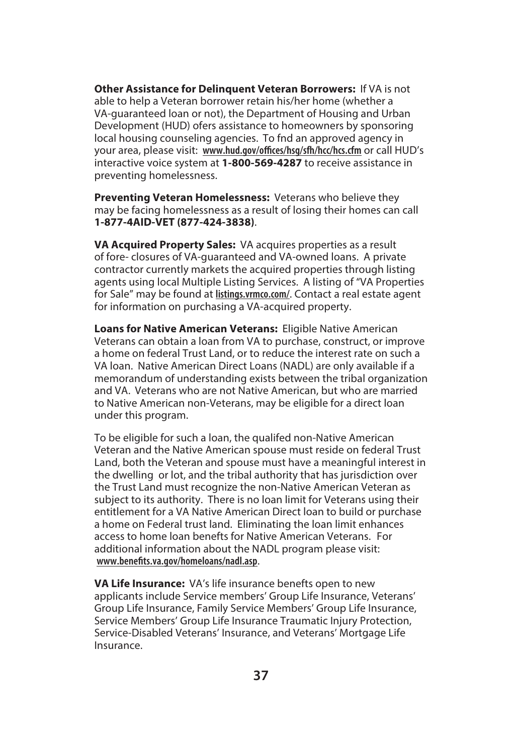**Other Assistance for Delinquent Veteran Borrowers:** If VA is not able to help a Veteran borrower retain his/her home (whether a VA-guaranteed loan or not), the Department of Housing and Urban Development (HUD) ofers assistance to homeowners by sponsoring local housing counseling agencies. To fnd an approved agency in your area, please visit: www.hud.gov/offices/hsg/sfh/hcc/hcs.cfm or call HUD's interactive voice system at **1-800-569-4287** to receive assistance in preventing homelessness.

**Preventing Veteran Homelessness:** Veterans who believe they may be facing homelessness as a result of losing their homes can call **1-877-4AID-VET (877-424-3838)**.

**VA Acquired Property Sales:** VA acquires properties as a result of fore- closures of VA-guaranteed and VA-owned loans. A private contractor currently markets the acquired properties through listing agents using local Multiple Listing Services. A listing of "VA Properties for Sale" may be found at listings.vrmco.com/. Contact a real estate agent for information on purchasing a VA-acquired property.

**Loans for Native American Veterans:** Eligible Native American Veterans can obtain a loan from VA to purchase, construct, or improve a home on federal Trust Land, or to reduce the interest rate on such a VA loan. Native American Direct Loans (NADL) are only available if a memorandum of understanding exists between the tribal organization and VA. Veterans who are not Native American, but who are married to Native American non-Veterans, may be eligible for a direct loan under this program.

To be eligible for such a loan, the qualifed non-Native American Veteran and the Native American spouse must reside on federal Trust Land, both the Veteran and spouse must have a meaningful interest in the dwelling or lot, and the tribal authority that has jurisdiction over the Trust Land must recognize the non-Native American Veteran as subject to its authority. There is no loan limit for Veterans using their entitlement for a VA Native American Direct loan to build or purchase a home on Federal trust land. Eliminating the loan limit enhances access to home loan benefts for Native American Veterans. For additional information about the NADL program please visit: www.benefits.va.gov/homeloans/nadl.asp.

**VA Life Insurance:** VA's life insurance benefts open to new applicants include Service members' Group Life Insurance, Veterans' Group Life Insurance, Family Service Members' Group Life Insurance, Service Members' Group Life Insurance Traumatic Injury Protection, Service-Disabled Veterans' Insurance, and Veterans' Mortgage Life Insurance.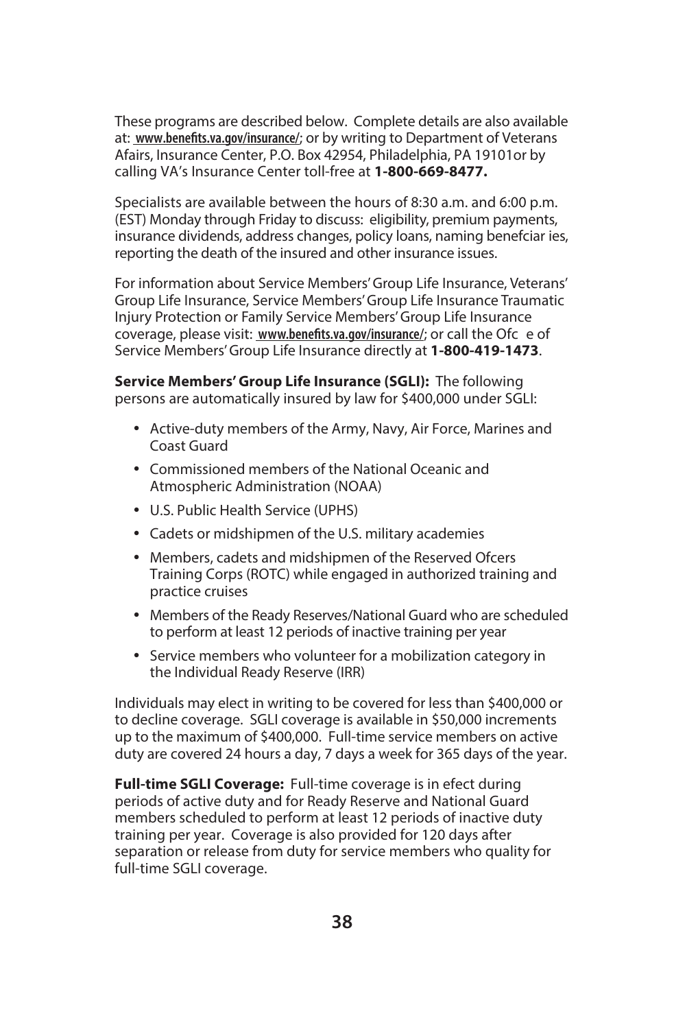These programs are described below. Complete details are also available at: **www.benefits.va.gov/insurance/**; or by writing to Department of Veterans Afairs, Insurance Center, P.O. Box 42954, Philadelphia, PA 19101or by calling VA's Insurance Center toll-free at **1-800-669-8477.**

Specialists are available between the hours of 8:30 a.m. and 6:00 p.m. (EST) Monday through Friday to discuss: eligibility, premium payments, insurance dividends, address changes, policy loans, naming benefciar ies, reporting the death of the insured and other insurance issues.

For information about Service Members' Group Life Insurance, Veterans' Group Life Insurance, Service Members' Group Life Insurance Traumatic Injury Protection or Family Service Members' Group Life Insurance coverage, please visit: **www.benefits.va.gov/insurance/**; or call the Ofc e of Service Members' Group Life Insurance directly at **1-800-419-1473**.

**Service Members' Group Life Insurance (SGLI):** The following persons are automatically insured by law for $400,000 under SGLI:

- Active-duty members of the Army, Navy, Air Force, Marines and Coast Guard
- Commissioned members of the National Oceanic and Atmospheric Administration (NOAA)
- U.S. Public Health Service (UPHS)
- Cadets or midshipmen of the U.S. military academies
- Members, cadets and midshipmen of the Reserved Ofcers Training Corps (ROTC) while engaged in authorized training and practice cruises
- Members of the Ready Reserves/National Guard who are scheduled to perform at least 12 periods of inactive training per year
- Service members who volunteer for a mobilization category in the Individual Ready Reserve (IRR)

Individuals may elect in writing to be covered for less than $400,000 or to decline coverage. SGLI coverage is available in $50,000 increments up to the maximum of $400,000. Full-time service members on active duty are covered 24 hours a day, 7 days a week for 365 days of the year.

**Full-time SGLI Coverage:** Full-time coverage is in efect during periods of active duty and for Ready Reserve and National Guard members scheduled to perform at least 12 periods of inactive duty training per year. Coverage is also provided for 120 days after separation or release from duty for service members who quality for full-time SGLI coverage.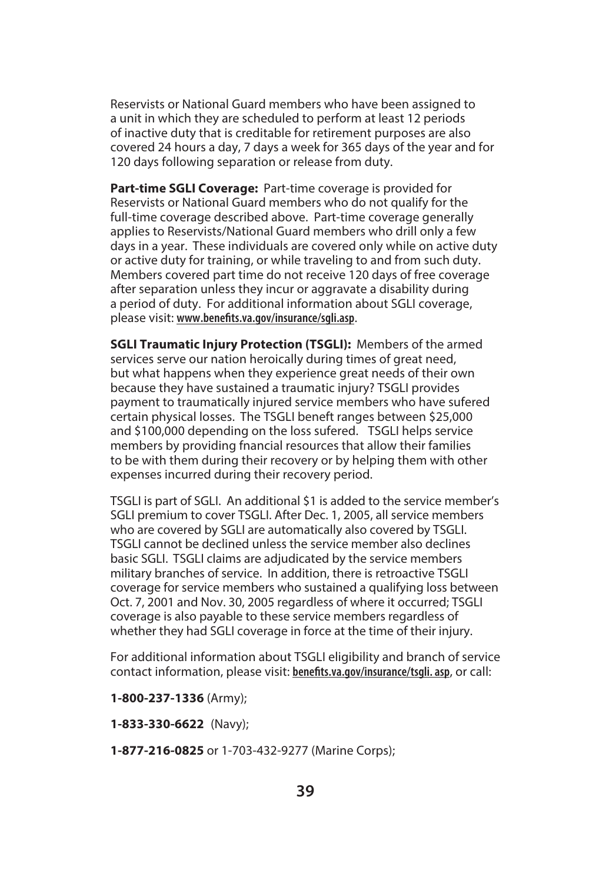Reservists or National Guard members who have been assigned to a unit in which they are scheduled to perform at least 12 periods of inactive duty that is creditable for retirement purposes are also covered 24 hours a day, 7 days a week for 365 days of the year and for 120 days following separation or release from duty.

**Part-time SGLI Coverage:** Part-time coverage is provided for Reservists or National Guard members who do not qualify for the full-time coverage described above. Part-time coverage generally applies to Reservists/National Guard members who drill only a few days in a year. These individuals are covered only while on active duty or active duty for training, or while traveling to and from such duty. Members covered part time do not receive 120 days of free coverage after separation unless they incur or aggravate a disability during a period of duty. For additional information about SGLI coverage, please visit: **www.benefits.va.gov/insurance/sgli.asp**.

**SGLI Traumatic Injury Protection (TSGLI):** Members of the armed services serve our nation heroically during times of great need, but what happens when they experience great needs of their own because they have sustained a traumatic injury? TSGLI provides payment to traumatically injured service members who have sufered certain physical losses. The TSGLI beneft ranges between $25,000 and $100,000 depending on the loss sufered. TSGLI helps service members by providing fnancial resources that allow their families to be with them during their recovery or by helping them with other expenses incurred during their recovery period.

TSGLI is part of SGLI. An additional $1 is added to the service member's SGLI premium to cover TSGLI. After Dec. 1, 2005, all service members who are covered by SGLI are automatically also covered by TSGLI. TSGLI cannot be declined unless the service member also declines basic SGLI. TSGLI claims are adjudicated by the service members military branches of service. In addition, there is retroactive TSGLI coverage for service members who sustained a qualifying loss between Oct. 7, 2001 and Nov. 30, 2005 regardless of where it occurred; TSGLI coverage is also payable to these service members regardless of whether they had SGLI coverage in force at the time of their injury.

For additional information about TSGLI eligibility and branch of service contact information, please visit: **benefits.va.gov/insurance/tsgli. asp**, or call:

**1-800-237-1336** (Army);

**1-833-330-6622** (Navy);

**1-877-216-0825** or 1-703-432-9277 (Marine Corps);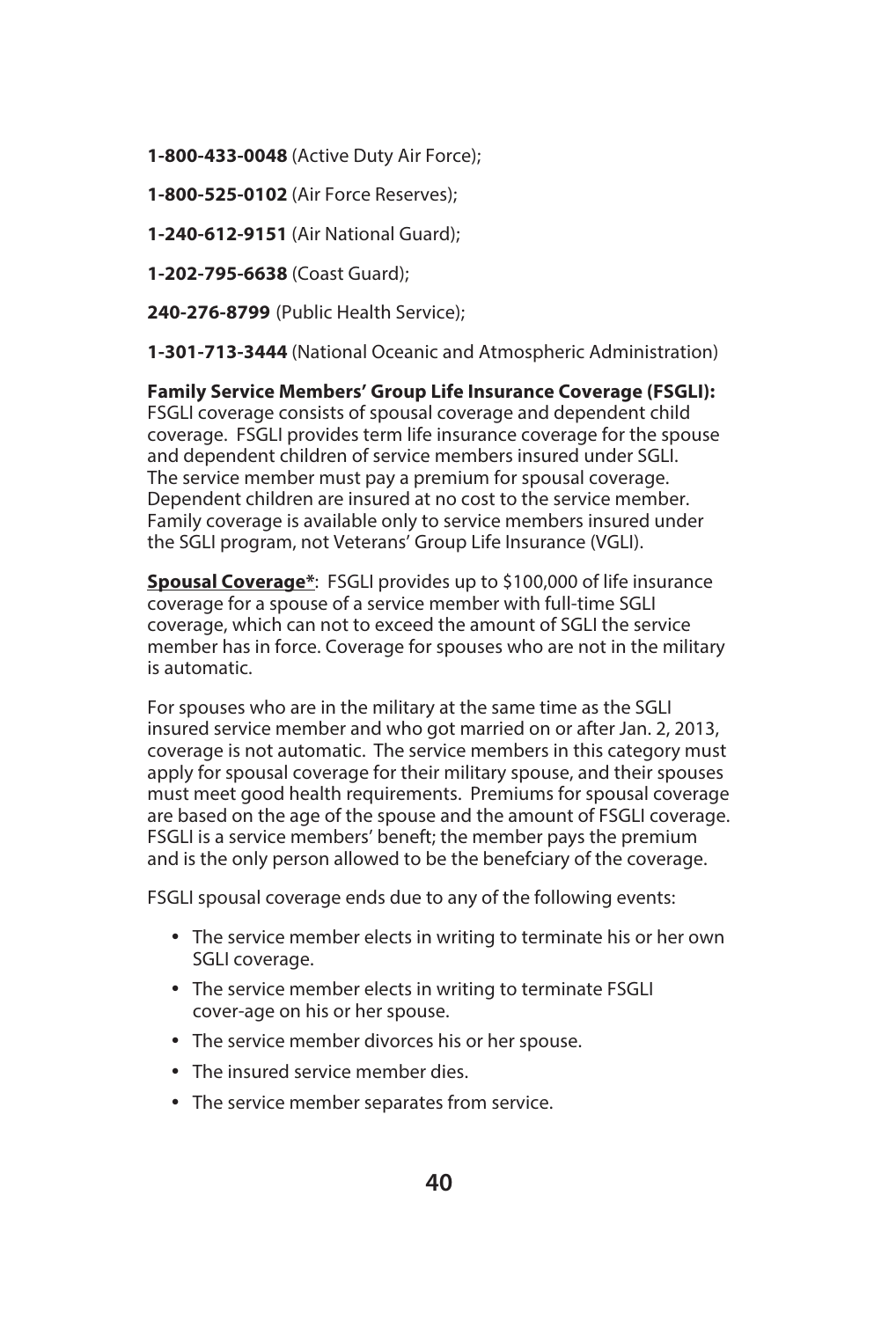**1-800-433-0048** (Active Duty Air Force);

**1-800-525-0102** (Air Force Reserves);

**1-240-612-9151** (Air National Guard);

**1-202-795-6638** (Coast Guard);

**240-276-8799** (Public Health Service);

**1-301-713-3444** (National Oceanic and Atmospheric Administration)

**Family Service Members' Group Life Insurance Coverage (FSGLI):** FSGLI coverage consists of spousal coverage and dependent child coverage. FSGLI provides term life insurance coverage for the spouse and dependent children of service members insured under SGLI. The service member must pay a premium for spousal coverage. Dependent children are insured at no cost to the service member. Family coverage is available only to service members insured under the SGLI program, not Veterans' Group Life Insurance (VGLI).

**Spousal Coverage***: FSGLI provides up to $100,000 of life insurance coverage for a spouse of a service member with full-time SGLI coverage, which can not to exceed the amount of SGLI the service member has in force. Coverage for spouses who are not in the military is automatic.

For spouses who are in the military at the same time as the SGLI insured service member and who got married on or after Jan. 2, 2013, coverage is not automatic. The service members in this category must apply for spousal coverage for their military spouse, and their spouses must meet good health requirements. Premiums for spousal coverage are based on the age of the spouse and the amount of FSGLI coverage. FSGLI is a service members' beneft; the member pays the premium and is the only person allowed to be the benefciary of the coverage.

FSGLI spousal coverage ends due to any of the following events:

- The service member elects in writing to terminate his or her own SGLI coverage.
- The service member elects in writing to terminate FSGLI cover-age on his or her spouse.
- The service member divorces his or her spouse.
- The insured service member dies.
- The service member separates from service.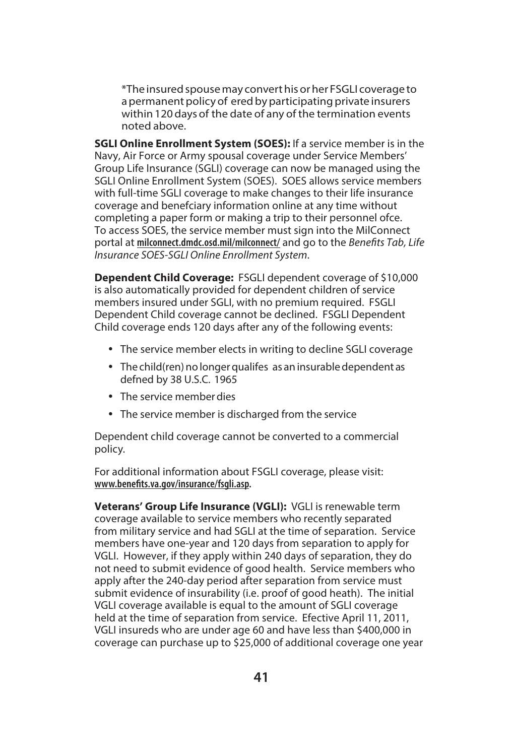*The insured spouse may convert his or her FSGLI coverage to a permanent policy of ered by participating private insurers within 120 days of the date of any of the termination events noted above.

**SGLI Online Enrollment System (SOES):** If a service member is in the Navy, Air Force or Army spousal coverage under Service Members' Group Life Insurance (SGLI) coverage can now be managed using the SGLI Online Enrollment System (SOES). SOES allows service members with full-time SGLI coverage to make changes to their life insurance coverage and benefciary information online at any time without completing a paper form or making a trip to their personnel ofce. To access SOES, the service member must sign into the MilConnect portal at milconnect.dmdc.osd.mil/milconnect/ and go to the *Benefits Tab, Life Insurance SOES-SGLI Online Enrollment System*.

**Dependent Child Coverage:** FSGLI dependent coverage of $10,000 is also automatically provided for dependent children of service members insured under SGLI, with no premium required. FSGLI Dependent Child coverage cannot be declined. FSGLI Dependent Child coverage ends 120 days after any of the following events:

- The service member elects in writing to decline SGLI coverage
- The child(ren) no longer qualifes as an insurable dependent as defned by 38 U.S.C. 1965
- The service member dies
- The service member is discharged from the service

Dependent child coverage cannot be converted to a commercial policy.

For additional information about FSGLI coverage, please visit: www.benefits.va.gov/insurance/fsgli.asp.

**Veterans' Group Life Insurance (VGLI):** VGLI is renewable term coverage available to service members who recently separated from military service and had SGLI at the time of separation. Service members have one-year and 120 days from separation to apply for VGLI. However, if they apply within 240 days of separation, they do not need to submit evidence of good health. Service members who apply after the 240-day period after separation from service must submit evidence of insurability (i.e. proof of good heath). The initial VGLI coverage available is equal to the amount of SGLI coverage held at the time of separation from service. Efective April 11, 2011, VGLI insureds who are under age 60 and have less than $400,000 in coverage can purchase up to $25,000 of additional coverage one year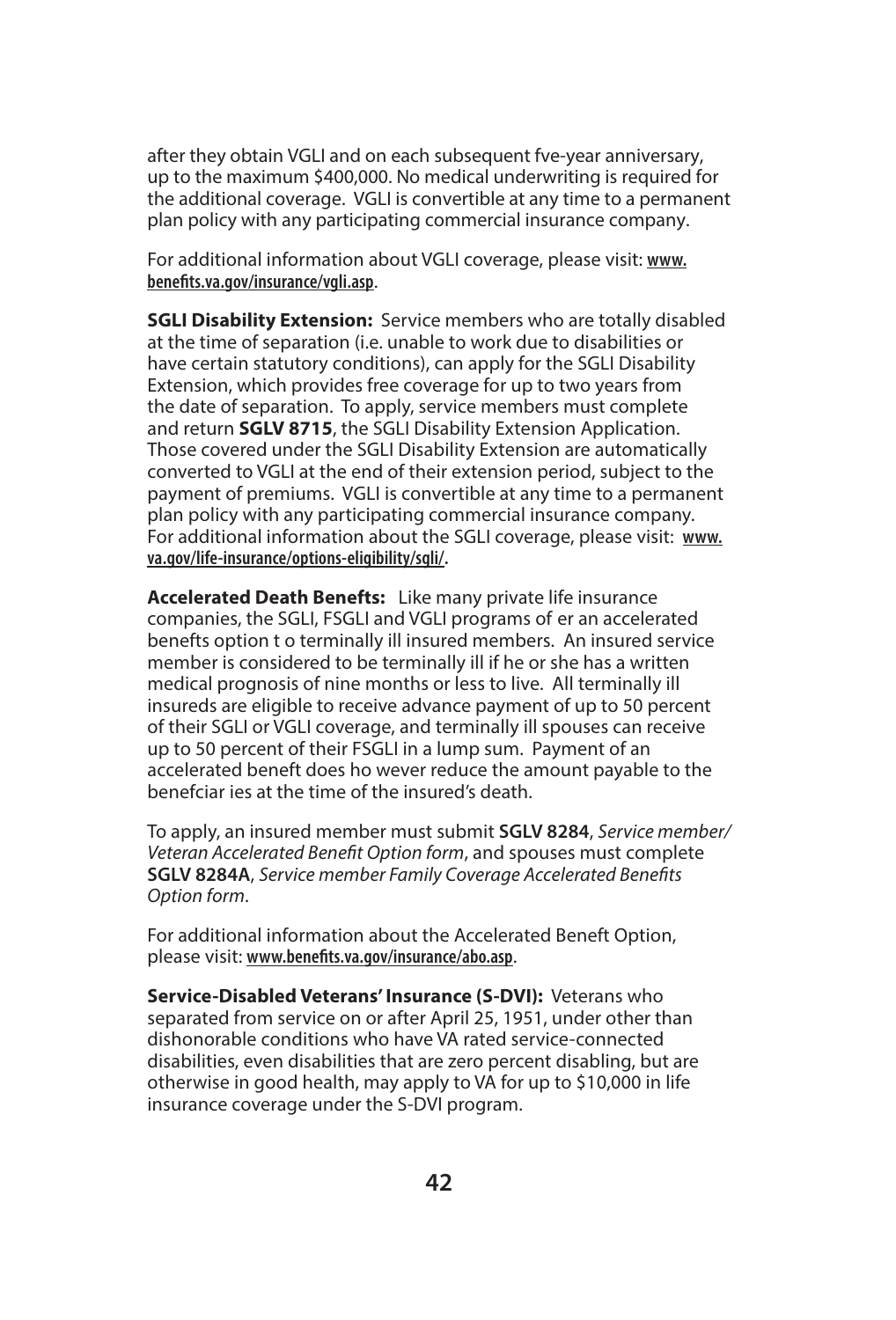after they obtain VGLI and on each subsequent fve-year anniversary, up to the maximum $400,000. No medical underwriting is required for the additional coverage. VGLI is convertible at any time to a permanent plan policy with any participating commercial insurance company.

For additional information about VGLI coverage, please visit: **www.benefits.va.gov/insurance/vgli.asp**.

**SGLI Disability Extension:** Service members who are totally disabled at the time of separation (i.e. unable to work due to disabilities or have certain statutory conditions), can apply for the SGLI Disability Extension, which provides free coverage for up to two years from the date of separation. To apply, service members must complete and return **SGLV 8715**, the SGLI Disability Extension Application. Those covered under the SGLI Disability Extension are automatically converted to VGLI at the end of their extension period, subject to the payment of premiums. VGLI is convertible at any time to a permanent plan policy with any participating commercial insurance company. For additional information about the SGLI coverage, please visit: **www.va.gov/life-insurance/options-eligibility/sgli/.**

**Accelerated Death Benefts:** Like many private life insurance companies, the SGLI, FSGLI and VGLI programs of er an accelerated benefts option t o terminally ill insured members. An insured service member is considered to be terminally ill if he or she has a written medical prognosis of nine months or less to live. All terminally ill insureds are eligible to receive advance payment of up to 50 percent of their SGLI or VGLI coverage, and terminally ill spouses can receive up to 50 percent of their FSGLI in a lump sum. Payment of an accelerated beneft does ho wever reduce the amount payable to the benefciar ies at the time of the insured's death.

To apply, an insured member must submit **SGLV 8284**, *Service member/Veteran Accelerated Benefit Option form*, and spouses must complete **SGLV 8284A**, *Service member Family Coverage Accelerated Benefits Option form*.

For additional information about the Accelerated Beneft Option, please visit: **www.benefits.va.gov/insurance/abo.asp**.

**Service-Disabled Veterans' Insurance (S-DVI):** Veterans who separated from service on or after April 25, 1951, under other than dishonorable conditions who have VA rated service-connected disabilities, even disabilities that are zero percent disabling, but are otherwise in good health, may apply to VA for up to $10,000 in life insurance coverage under the S-DVI program.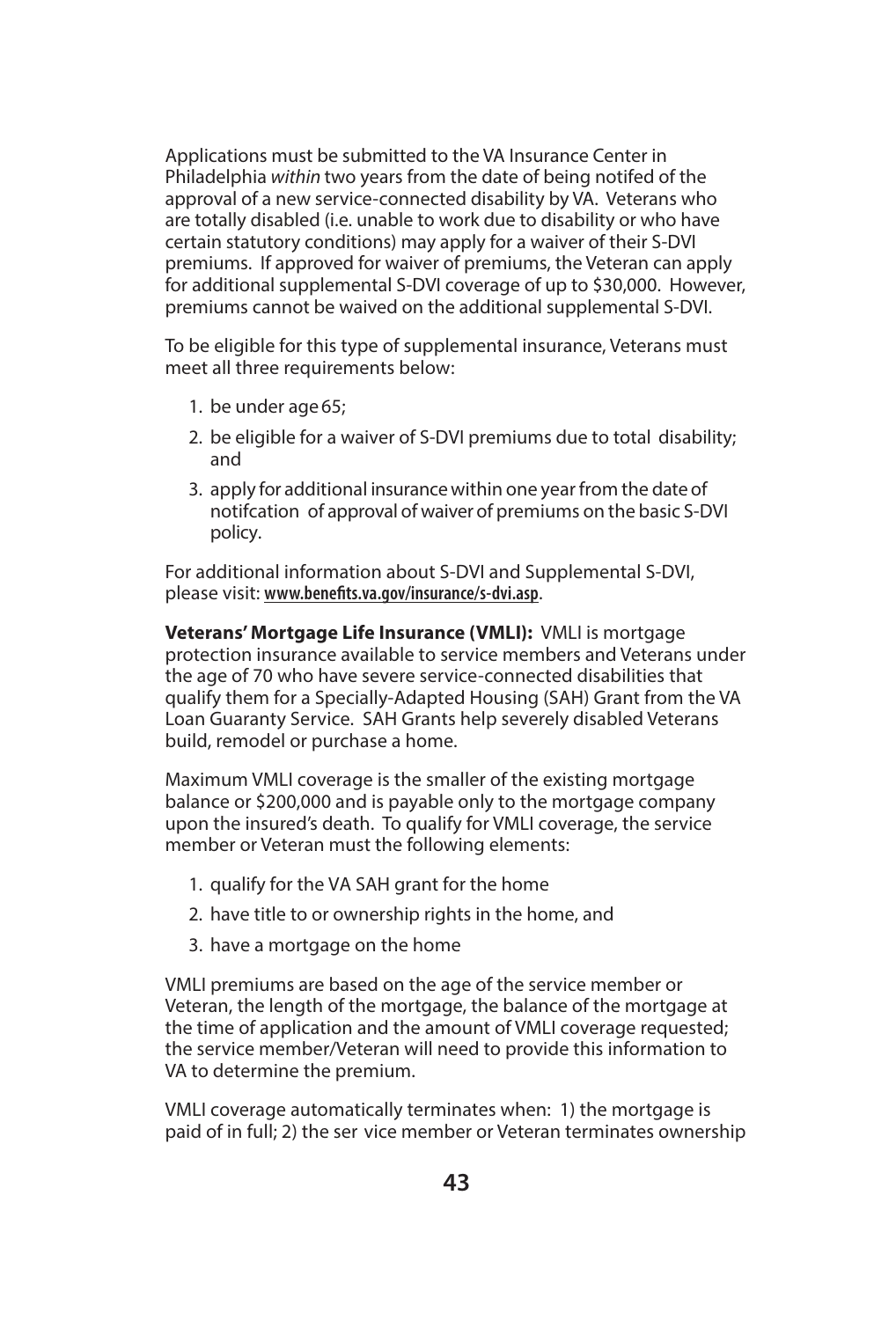Applications must be submitted to the VA Insurance Center in Philadelphia *within* two years from the date of being notifed of the approval of a new service-connected disability by VA. Veterans who are totally disabled (i.e. unable to work due to disability or who have certain statutory conditions) may apply for a waiver of their S-DVI premiums. If approved for waiver of premiums, the Veteran can apply for additional supplemental S-DVI coverage of up to $30,000. However, premiums cannot be waived on the additional supplemental S-DVI.

To be eligible for this type of supplemental insurance, Veterans must meet all three requirements below:

1. be under age 65;
2. be eligible for a waiver of S-DVI premiums due to total disability; and
3. apply for additional insurance within one year from the date of notifcation of approval of waiver of premiums on the basic S-DVI policy.

For additional information about S-DVI and Supplemental S-DVI, please visit: **www.benefits.va.gov/insurance/s-dvi.asp**.

**Veterans' Mortgage Life Insurance (VMLI):** VMLI is mortgage protection insurance available to service members and Veterans under the age of 70 who have severe service-connected disabilities that qualify them for a Specially-Adapted Housing (SAH) Grant from the VA Loan Guaranty Service. SAH Grants help severely disabled Veterans build, remodel or purchase a home.

Maximum VMLI coverage is the smaller of the existing mortgage balance or $200,000 and is payable only to the mortgage company upon the insured's death. To qualify for VMLI coverage, the service member or Veteran must the following elements:

1. qualify for the VA SAH grant for the home
2. have title to or ownership rights in the home, and
3. have a mortgage on the home

VMLI premiums are based on the age of the service member or Veteran, the length of the mortgage, the balance of the mortgage at the time of application and the amount of VMLI coverage requested; the service member/Veteran will need to provide this information to VA to determine the premium.

VMLI coverage automatically terminates when: 1) the mortgage is paid of in full; 2) the ser vice member or Veteran terminates ownership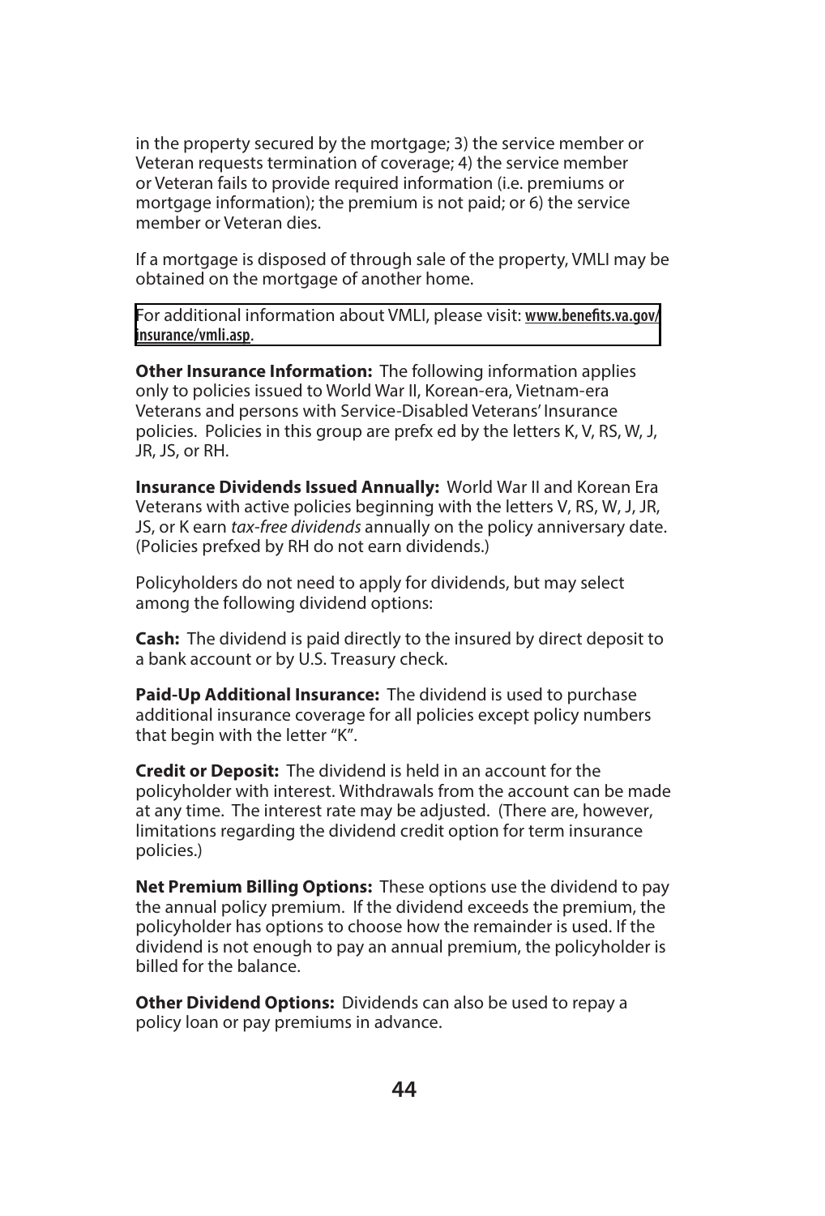in the property secured by the mortgage; 3) the service member or Veteran requests termination of coverage; 4) the service member or Veteran fails to provide required information (i.e. premiums or mortgage information); the premium is not paid; or 6) the service member or Veteran dies.

If a mortgage is disposed of through sale of the property, VMLI may be obtained on the mortgage of another home.

For additional information about VMLI, please visit: **www.benefits.va.gov/insurance/vmli.asp**.

**Other Insurance Information:** The following information applies only to policies issued to World War II, Korean-era, Vietnam-era Veterans and persons with Service-Disabled Veterans' Insurance policies. Policies in this group are prefx ed by the letters K, V, RS, W, J, JR, JS, or RH.

**Insurance Dividends Issued Annually:** World War II and Korean Era Veterans with active policies beginning with the letters V, RS, W, J, JR, JS, or K earn *tax-free dividends* annually on the policy anniversary date. (Policies prefxed by RH do not earn dividends.)

Policyholders do not need to apply for dividends, but may select among the following dividend options:

**Cash:** The dividend is paid directly to the insured by direct deposit to a bank account or by U.S. Treasury check.

**Paid-Up Additional Insurance:** The dividend is used to purchase additional insurance coverage for all policies except policy numbers that begin with the letter "K".

**Credit or Deposit:** The dividend is held in an account for the policyholder with interest. Withdrawals from the account can be made at any time. The interest rate may be adjusted. (There are, however, limitations regarding the dividend credit option for term insurance policies.)

**Net Premium Billing Options:** These options use the dividend to pay the annual policy premium. If the dividend exceeds the premium, the policyholder has options to choose how the remainder is used. If the dividend is not enough to pay an annual premium, the policyholder is billed for the balance.

**Other Dividend Options:** Dividends can also be used to repay a policy loan or pay premiums in advance.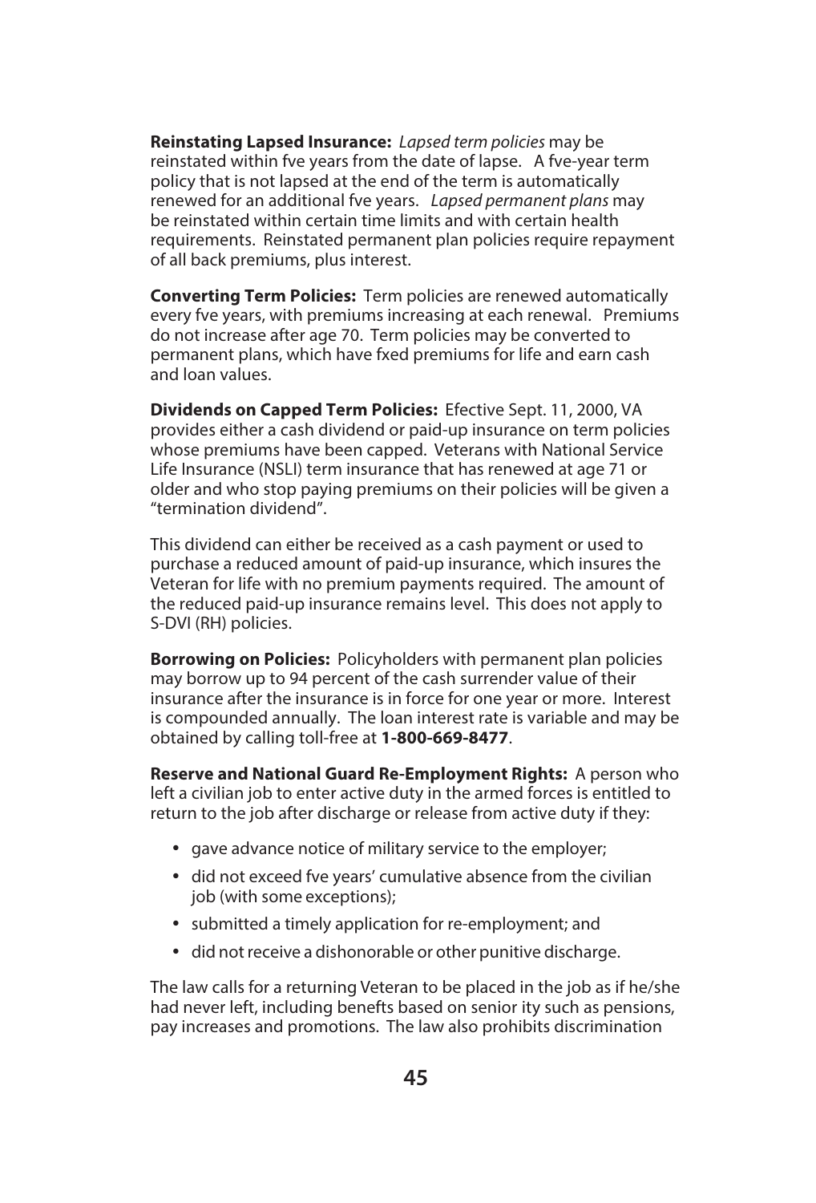**Reinstating Lapsed Insurance:** *Lapsed term policies* may be reinstated within fve years from the date of lapse. A fve-year term policy that is not lapsed at the end of the term is automatically renewed for an additional fve years. *Lapsed permanent plans* may be reinstated within certain time limits and with certain health requirements. Reinstated permanent plan policies require repayment of all back premiums, plus interest.

**Converting Term Policies:** Term policies are renewed automatically every fve years, with premiums increasing at each renewal. Premiums do not increase after age 70. Term policies may be converted to permanent plans, which have fxed premiums for life and earn cash and loan values.

**Dividends on Capped Term Policies:** Efective Sept. 11, 2000, VA provides either a cash dividend or paid-up insurance on term policies whose premiums have been capped. Veterans with National Service Life Insurance (NSLI) term insurance that has renewed at age 71 or older and who stop paying premiums on their policies will be given a "termination dividend".

This dividend can either be received as a cash payment or used to purchase a reduced amount of paid-up insurance, which insures the Veteran for life with no premium payments required. The amount of the reduced paid-up insurance remains level. This does not apply to S-DVI (RH) policies.

**Borrowing on Policies:** Policyholders with permanent plan policies may borrow up to 94 percent of the cash surrender value of their insurance after the insurance is in force for one year or more. Interest is compounded annually. The loan interest rate is variable and may be obtained by calling toll-free at **1-800-669-8477**.

**Reserve and National Guard Re-Employment Rights:** A person who left a civilian job to enter active duty in the armed forces is entitled to return to the job after discharge or release from active duty if they:

- gave advance notice of military service to the employer;
- did not exceed fve years' cumulative absence from the civilian job (with some exceptions);
- submitted a timely application for re-employment; and
- did not receive a dishonorable or other punitive discharge.

The law calls for a returning Veteran to be placed in the job as if he/she had never left, including benefts based on senior ity such as pensions, pay increases and promotions. The law also prohibits discrimination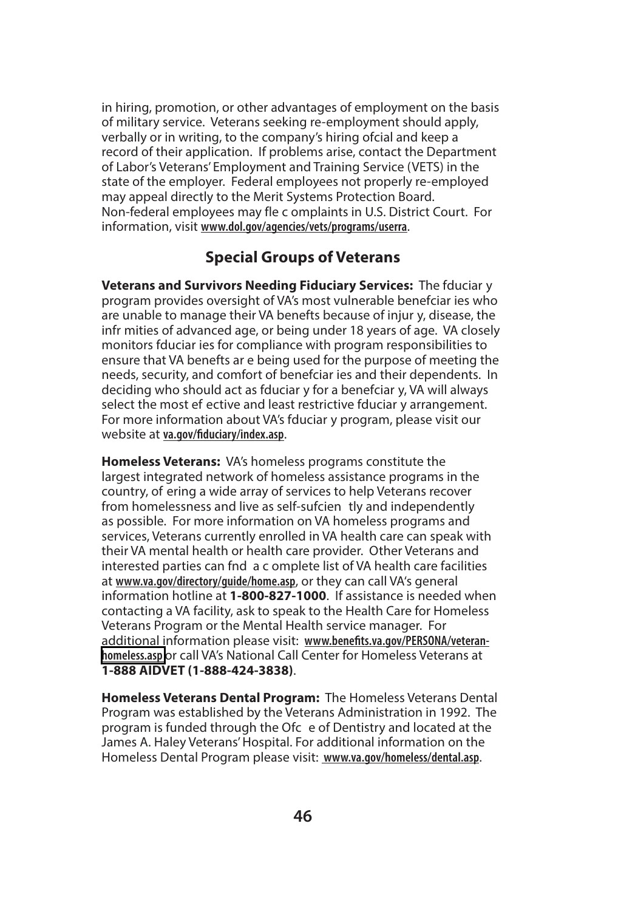in hiring, promotion, or other advantages of employment on the basis of military service. Veterans seeking re-employment should apply, verbally or in writing, to the company's hiring ofcial and keep a record of their application. If problems arise, contact the Department of Labor's Veterans' Employment and Training Service (VETS) in the state of the employer. Federal employees not properly re-employed may appeal directly to the Merit Systems Protection Board. Non-federal employees may fle c omplaints in U.S. District Court. For information, visit **www.dol.gov/agencies/vets/programs/userra**.

## Special Groups of Veterans

**Veterans and Survivors Needing Fiduciary Services:** The fduciar y program provides oversight of VA's most vulnerable benefciar ies who are unable to manage their VA benefts because of injur y, disease, the infr mities of advanced age, or being under 18 years of age. VA closely monitors fduciar ies for compliance with program responsibilities to ensure that VA benefts ar e being used for the purpose of meeting the needs, security, and comfort of benefciar ies and their dependents. In deciding who should act as fduciar y for a benefciar y, VA will always select the most ef ective and least restrictive fduciar y arrangement. For more information about VA's fduciar y program, please visit our website at **va.gov/fiduciary/index.asp**.

**Homeless Veterans:** VA's homeless programs constitute the largest integrated network of homeless assistance programs in the country, of ering a wide array of services to help Veterans recover from homelessness and live as self-sufcien tly and independently as possible. For more information on VA homeless programs and services, Veterans currently enrolled in VA health care can speak with their VA mental health or health care provider. Other Veterans and interested parties can fnd a c omplete list of VA health care facilities at **www.va.gov/directory/guide/home.asp**, or they can call VA's general information hotline at **1-800-827-1000**. If assistance is needed when contacting a VA facility, ask to speak to the Health Care for Homeless Veterans Program or the Mental Health service manager. For additional information please visit: **www.benefits.va.gov/PERSONA/veteran-homeless.asp** or call VA's National Call Center for Homeless Veterans at **1-888 AIDVET (1-888-424-3838)**.

**Homeless Veterans Dental Program:** The Homeless Veterans Dental Program was established by the Veterans Administration in 1992. The program is funded through the Ofc e of Dentistry and located at the James A. Haley Veterans' Hospital. For additional information on the Homeless Dental Program please visit: **www.va.gov/homeless/dental.asp**.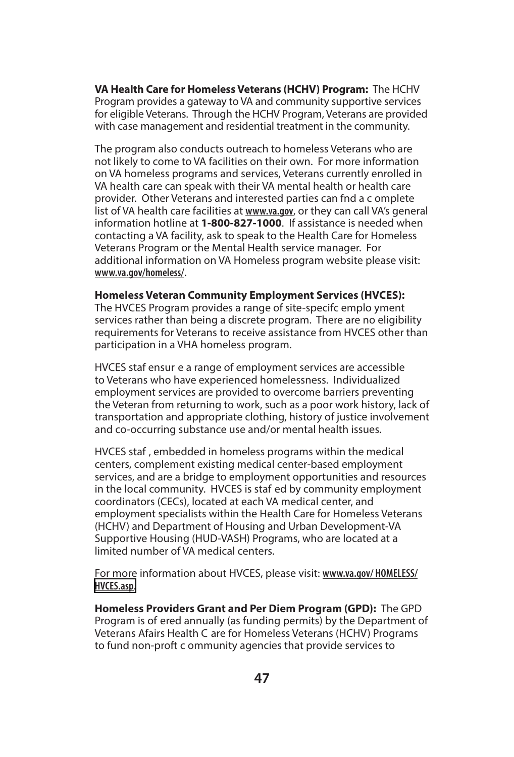**VA Health Care for Homeless Veterans (HCHV) Program:** The HCHV Program provides a gateway to VA and community supportive services for eligible Veterans. Through the HCHV Program, Veterans are provided with case management and residential treatment in the community.

The program also conducts outreach to homeless Veterans who are not likely to come to VA facilities on their own. For more information on VA homeless programs and services, Veterans currently enrolled in VA health care can speak with their VA mental health or health care provider. Other Veterans and interested parties can fnd a c omplete list of VA health care facilities at **www.va.gov**, or they can call VA's general information hotline at **1-800-827-1000**. If assistance is needed when contacting a VA facility, ask to speak to the Health Care for Homeless Veterans Program or the Mental Health service manager. For additional information on VA Homeless program website please visit: **www.va.gov/homeless/**.

**Homeless Veteran Community Employment Services (HVCES):** The HVCES Program provides a range of site-specifc emplo yment services rather than being a discrete program. There are no eligibility requirements for Veterans to receive assistance from HVCES other than participation in a VHA homeless program.

HVCES staf ensur e a range of employment services are accessible to Veterans who have experienced homelessness. Individualized employment services are provided to overcome barriers preventing the Veteran from returning to work, such as a poor work history, lack of transportation and appropriate clothing, history of justice involvement and co-occurring substance use and/or mental health issues.

HVCES staf , embedded in homeless programs within the medical centers, complement existing medical center-based employment services, and are a bridge to employment opportunities and resources in the local community. HVCES is staf ed by community employment coordinators (CECs), located at each VA medical center, and employment specialists within the Health Care for Homeless Veterans (HCHV) and Department of Housing and Urban Development-VA Supportive Housing (HUD-VASH) Programs, who are located at a limited number of VA medical centers.

For more information about HVCES, please visit: **www.va.gov/ HOMELESS/ HVCES.asp.**

**Homeless Providers Grant and Per Diem Program (GPD):** The GPD Program is of ered annually (as funding permits) by the Department of Veterans Afairs Health C are for Homeless Veterans (HCHV) Programs to fund non-proft c ommunity agencies that provide services to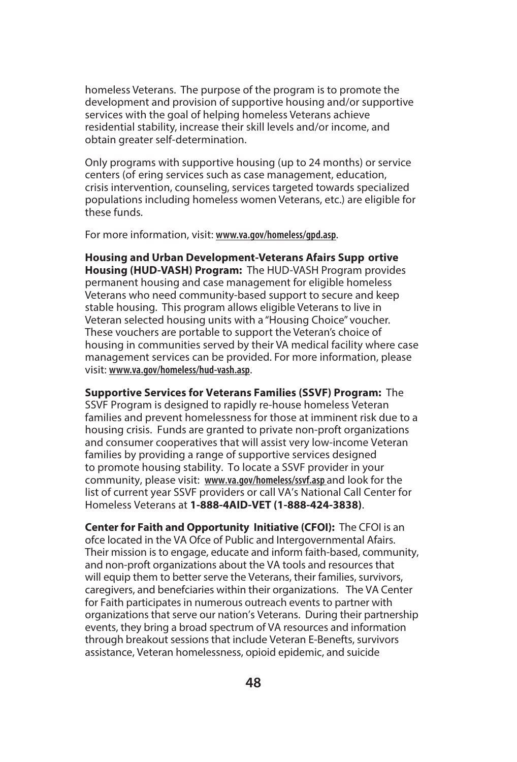homeless Veterans. The purpose of the program is to promote the development and provision of supportive housing and/or supportive services with the goal of helping homeless Veterans achieve residential stability, increase their skill levels and/or income, and obtain greater self-determination.

Only programs with supportive housing (up to 24 months) or service centers (of ering services such as case management, education, crisis intervention, counseling, services targeted towards specialized populations including homeless women Veterans, etc.) are eligible for these funds.

For more information, visit: **www.va.gov/homeless/gpd.asp**.

**Housing and Urban Development-Veterans Afairs Supp ortive Housing (HUD-VASH) Program:** The HUD-VASH Program provides permanent housing and case management for eligible homeless Veterans who need community-based support to secure and keep stable housing. This program allows eligible Veterans to live in Veteran selected housing units with a "Housing Choice" voucher. These vouchers are portable to support the Veteran's choice of housing in communities served by their VA medical facility where case management services can be provided. For more information, please visit: **www.va.gov/homeless/hud-vash.asp**.

**Supportive Services for Veterans Families (SSVF) Program:** The SSVF Program is designed to rapidly re-house homeless Veteran families and prevent homelessness for those at imminent risk due to a housing crisis. Funds are granted to private non-proft organizations and consumer cooperatives that will assist very low-income Veteran families by providing a range of supportive services designed to promote housing stability. To locate a SSVF provider in your community, please visit: **www.va.gov/homeless/ssvf.asp** and look for the list of current year SSVF providers or call VA's National Call Center for Homeless Veterans at **1-888-4AID-VET (1-888-424-3838)**.

**Center for Faith and Opportunity Initiative (CFOI):** The CFOI is an ofce located in the VA Ofce of Public and Intergovernmental Afairs. Their mission is to engage, educate and inform faith-based, community, and non-proft organizations about the VA tools and resources that will equip them to better serve the Veterans, their families, survivors, caregivers, and benefciaries within their organizations. The VA Center for Faith participates in numerous outreach events to partner with organizations that serve our nation's Veterans. During their partnership events, they bring a broad spectrum of VA resources and information through breakout sessions that include Veteran E-Benefts, survivors assistance, Veteran homelessness, opioid epidemic, and suicide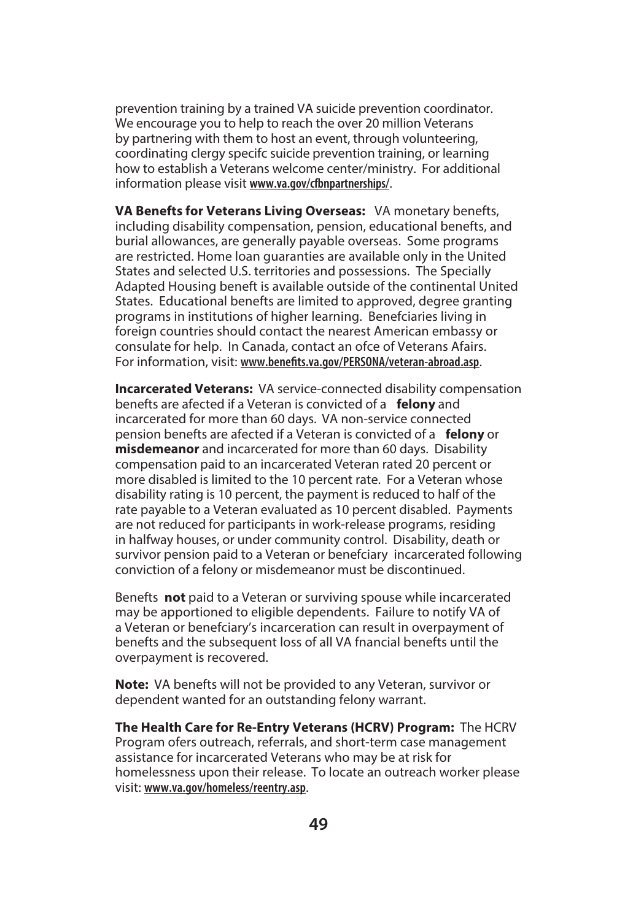prevention training by a trained VA suicide prevention coordinator. We encourage you to help to reach the over 20 million Veterans by partnering with them to host an event, through volunteering, coordinating clergy specifc suicide prevention training, or learning how to establish a Veterans welcome center/ministry. For additional information please visit www.va.gov/cfbnpartnerships/.

**VA Benefts for Veterans Living Overseas:** VA monetary benefts, including disability compensation, pension, educational benefts, and burial allowances, are generally payable overseas. Some programs are restricted. Home loan guaranties are available only in the United States and selected U.S. territories and possessions. The Specially Adapted Housing beneft is available outside of the continental United States. Educational benefts are limited to approved, degree granting programs in institutions of higher learning. Benefciaries living in foreign countries should contact the nearest American embassy or consulate for help. In Canada, contact an ofce of Veterans Afairs. For information, visit: www.benefits.va.gov/PERSONA/veteran-abroad.asp.

**Incarcerated Veterans:** VA service-connected disability compensation benefts are afected if a Veteran is convicted of a **felony** and incarcerated for more than 60 days. VA non-service connected pension benefts are afected if a Veteran is convicted of a **felony** or **misdemeanor** and incarcerated for more than 60 days. Disability compensation paid to an incarcerated Veteran rated 20 percent or more disabled is limited to the 10 percent rate. For a Veteran whose disability rating is 10 percent, the payment is reduced to half of the rate payable to a Veteran evaluated as 10 percent disabled. Payments are not reduced for participants in work-release programs, residing in halfway houses, or under community control. Disability, death or survivor pension paid to a Veteran or benefciary incarcerated following conviction of a felony or misdemeanor must be discontinued.

Benefts **not** paid to a Veteran or surviving spouse while incarcerated may be apportioned to eligible dependents. Failure to notify VA of a Veteran or benefciary's incarceration can result in overpayment of benefts and the subsequent loss of all VA fnancial benefts until the overpayment is recovered.

**Note:** VA benefts will not be provided to any Veteran, survivor or dependent wanted for an outstanding felony warrant.

**The Health Care for Re-Entry Veterans (HCRV) Program:** The HCRV Program ofers outreach, referrals, and short-term case management assistance for incarcerated Veterans who may be at risk for homelessness upon their release. To locate an outreach worker please visit: www.va.gov/homeless/reentry.asp.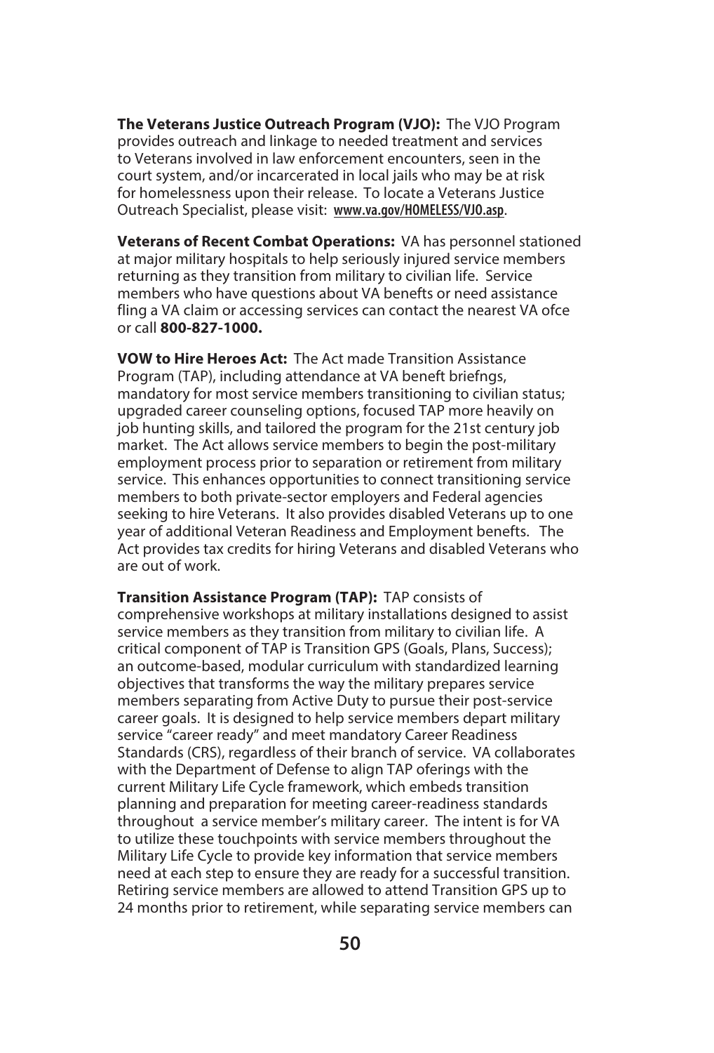**The Veterans Justice Outreach Program (VJO):** The VJO Program provides outreach and linkage to needed treatment and services to Veterans involved in law enforcement encounters, seen in the court system, and/or incarcerated in local jails who may be at risk for homelessness upon their release. To locate a Veterans Justice Outreach Specialist, please visit: www.va.gov/HOMELESS/VJO.asp.

**Veterans of Recent Combat Operations:** VA has personnel stationed at major military hospitals to help seriously injured service members returning as they transition from military to civilian life. Service members who have questions about VA benefts or need assistance fling a VA claim or accessing services can contact the nearest VA ofce or call **800-827-1000.**

**VOW to Hire Heroes Act:** The Act made Transition Assistance Program (TAP), including attendance at VA beneft briefngs, mandatory for most service members transitioning to civilian status; upgraded career counseling options, focused TAP more heavily on job hunting skills, and tailored the program for the 21st century job market. The Act allows service members to begin the post-military employment process prior to separation or retirement from military service. This enhances opportunities to connect transitioning service members to both private-sector employers and Federal agencies seeking to hire Veterans. It also provides disabled Veterans up to one year of additional Veteran Readiness and Employment benefts. The Act provides tax credits for hiring Veterans and disabled Veterans who are out of work.

**Transition Assistance Program (TAP):** TAP consists of comprehensive workshops at military installations designed to assist service members as they transition from military to civilian life. A critical component of TAP is Transition GPS (Goals, Plans, Success); an outcome-based, modular curriculum with standardized learning objectives that transforms the way the military prepares service members separating from Active Duty to pursue their post-service career goals. It is designed to help service members depart military service "career ready" and meet mandatory Career Readiness Standards (CRS), regardless of their branch of service. VA collaborates with the Department of Defense to align TAP oferings with the current Military Life Cycle framework, which embeds transition planning and preparation for meeting career-readiness standards throughout a service member's military career. The intent is for VA to utilize these touchpoints with service members throughout the Military Life Cycle to provide key information that service members need at each step to ensure they are ready for a successful transition. Retiring service members are allowed to attend Transition GPS up to 24 months prior to retirement, while separating service members can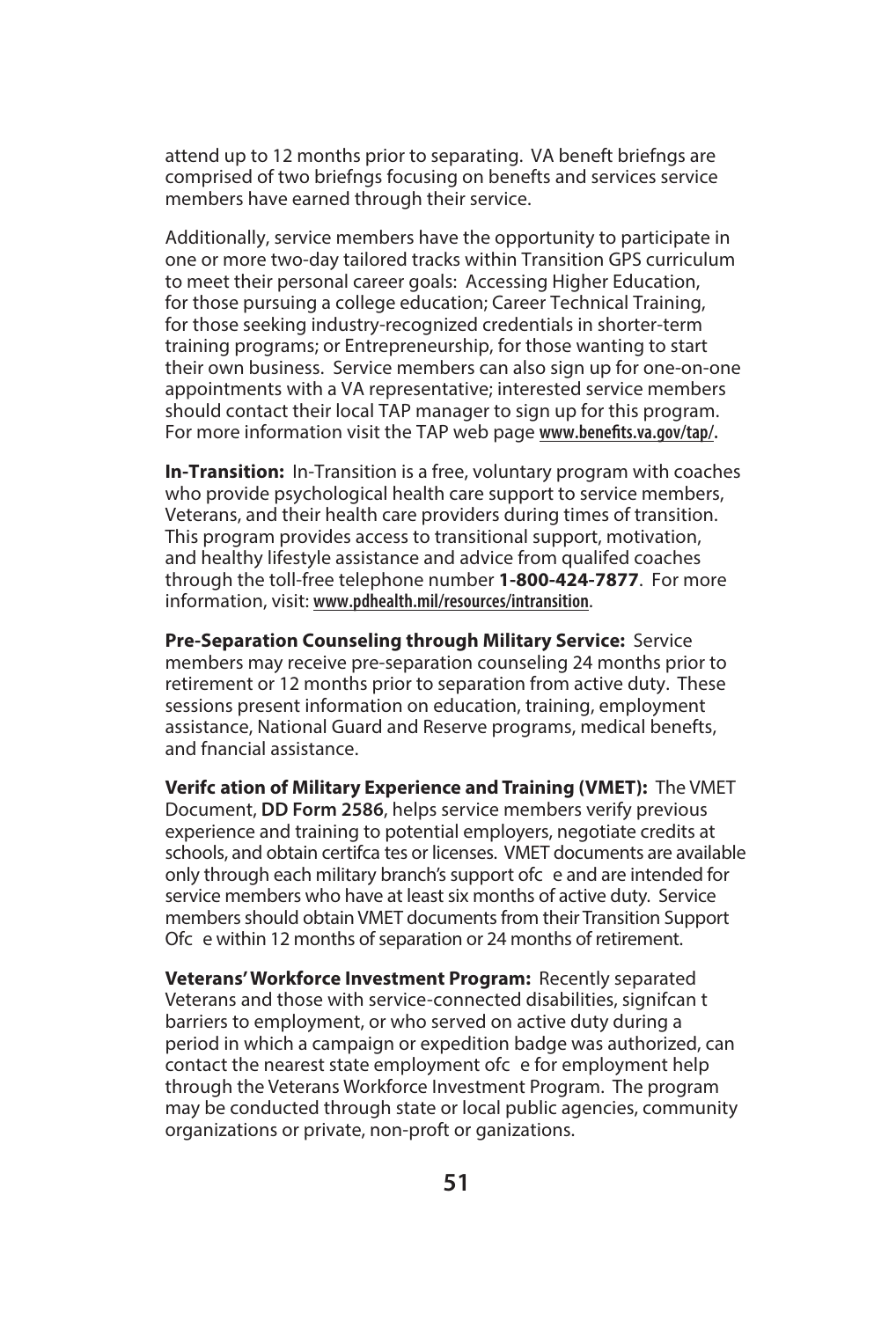attend up to 12 months prior to separating. VA beneft briefngs are comprised of two briefngs focusing on benefts and services service members have earned through their service.

Additionally, service members have the opportunity to participate in one or more two-day tailored tracks within Transition GPS curriculum to meet their personal career goals: Accessing Higher Education, for those pursuing a college education; Career Technical Training, for those seeking industry-recognized credentials in shorter-term training programs; or Entrepreneurship, for those wanting to start their own business. Service members can also sign up for one-on-one appointments with a VA representative; interested service members should contact their local TAP manager to sign up for this program. For more information visit the TAP web page **www.benefits.va.gov/tap/.**

**In-Transition:** In-Transition is a free, voluntary program with coaches who provide psychological health care support to service members, Veterans, and their health care providers during times of transition. This program provides access to transitional support, motivation, and healthy lifestyle assistance and advice from qualifed coaches through the toll-free telephone number **1-800-424-7877**. For more information, visit: **www.pdhealth.mil/resources/intransition**.

**Pre-Separation Counseling through Military Service:** Service members may receive pre-separation counseling 24 months prior to retirement or 12 months prior to separation from active duty. These sessions present information on education, training, employment assistance, National Guard and Reserve programs, medical benefts, and fnancial assistance.

**Verifc ation of Military Experience and Training (VMET):** The VMET Document, **DD Form 2586**, helps service members verify previous experience and training to potential employers, negotiate credits at schools, and obtain certifca tes or licenses. VMET documents are available only through each military branch's support ofc e and are intended for service members who have at least six months of active duty. Service members should obtain VMET documents from their Transition Support Ofc e within 12 months of separation or 24 months of retirement.

**Veterans' Workforce Investment Program:** Recently separated Veterans and those with service-connected disabilities, signifcan t barriers to employment, or who served on active duty during a period in which a campaign or expedition badge was authorized, can contact the nearest state employment ofc e for employment help through the Veterans Workforce Investment Program. The program may be conducted through state or local public agencies, community organizations or private, non-proft or ganizations.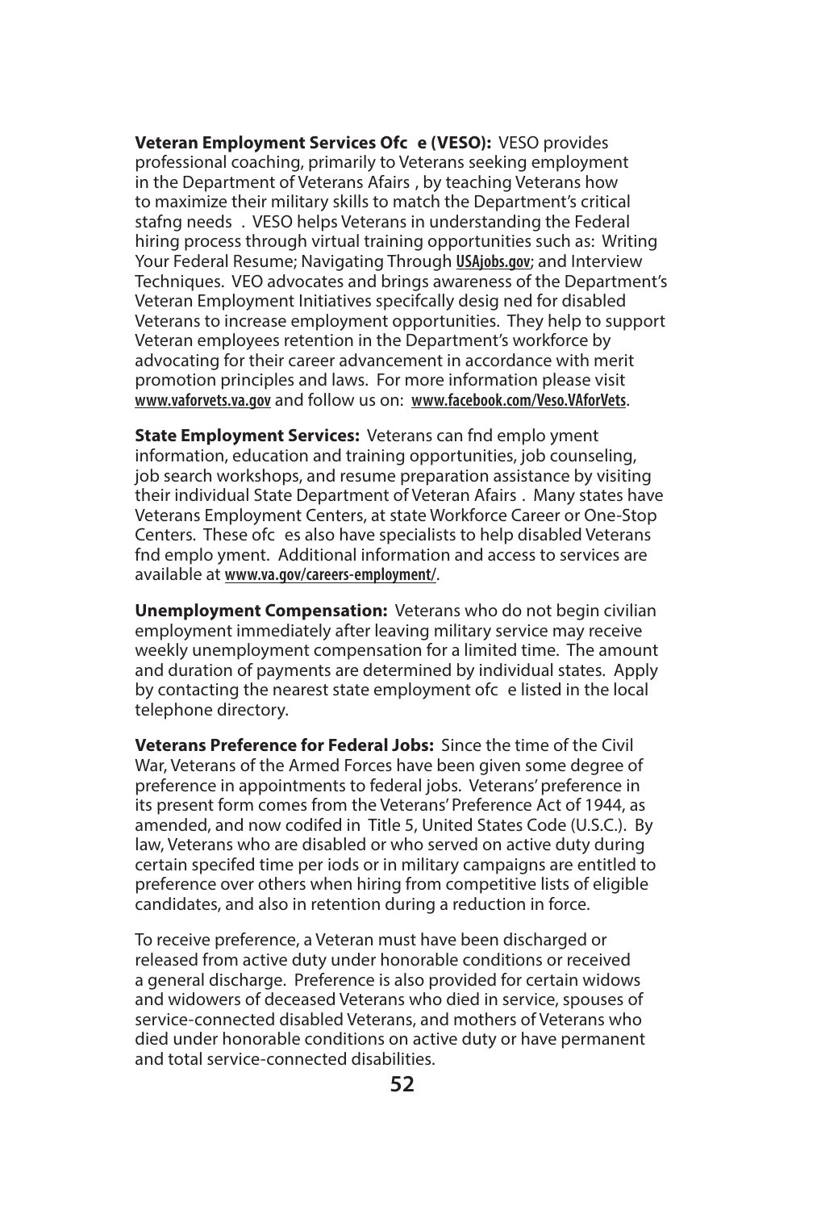**Veteran Employment Services Ofc e (VESO):** VESO provides professional coaching, primarily to Veterans seeking employment in the Department of Veterans Afairs , by teaching Veterans how to maximize their military skills to match the Department's critical stafng needs . VESO helps Veterans in understanding the Federal hiring process through virtual training opportunities such as: Writing Your Federal Resume; Navigating Through USAjobs.gov; and Interview Techniques. VEO advocates and brings awareness of the Department's Veteran Employment Initiatives specifcally desig ned for disabled Veterans to increase employment opportunities. They help to support Veteran employees retention in the Department's workforce by advocating for their career advancement in accordance with merit promotion principles and laws. For more information please visit www.vaforvets.va.gov and follow us on: www.facebook.com/Veso.VAforVets.

**State Employment Services:** Veterans can fnd emplo yment information, education and training opportunities, job counseling, job search workshops, and resume preparation assistance by visiting their individual State Department of Veteran Afairs . Many states have Veterans Employment Centers, at state Workforce Career or One-Stop Centers. These ofc es also have specialists to help disabled Veterans fnd emplo yment. Additional information and access to services are available at www.va.gov/careers-employment/.

**Unemployment Compensation:** Veterans who do not begin civilian employment immediately after leaving military service may receive weekly unemployment compensation for a limited time. The amount and duration of payments are determined by individual states. Apply by contacting the nearest state employment ofc e listed in the local telephone directory.

**Veterans Preference for Federal Jobs:** Since the time of the Civil War, Veterans of the Armed Forces have been given some degree of preference in appointments to federal jobs. Veterans' preference in its present form comes from the Veterans' Preference Act of 1944, as amended, and now codifed in Title 5, United States Code (U.S.C.). By law, Veterans who are disabled or who served on active duty during certain specifed time per iods or in military campaigns are entitled to preference over others when hiring from competitive lists of eligible candidates, and also in retention during a reduction in force.

To receive preference, a Veteran must have been discharged or released from active duty under honorable conditions or received a general discharge. Preference is also provided for certain widows and widowers of deceased Veterans who died in service, spouses of service-connected disabled Veterans, and mothers of Veterans who died under honorable conditions on active duty or have permanent and total service-connected disabilities.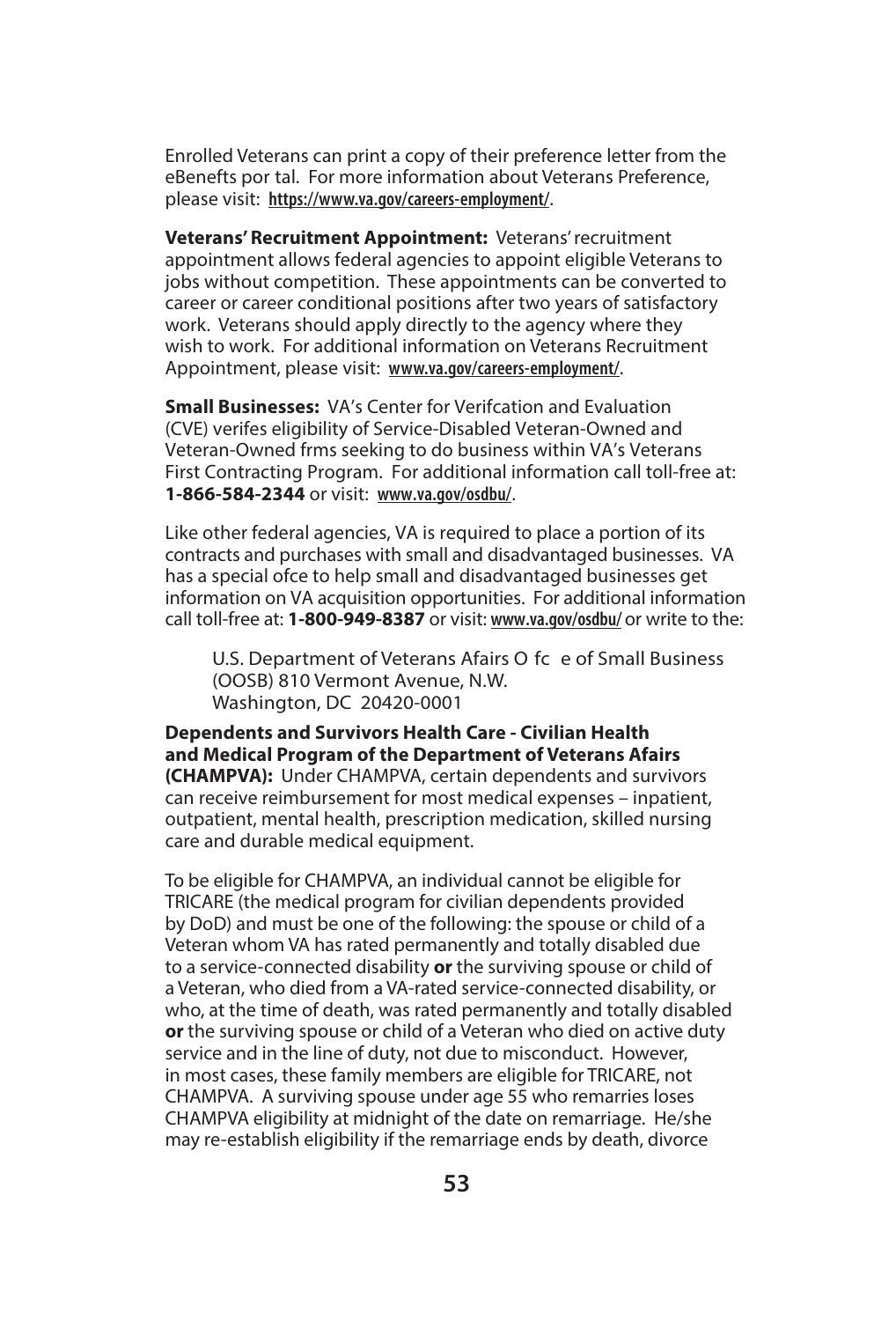Enrolled Veterans can print a copy of their preference letter from the eBenefts por tal. For more information about Veterans Preference, please visit: **https://www.va.gov/careers-employment/**.

**Veterans' Recruitment Appointment:** Veterans' recruitment appointment allows federal agencies to appoint eligible Veterans to jobs without competition. These appointments can be converted to career or career conditional positions after two years of satisfactory work. Veterans should apply directly to the agency where they wish to work. For additional information on Veterans Recruitment Appointment, please visit: **www.va.gov/careers-employment/**.

**Small Businesses:** VA's Center for Verifcation and Evaluation (CVE) verifes eligibility of Service-Disabled Veteran-Owned and Veteran-Owned frms seeking to do business within VA's Veterans First Contracting Program. For additional information call toll-free at: **1-866-584-2344** or visit: **www.va.gov/osdbu/**.

Like other federal agencies, VA is required to place a portion of its contracts and purchases with small and disadvantaged businesses. VA has a special ofce to help small and disadvantaged businesses get information on VA acquisition opportunities. For additional information call toll-free at: **1-800-949-8387** or visit: **www.va.gov/osdbu/** or write to the:

> U.S. Department of Veterans Afairs O fc e of Small Business (OOSB) 810 Vermont Avenue, N.W.
> Washington, DC 20420-0001

**Dependents and Survivors Health Care - Civilian Health and Medical Program of the Department of Veterans Afairs (CHAMPVA):** Under CHAMPVA, certain dependents and survivors can receive reimbursement for most medical expenses – inpatient, outpatient, mental health, prescription medication, skilled nursing care and durable medical equipment.

To be eligible for CHAMPVA, an individual cannot be eligible for TRICARE (the medical program for civilian dependents provided by DoD) and must be one of the following: the spouse or child of a Veteran whom VA has rated permanently and totally disabled due to a service-connected disability **or** the surviving spouse or child of a Veteran, who died from a VA-rated service-connected disability, or who, at the time of death, was rated permanently and totally disabled **or** the surviving spouse or child of a Veteran who died on active duty service and in the line of duty, not due to misconduct. However, in most cases, these family members are eligible for TRICARE, not CHAMPVA. A surviving spouse under age 55 who remarries loses CHAMPVA eligibility at midnight of the date on remarriage. He/she may re-establish eligibility if the remarriage ends by death, divorce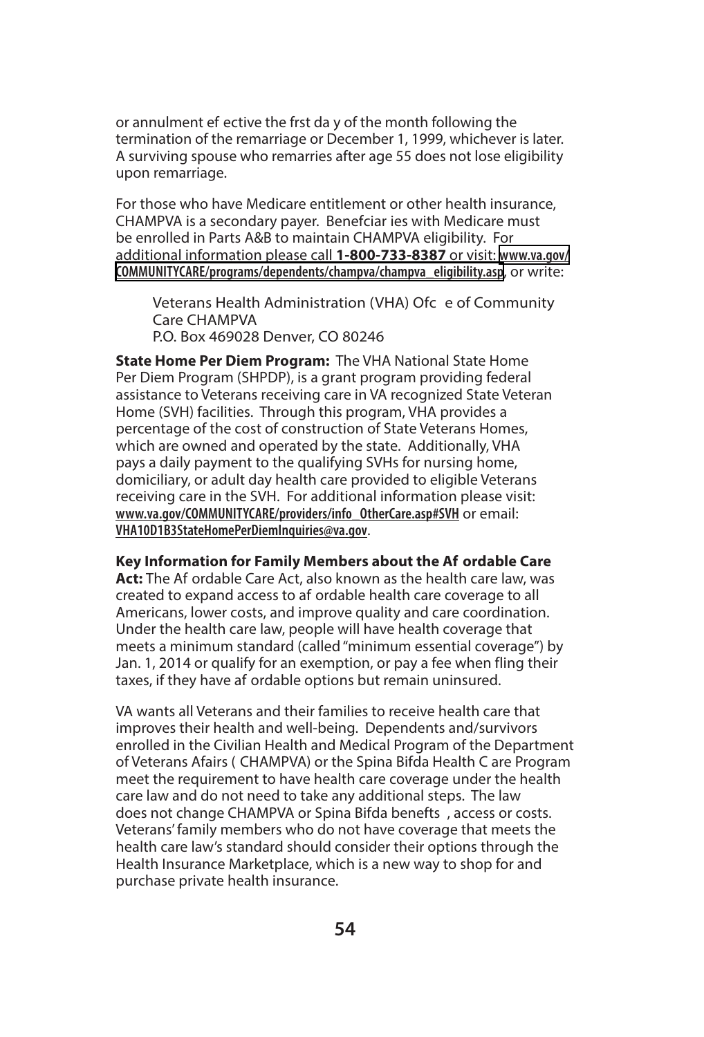or annulment effective the first day of the month following the termination of the remarriage or December 1, 1999, whichever is later. A surviving spouse who remarries after age 55 does not lose eligibility upon remarriage.

For those who have Medicare entitlement or other health insurance, CHAMPVA is a secondary payer. Beneficiaries with Medicare must be enrolled in Parts A&B to maintain CHAMPVA eligibility. For additional information please call **1-800-733-8387** or visit: **www.va.gov/COMMUNITYCARE/programs/dependents/champva/champva_eligibility.asp**, or write:

> Veterans Health Administration (VHA) Office of Community Care CHAMPVA
> P.O. Box 469028 Denver, CO 80246

**State Home Per Diem Program:** The VHA National State Home Per Diem Program (SHPDP), is a grant program providing federal assistance to Veterans receiving care in VA recognized State Veteran Home (SVH) facilities. Through this program, VHA provides a percentage of the cost of construction of State Veterans Homes, which are owned and operated by the state. Additionally, VHA pays a daily payment to the qualifying SVHs for nursing home, domiciliary, or adult day health care provided to eligible Veterans receiving care in the SVH. For additional information please visit: **www.va.gov/COMMUNITYCARE/providers/info_OtherCare.asp#SVH** or email: **VHA10D1B3StateHomePerDiemInquiries@va.gov**.

**Key Information for Family Members about the Affordable Care Act:** The Affordable Care Act, also known as the health care law, was created to expand access to affordable health care coverage to all Americans, lower costs, and improve quality and care coordination. Under the health care law, people will have health coverage that meets a minimum standard (called "minimum essential coverage") by Jan. 1, 2014 or qualify for an exemption, or pay a fee when filing their taxes, if they have affordable options but remain uninsured.

VA wants all Veterans and their families to receive health care that improves their health and well-being. Dependents and/survivors enrolled in the Civilian Health and Medical Program of the Department of Veterans Affairs (CHAMPVA) or the Spina Bifida Health Care Program meet the requirement to have health care coverage under the health care law and do not need to take any additional steps. The law does not change CHAMPVA or Spina Bifida benefits, access or costs. Veterans' family members who do not have coverage that meets the health care law's standard should consider their options through the Health Insurance Marketplace, which is a new way to shop for and purchase private health insurance.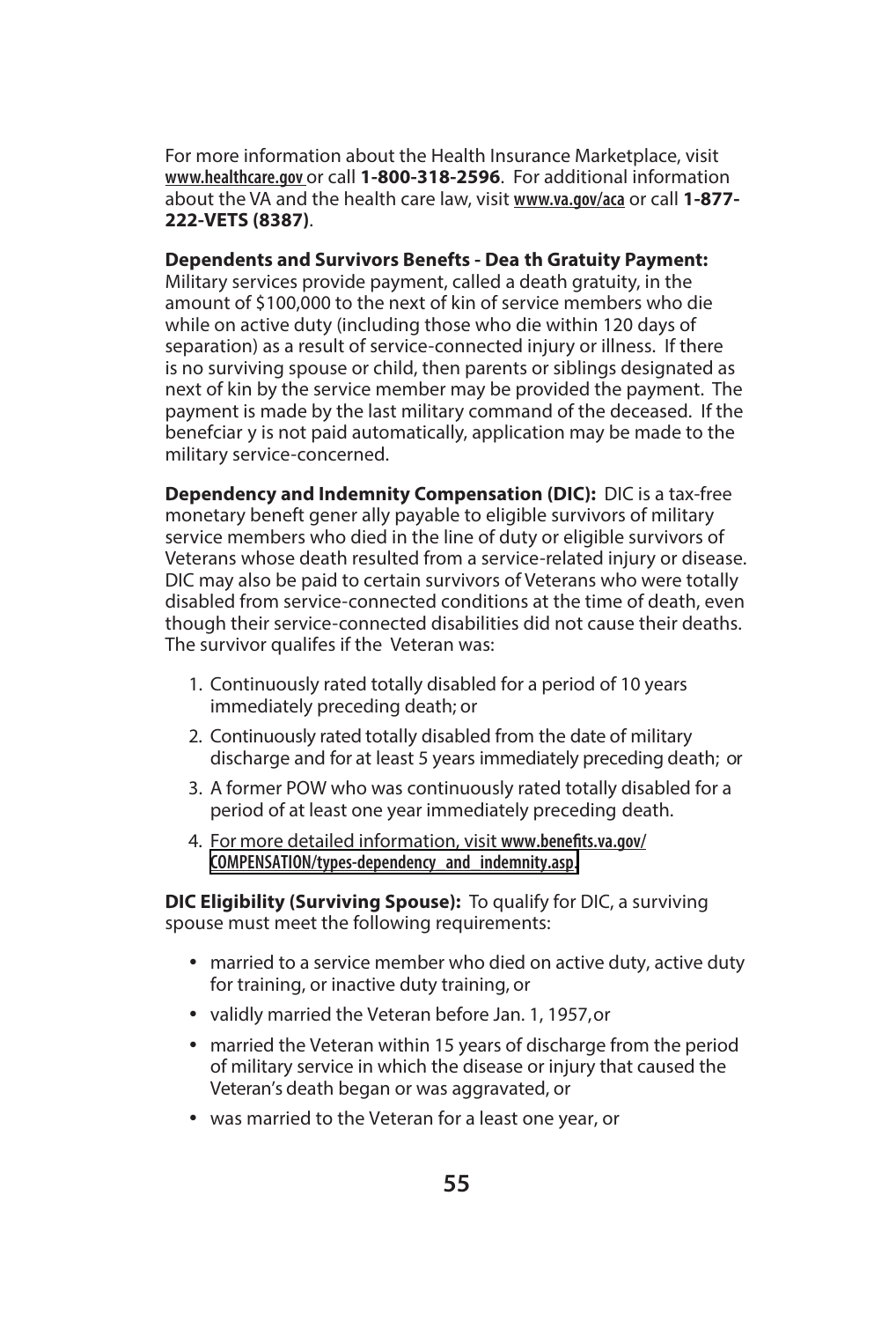For more information about the Health Insurance Marketplace, visit www.healthcare.gov or call **1-800-318-2596**. For additional information about the VA and the health care law, visit www.va.gov/aca or call **1-877-222-VETS (8387)**.

**Dependents and Survivors Benefits - Dea th Gratuity Payment:** Military services provide payment, called a death gratuity, in the amount of $100,000 to the next of kin of service members who die while on active duty (including those who die within 120 days of separation) as a result of service-connected injury or illness. If there is no surviving spouse or child, then parents or siblings designated as next of kin by the service member may be provided the payment. The payment is made by the last military command of the deceased. If the benefciar y is not paid automatically, application may be made to the military service-concerned.

**Dependency and Indemnity Compensation (DIC):** DIC is a tax-free monetary beneft gener ally payable to eligible survivors of military service members who died in the line of duty or eligible survivors of Veterans whose death resulted from a service-related injury or disease. DIC may also be paid to certain survivors of Veterans who were totally disabled from service-connected conditions at the time of death, even though their service-connected disabilities did not cause their deaths. The survivor qualifes if the Veteran was:

1. Continuously rated totally disabled for a period of 10 years immediately preceding death; or
2. Continuously rated totally disabled from the date of military discharge and for at least 5 years immediately preceding death; or
3. A former POW who was continuously rated totally disabled for a period of at least one year immediately preceding death.
4. For more detailed information, visit www.benefits.va.gov/COMPENSATION/types-dependency_and_indemnity.asp.

**DIC Eligibility (Surviving Spouse):** To qualify for DIC, a surviving spouse must meet the following requirements:

- married to a service member who died on active duty, active duty for training, or inactive duty training, or
- validly married the Veteran before Jan. 1, 1957, or
- married the Veteran within 15 years of discharge from the period of military service in which the disease or injury that caused the Veteran's death began or was aggravated, or
- was married to the Veteran for a least one year, or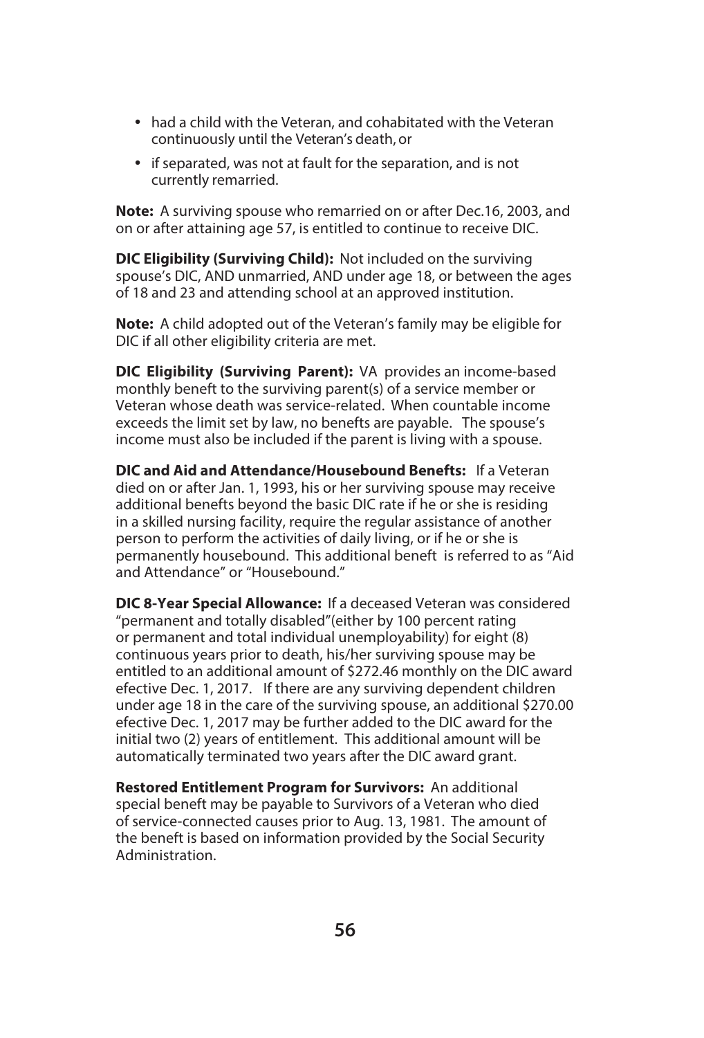- had a child with the Veteran, and cohabitated with the Veteran continuously until the Veteran's death, or
- if separated, was not at fault for the separation, and is not currently remarried.

**Note:** A surviving spouse who remarried on or after Dec.16, 2003, and on or after attaining age 57, is entitled to continue to receive DIC.

**DIC Eligibility (Surviving Child):** Not included on the surviving spouse's DIC, AND unmarried, AND under age 18, or between the ages of 18 and 23 and attending school at an approved institution.

**Note:** A child adopted out of the Veteran's family may be eligible for DIC if all other eligibility criteria are met.

**DIC Eligibility (Surviving Parent):** VA provides an income-based monthly beneft to the surviving parent(s) of a service member or Veteran whose death was service-related. When countable income exceeds the limit set by law, no benefts are payable. The spouse's income must also be included if the parent is living with a spouse.

**DIC and Aid and Attendance/Housebound Benefts:** If a Veteran died on or after Jan. 1, 1993, his or her surviving spouse may receive additional benefits beyond the basic DIC rate if he or she is residing in a skilled nursing facility, require the regular assistance of another person to perform the activities of daily living, or if he or she is permanently housebound. This additional beneft is referred to as "Aid and Attendance" or "Housebound."

**DIC 8-Year Special Allowance:** If a deceased Veteran was considered "permanent and totally disabled"(either by 100 percent rating or permanent and total individual unemployability) for eight (8) continuous years prior to death, his/her surviving spouse may be entitled to an additional amount of $272.46 monthly on the DIC award efective Dec. 1, 2017. If there are any surviving dependent children under age 18 in the care of the surviving spouse, an additional $270.00 efective Dec. 1, 2017 may be further added to the DIC award for the initial two (2) years of entitlement. This additional amount will be automatically terminated two years after the DIC award grant.

**Restored Entitlement Program for Survivors:** An additional special beneft may be payable to Survivors of a Veteran who died of service-connected causes prior to Aug. 13, 1981. The amount of the beneft is based on information provided by the Social Security Administration.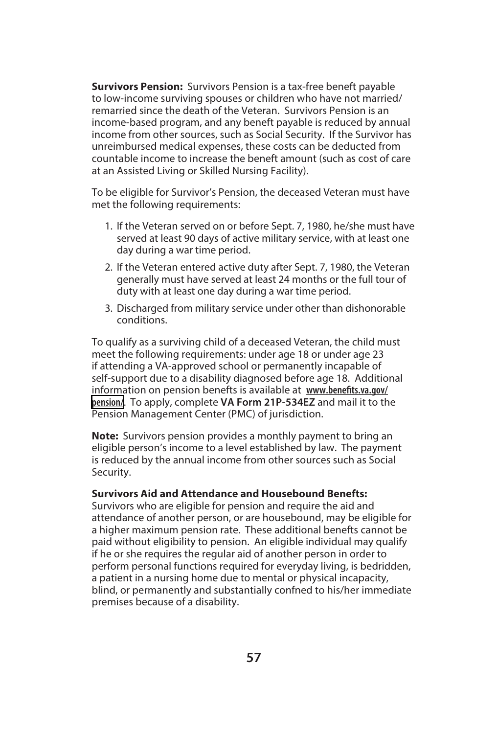**Survivors Pension:** Survivors Pension is a tax-free beneft payable to low-income surviving spouses or children who have not married/ remarried since the death of the Veteran. Survivors Pension is an income-based program, and any beneft payable is reduced by annual income from other sources, such as Social Security. If the Survivor has unreimbursed medical expenses, these costs can be deducted from countable income to increase the beneft amount (such as cost of care at an Assisted Living or Skilled Nursing Facility).

To be eligible for Survivor's Pension, the deceased Veteran must have met the following requirements:

1. If the Veteran served on or before Sept. 7, 1980, he/she must have served at least 90 days of active military service, with at least one day during a war time period.
2. If the Veteran entered active duty after Sept. 7, 1980, the Veteran generally must have served at least 24 months or the full tour of duty with at least one day during a war time period.
3. Discharged from military service under other than dishonorable conditions.

To qualify as a surviving child of a deceased Veteran, the child must meet the following requirements: under age 18 or under age 23 if attending a VA-approved school or permanently incapable of self-support due to a disability diagnosed before age 18. Additional information on pension benefts is available at **www.benefits.va.gov/pension/**. To apply, complete **VA Form 21P-534EZ** and mail it to the Pension Management Center (PMC) of jurisdiction.

**Note:** Survivors pension provides a monthly payment to bring an eligible person's income to a level established by law. The payment is reduced by the annual income from other sources such as Social Security.

**Survivors Aid and Attendance and Housebound Benefts:**
Survivors who are eligible for pension and require the aid and attendance of another person, or are housebound, may be eligible for a higher maximum pension rate. These additional benefts cannot be paid without eligibility to pension. An eligible individual may qualify if he or she requires the regular aid of another person in order to perform personal functions required for everyday living, is bedridden, a patient in a nursing home due to mental or physical incapacity, blind, or permanently and substantially confned to his/her immediate premises because of a disability.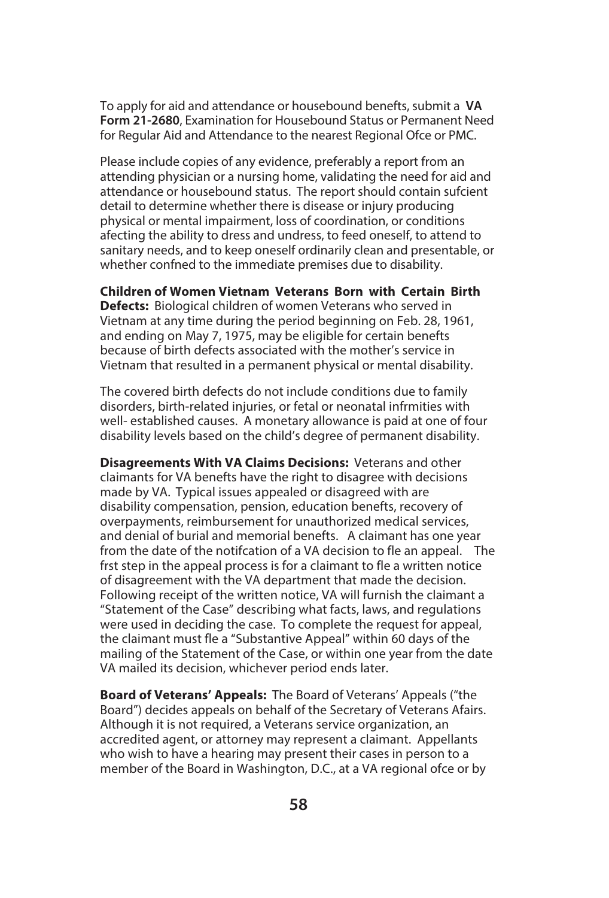To apply for aid and attendance or housebound benefits, submit a **VA Form 21-2680**, Examination for Housebound Status or Permanent Need for Regular Aid and Attendance to the nearest Regional Ofce or PMC.

Please include copies of any evidence, preferably a report from an attending physician or a nursing home, validating the need for aid and attendance or housebound status. The report should contain sufcient detail to determine whether there is disease or injury producing physical or mental impairment, loss of coordination, or conditions afecting the ability to dress and undress, to feed oneself, to attend to sanitary needs, and to keep oneself ordinarily clean and presentable, or whether confned to the immediate premises due to disability.

**Children of Women Vietnam Veterans Born with Certain Birth Defects:** Biological children of women Veterans who served in Vietnam at any time during the period beginning on Feb. 28, 1961, and ending on May 7, 1975, may be eligible for certain benefts because of birth defects associated with the mother's service in Vietnam that resulted in a permanent physical or mental disability.

The covered birth defects do not include conditions due to family disorders, birth-related injuries, or fetal or neonatal infrmities with well- established causes. A monetary allowance is paid at one of four disability levels based on the child's degree of permanent disability.

**Disagreements With VA Claims Decisions:** Veterans and other claimants for VA benefits have the right to disagree with decisions made by VA. Typical issues appealed or disagreed with are disability compensation, pension, education benefits, recovery of overpayments, reimbursement for unauthorized medical services, and denial of burial and memorial benefits. A claimant has one year from the date of the notifcation of a VA decision to fle an appeal. The frst step in the appeal process is for a claimant to fle a written notice of disagreement with the VA department that made the decision. Following receipt of the written notice, VA will furnish the claimant a "Statement of the Case" describing what facts, laws, and regulations were used in deciding the case. To complete the request for appeal, the claimant must fle a "Substantive Appeal" within 60 days of the mailing of the Statement of the Case, or within one year from the date VA mailed its decision, whichever period ends later.

**Board of Veterans' Appeals:** The Board of Veterans' Appeals ("the Board") decides appeals on behalf of the Secretary of Veterans Afairs. Although it is not required, a Veterans service organization, an accredited agent, or attorney may represent a claimant. Appellants who wish to have a hearing may present their cases in person to a member of the Board in Washington, D.C., at a VA regional ofce or by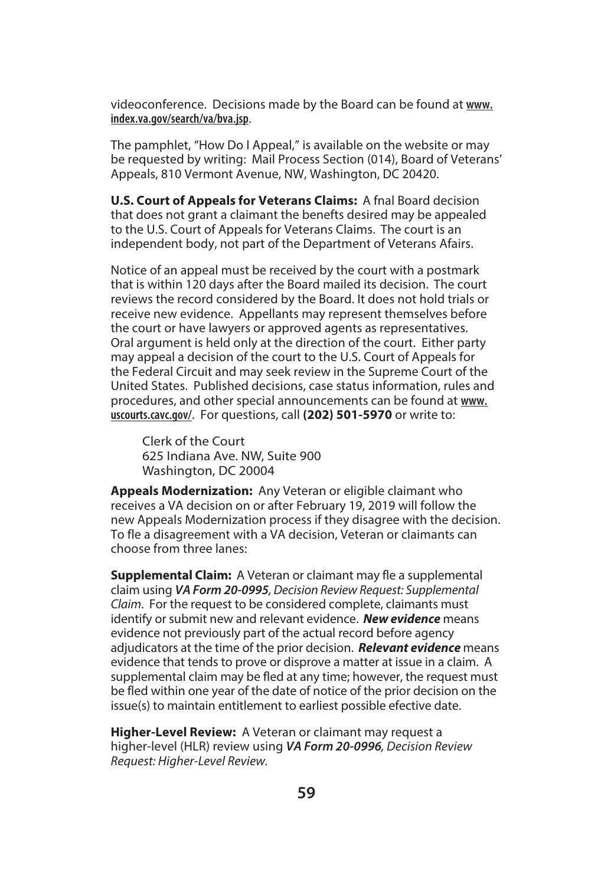videoconference. Decisions made by the Board can be found at www.index.va.gov/search/va/bva.jsp.

The pamphlet, "How Do I Appeal," is available on the website or may be requested by writing: Mail Process Section (014), Board of Veterans' Appeals, 810 Vermont Avenue, NW, Washington, DC 20420.

**U.S. Court of Appeals for Veterans Claims:** A fnal Board decision that does not grant a claimant the benefts desired may be appealed to the U.S. Court of Appeals for Veterans Claims. The court is an independent body, not part of the Department of Veterans Afairs.

Notice of an appeal must be received by the court with a postmark that is within 120 days after the Board mailed its decision. The court reviews the record considered by the Board. It does not hold trials or receive new evidence. Appellants may represent themselves before the court or have lawyers or approved agents as representatives. Oral argument is held only at the direction of the court. Either party may appeal a decision of the court to the U.S. Court of Appeals for the Federal Circuit and may seek review in the Supreme Court of the United States. Published decisions, case status information, rules and procedures, and other special announcements can be found at www.uscourts.cavc.gov/. For questions, call **(202) 501-5970** or write to:

Clerk of the Court
625 Indiana Ave. NW, Suite 900
Washington, DC 20004

**Appeals Modernization:** Any Veteran or eligible claimant who receives a VA decision on or after February 19, 2019 will follow the new Appeals Modernization process if they disagree with the decision. To fle a disagreement with a VA decision, Veteran or claimants can choose from three lanes:

**Supplemental Claim:** A Veteran or claimant may fle a supplemental claim using ***VA Form 20-0995****, Decision Review Request: Supplemental Claim*. For the request to be considered complete, claimants must identify or submit new and relevant evidence. ***New evidence*** means evidence not previously part of the actual record before agency adjudicators at the time of the prior decision. ***Relevant evidence*** means evidence that tends to prove or disprove a matter at issue in a claim. A supplemental claim may be fled at any time; however, the request must be fled within one year of the date of notice of the prior decision on the issue(s) to maintain entitlement to earliest possible efective date.

**Higher-Level Review:** A Veteran or claimant may request a higher-level (HLR) review using ***VA Form 20-0996****, Decision Review Request: Higher-Level Review.*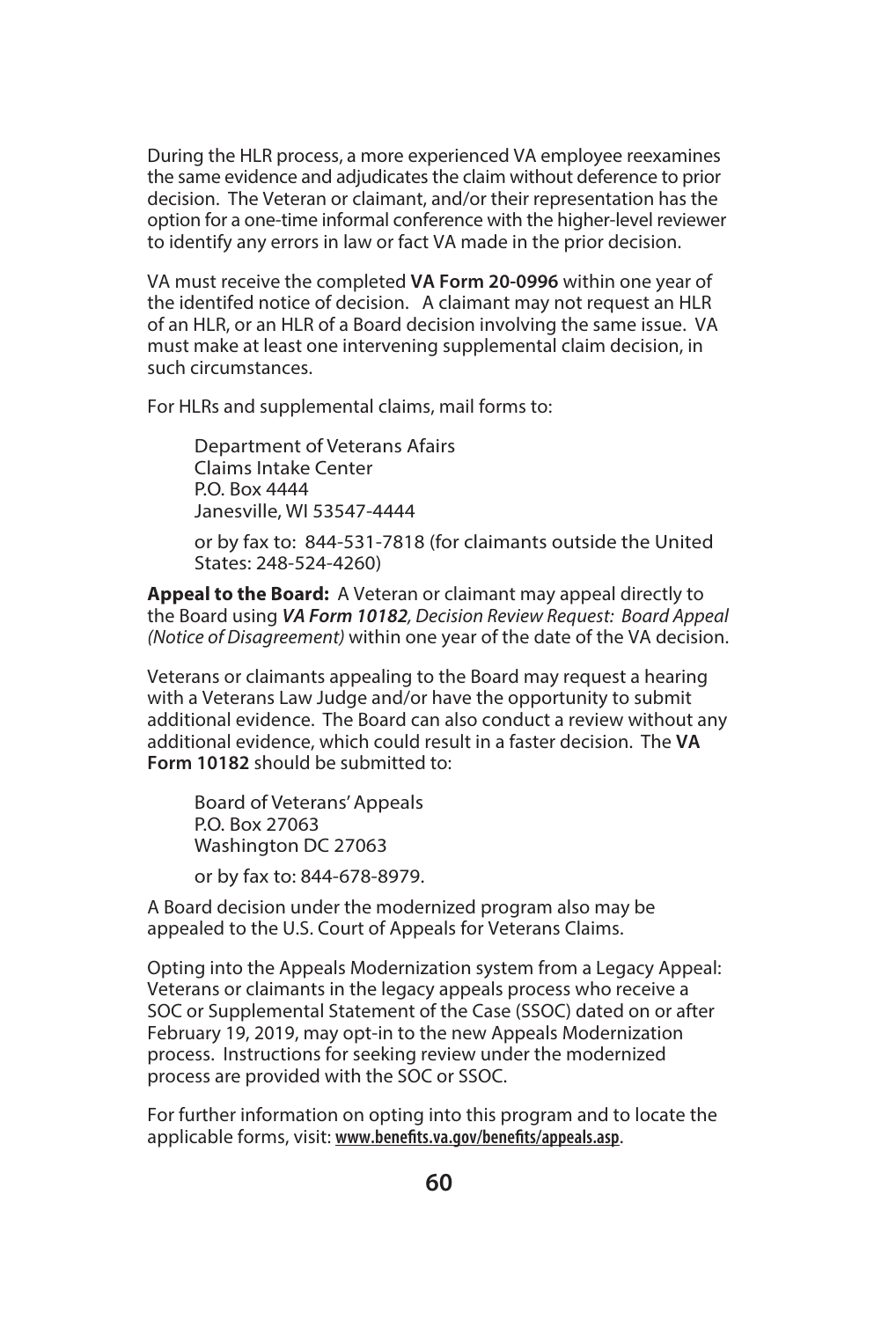During the HLR process, a more experienced VA employee reexamines the same evidence and adjudicates the claim without deference to prior decision. The Veteran or claimant, and/or their representation has the option for a one-time informal conference with the higher-level reviewer to identify any errors in law or fact VA made in the prior decision.

VA must receive the completed **VA Form 20-0996** within one year of the identifed notice of decision. A claimant may not request an HLR of an HLR, or an HLR of a Board decision involving the same issue. VA must make at least one intervening supplemental claim decision, in such circumstances.

For HLRs and supplemental claims, mail forms to:

> Department of Veterans Afairs
> Claims Intake Center
> P.O. Box 4444
> Janesville, WI 53547-4444
>
> or by fax to: 844-531-7818 (for claimants outside the United States: 248-524-4260)

**Appeal to the Board:** A Veteran or claimant may appeal directly to the Board using ***VA Form 10182****, Decision Review Request: Board Appeal (Notice of Disagreement)* within one year of the date of the VA decision.

Veterans or claimants appealing to the Board may request a hearing with a Veterans Law Judge and/or have the opportunity to submit additional evidence. The Board can also conduct a review without any additional evidence, which could result in a faster decision. The **VA Form 10182** should be submitted to:

> Board of Veterans' Appeals
> P.O. Box 27063
> Washington DC 27063
>
> or by fax to: 844-678-8979.

A Board decision under the modernized program also may be appealed to the U.S. Court of Appeals for Veterans Claims.

Opting into the Appeals Modernization system from a Legacy Appeal: Veterans or claimants in the legacy appeals process who receive a SOC or Supplemental Statement of the Case (SSOC) dated on or after February 19, 2019, may opt-in to the new Appeals Modernization process. Instructions for seeking review under the modernized process are provided with the SOC or SSOC.

For further information on opting into this program and to locate the applicable forms, visit: **www.benefits.va.gov/benefits/appeals.asp**.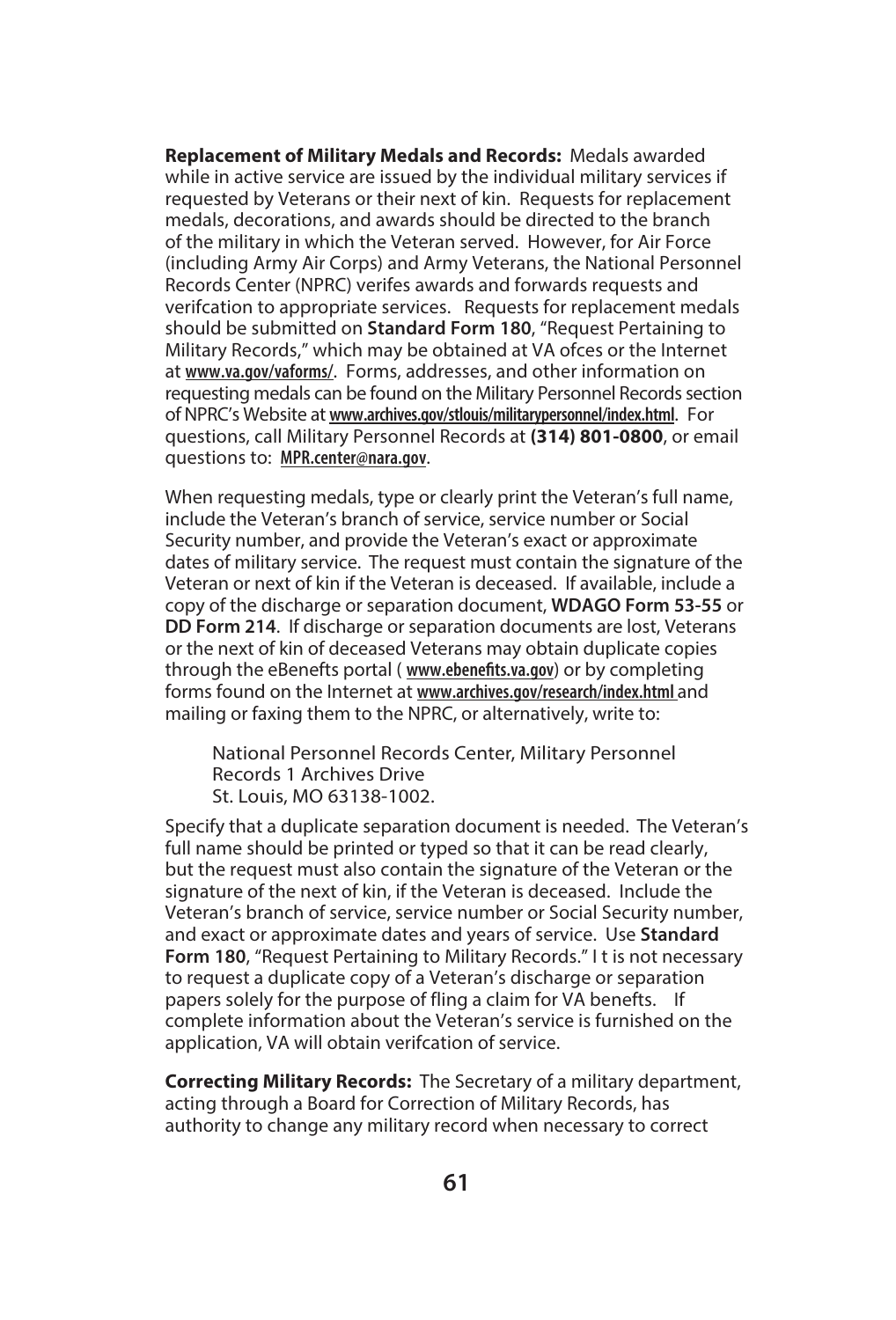**Replacement of Military Medals and Records:** Medals awarded while in active service are issued by the individual military services if requested by Veterans or their next of kin. Requests for replacement medals, decorations, and awards should be directed to the branch of the military in which the Veteran served. However, for Air Force (including Army Air Corps) and Army Veterans, the National Personnel Records Center (NPRC) verifes awards and forwards requests and verifcation to appropriate services. Requests for replacement medals should be submitted on **Standard Form 180**, "Request Pertaining to Military Records," which may be obtained at VA ofces or the Internet at www.va.gov/vaforms/. Forms, addresses, and other information on requesting medals can be found on the Military Personnel Records section of NPRC's Website at www.archives.gov/stlouis/militarypersonnel/index.html. For questions, call Military Personnel Records at **(314) 801-0800**, or email questions to: MPR.center@nara.gov.

When requesting medals, type or clearly print the Veteran's full name, include the Veteran's branch of service, service number or Social Security number, and provide the Veteran's exact or approximate dates of military service. The request must contain the signature of the Veteran or next of kin if the Veteran is deceased. If available, include a copy of the discharge or separation document, **WDAGO Form 53-55** or **DD Form 214**. If discharge or separation documents are lost, Veterans or the next of kin of deceased Veterans may obtain duplicate copies through the eBenefts portal ( www.ebenefits.va.gov) or by completing forms found on the Internet at www.archives.gov/research/index.html and mailing or faxing them to the NPRC, or alternatively, write to:

National Personnel Records Center, Military Personnel Records 1 Archives Drive
St. Louis, MO 63138-1002.

Specify that a duplicate separation document is needed. The Veteran's full name should be printed or typed so that it can be read clearly, but the request must also contain the signature of the Veteran or the signature of the next of kin, if the Veteran is deceased. Include the Veteran's branch of service, service number or Social Security number, and exact or approximate dates and years of service. Use **Standard Form 180**, "Request Pertaining to Military Records." I t is not necessary to request a duplicate copy of a Veteran's discharge or separation papers solely for the purpose of fling a claim for VA benefts. If complete information about the Veteran's service is furnished on the application, VA will obtain verifcation of service.

**Correcting Military Records:** The Secretary of a military department, acting through a Board for Correction of Military Records, has authority to change any military record when necessary to correct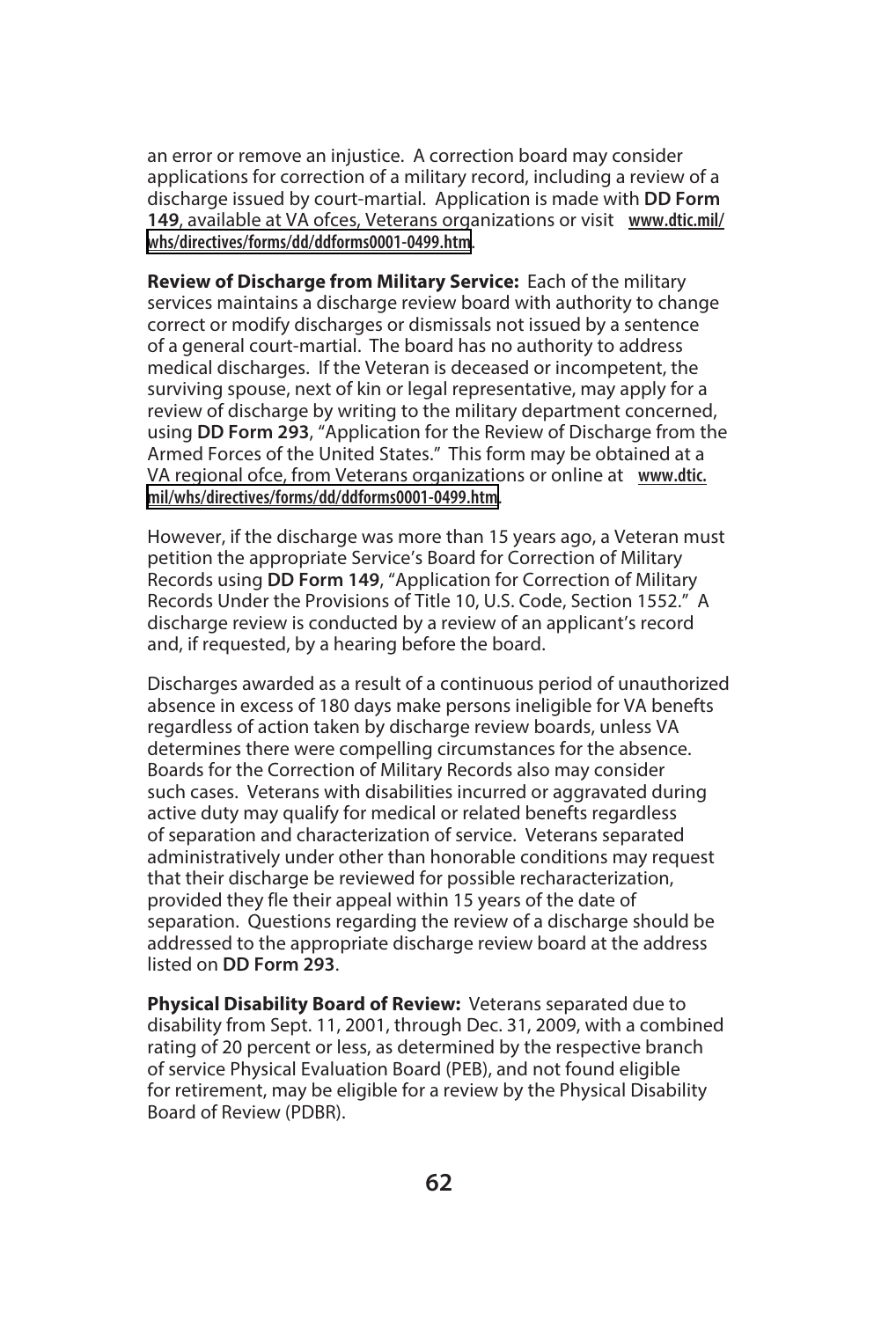an error or remove an injustice. A correction board may consider applications for correction of a military record, including a review of a discharge issued by court-martial. Application is made with **DD Form 149**, available at VA ofces, Veterans organizations or visit www.dtic.mil/whs/directives/forms/dd/ddforms0001-0499.htm.

**Review of Discharge from Military Service:** Each of the military services maintains a discharge review board with authority to change correct or modify discharges or dismissals not issued by a sentence of a general court-martial. The board has no authority to address medical discharges. If the Veteran is deceased or incompetent, the surviving spouse, next of kin or legal representative, may apply for a review of discharge by writing to the military department concerned, using **DD Form 293**, "Application for the Review of Discharge from the Armed Forces of the United States." This form may be obtained at a VA regional ofce, from Veterans organizations or online at www.dtic.mil/whs/directives/forms/dd/ddforms0001-0499.htm.

However, if the discharge was more than 15 years ago, a Veteran must petition the appropriate Service's Board for Correction of Military Records using **DD Form 149**, "Application for Correction of Military Records Under the Provisions of Title 10, U.S. Code, Section 1552." A discharge review is conducted by a review of an applicant's record and, if requested, by a hearing before the board.

Discharges awarded as a result of a continuous period of unauthorized absence in excess of 180 days make persons ineligible for VA benefts regardless of action taken by discharge review boards, unless VA determines there were compelling circumstances for the absence. Boards for the Correction of Military Records also may consider such cases. Veterans with disabilities incurred or aggravated during active duty may qualify for medical or related benefts regardless of separation and characterization of service. Veterans separated administratively under other than honorable conditions may request that their discharge be reviewed for possible recharacterization, provided they fle their appeal within 15 years of the date of separation. Questions regarding the review of a discharge should be addressed to the appropriate discharge review board at the address listed on **DD Form 293**.

**Physical Disability Board of Review:** Veterans separated due to disability from Sept. 11, 2001, through Dec. 31, 2009, with a combined rating of 20 percent or less, as determined by the respective branch of service Physical Evaluation Board (PEB), and not found eligible for retirement, may be eligible for a review by the Physical Disability Board of Review (PDBR).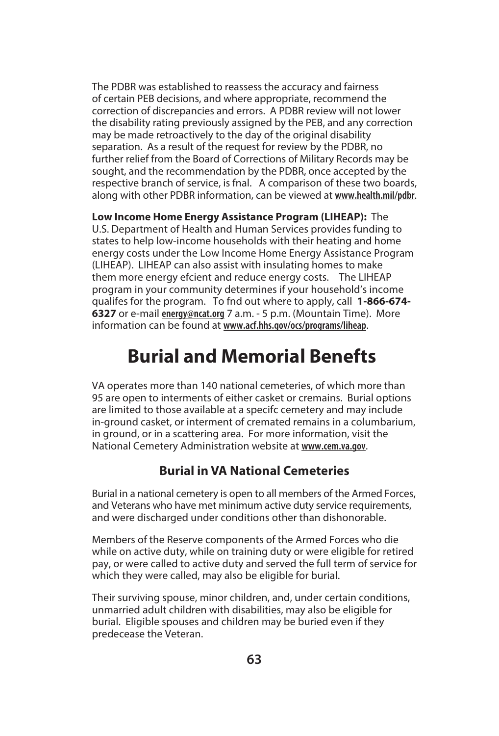The PDBR was established to reassess the accuracy and fairness of certain PEB decisions, and where appropriate, recommend the correction of discrepancies and errors. A PDBR review will not lower the disability rating previously assigned by the PEB, and any correction may be made retroactively to the day of the original disability separation. As a result of the request for review by the PDBR, no further relief from the Board of Corrections of Military Records may be sought, and the recommendation by the PDBR, once accepted by the respective branch of service, is fnal. A comparison of these two boards, along with other PDBR information, can be viewed at **www.health.mil/pdbr**.

**Low Income Home Energy Assistance Program (LIHEAP):** The U.S. Department of Health and Human Services provides funding to states to help low-income households with their heating and home energy costs under the Low Income Home Energy Assistance Program (LIHEAP). LIHEAP can also assist with insulating homes to make them more energy efcient and reduce energy costs. The LIHEAP program in your community determines if your household's income qualifes for the program. To fnd out where to apply, call **1-866-674-6327** or e-mail **energy@ncat.org** 7 a.m. - 5 p.m. (Mountain Time). More information can be found at **www.acf.hhs.gov/ocs/programs/liheap**.

# Burial and Memorial Benefts

VA operates more than 140 national cemeteries, of which more than 95 are open to interments of either casket or cremains. Burial options are limited to those available at a specifc cemetery and may include in-ground casket, or interment of cremated remains in a columbarium, in ground, or in a scattering area. For more information, visit the National Cemetery Administration website at **www.cem.va.gov**.

## Burial in VA National Cemeteries

Burial in a national cemetery is open to all members of the Armed Forces, and Veterans who have met minimum active duty service requirements, and were discharged under conditions other than dishonorable.

Members of the Reserve components of the Armed Forces who die while on active duty, while on training duty or were eligible for retired pay, or were called to active duty and served the full term of service for which they were called, may also be eligible for burial.

Their surviving spouse, minor children, and, under certain conditions, unmarried adult children with disabilities, may also be eligible for burial. Eligible spouses and children may be buried even if they predecease the Veteran.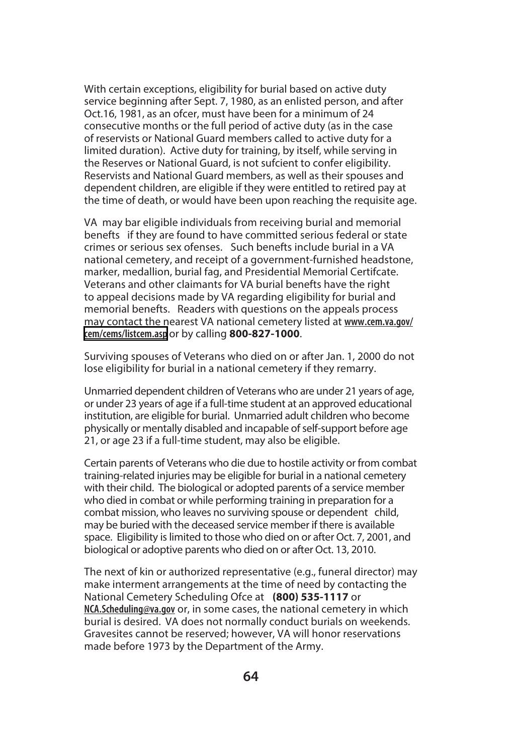With certain exceptions, eligibility for burial based on active duty service beginning after Sept. 7, 1980, as an enlisted person, and after Oct.16, 1981, as an ofcer, must have been for a minimum of 24 consecutive months or the full period of active duty (as in the case of reservists or National Guard members called to active duty for a limited duration). Active duty for training, by itself, while serving in the Reserves or National Guard, is not sufcient to confer eligibility. Reservists and National Guard members, as well as their spouses and dependent children, are eligible if they were entitled to retired pay at the time of death, or would have been upon reaching the requisite age.

VA may bar eligible individuals from receiving burial and memorial benefts if they are found to have committed serious federal or state crimes or serious sex ofenses. Such benefts include burial in a VA national cemetery, and receipt of a government-furnished headstone, marker, medallion, burial fag, and Presidential Memorial Certifcate. Veterans and other claimants for VA burial benefts have the right to appeal decisions made by VA regarding eligibility for burial and memorial benefts. Readers with questions on the appeals process may contact the nearest VA national cemetery listed at **www.cem.va.gov/cem/cems/listcem.asp** or by calling **800-827-1000**.

Surviving spouses of Veterans who died on or after Jan. 1, 2000 do not lose eligibility for burial in a national cemetery if they remarry.

Unmarried dependent children of Veterans who are under 21 years of age, or under 23 years of age if a full-time student at an approved educational institution, are eligible for burial. Unmarried adult children who become physically or mentally disabled and incapable of self-support before age 21, or age 23 if a full-time student, may also be eligible.

Certain parents of Veterans who die due to hostile activity or from combat training-related injuries may be eligible for burial in a national cemetery with their child. The biological or adopted parents of a service member who died in combat or while performing training in preparation for a combat mission, who leaves no surviving spouse or dependent child, may be buried with the deceased service member if there is available space. Eligibility is limited to those who died on or after Oct. 7, 2001, and biological or adoptive parents who died on or after Oct. 13, 2010.

The next of kin or authorized representative (e.g., funeral director) may make interment arrangements at the time of need by contacting the National Cemetery Scheduling Ofce at **(800) 535-1117** or **NCA.Scheduling@va.gov** or, in some cases, the national cemetery in which burial is desired. VA does not normally conduct burials on weekends. Gravesites cannot be reserved; however, VA will honor reservations made before 1973 by the Department of the Army.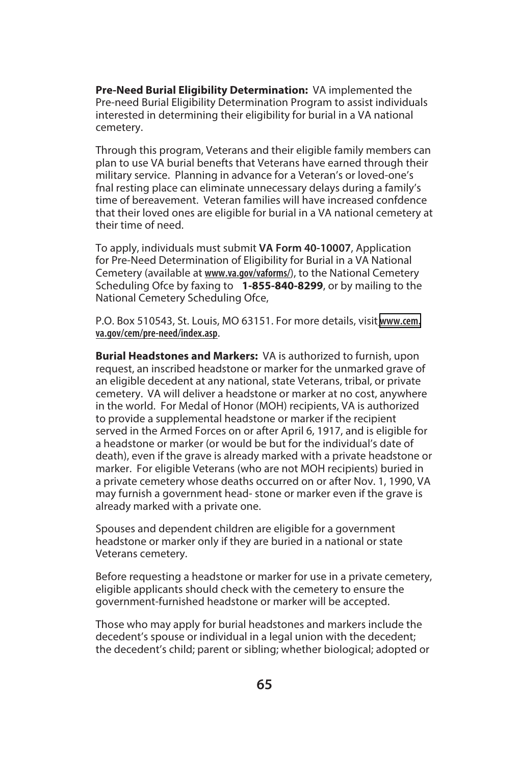**Pre-Need Burial Eligibility Determination:** VA implemented the Pre-need Burial Eligibility Determination Program to assist individuals interested in determining their eligibility for burial in a VA national cemetery.

Through this program, Veterans and their eligible family members can plan to use VA burial benefts that Veterans have earned through their military service. Planning in advance for a Veteran's or loved-one's fnal resting place can eliminate unnecessary delays during a family's time of bereavement. Veteran families will have increased confdence that their loved ones are eligible for burial in a VA national cemetery at their time of need.

To apply, individuals must submit **VA Form 40-10007**, Application for Pre-Need Determination of Eligibility for Burial in a VA National Cemetery (available at **www.va.gov/vaforms/**), to the National Cemetery Scheduling Ofce by faxing to **1-855-840-8299**, or by mailing to the National Cemetery Scheduling Ofce,

P.O. Box 510543, St. Louis, MO 63151. For more details, visit **www.cem.va.gov/cem/pre-need/index.asp**.

**Burial Headstones and Markers:** VA is authorized to furnish, upon request, an inscribed headstone or marker for the unmarked grave of an eligible decedent at any national, state Veterans, tribal, or private cemetery. VA will deliver a headstone or marker at no cost, anywhere in the world. For Medal of Honor (MOH) recipients, VA is authorized to provide a supplemental headstone or marker if the recipient served in the Armed Forces on or after April 6, 1917, and is eligible for a headstone or marker (or would be but for the individual's date of death), even if the grave is already marked with a private headstone or marker. For eligible Veterans (who are not MOH recipients) buried in a private cemetery whose deaths occurred on or after Nov. 1, 1990, VA may furnish a government head- stone or marker even if the grave is already marked with a private one.

Spouses and dependent children are eligible for a government headstone or marker only if they are buried in a national or state Veterans cemetery.

Before requesting a headstone or marker for use in a private cemetery, eligible applicants should check with the cemetery to ensure the government-furnished headstone or marker will be accepted.

Those who may apply for burial headstones and markers include the decedent's spouse or individual in a legal union with the decedent; the decedent's child; parent or sibling; whether biological; adopted or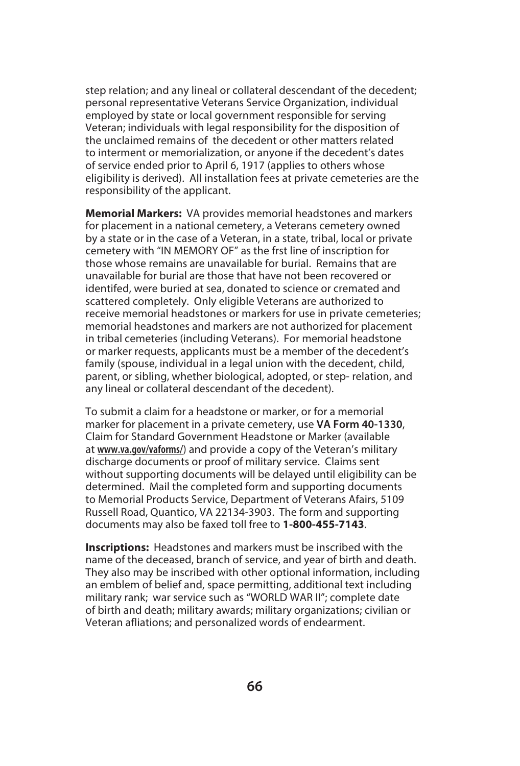step relation; and any lineal or collateral descendant of the decedent; personal representative Veterans Service Organization, individual employed by state or local government responsible for serving Veteran; individuals with legal responsibility for the disposition of the unclaimed remains of the decedent or other matters related to interment or memorialization, or anyone if the decedent's dates of service ended prior to April 6, 1917 (applies to others whose eligibility is derived). All installation fees at private cemeteries are the responsibility of the applicant.

**Memorial Markers:** VA provides memorial headstones and markers for placement in a national cemetery, a Veterans cemetery owned by a state or in the case of a Veteran, in a state, tribal, local or private cemetery with "IN MEMORY OF" as the frst line of inscription for those whose remains are unavailable for burial. Remains that are unavailable for burial are those that have not been recovered or identifed, were buried at sea, donated to science or cremated and scattered completely. Only eligible Veterans are authorized to receive memorial headstones or markers for use in private cemeteries; memorial headstones and markers are not authorized for placement in tribal cemeteries (including Veterans). For memorial headstone or marker requests, applicants must be a member of the decedent's family (spouse, individual in a legal union with the decedent, child, parent, or sibling, whether biological, adopted, or step- relation, and any lineal or collateral descendant of the decedent).

To submit a claim for a headstone or marker, or for a memorial marker for placement in a private cemetery, use **VA Form 40-1330**, Claim for Standard Government Headstone or Marker (available at **www.va.gov/vaforms/**) and provide a copy of the Veteran's military discharge documents or proof of military service. Claims sent without supporting documents will be delayed until eligibility can be determined. Mail the completed form and supporting documents to Memorial Products Service, Department of Veterans Afairs, 5109 Russell Road, Quantico, VA 22134-3903. The form and supporting documents may also be faxed toll free to **1-800-455-7143**.

**Inscriptions:** Headstones and markers must be inscribed with the name of the deceased, branch of service, and year of birth and death. They also may be inscribed with other optional information, including an emblem of belief and, space permitting, additional text including military rank; war service such as "WORLD WAR II"; complete date of birth and death; military awards; military organizations; civilian or Veteran afliations; and personalized words of endearment.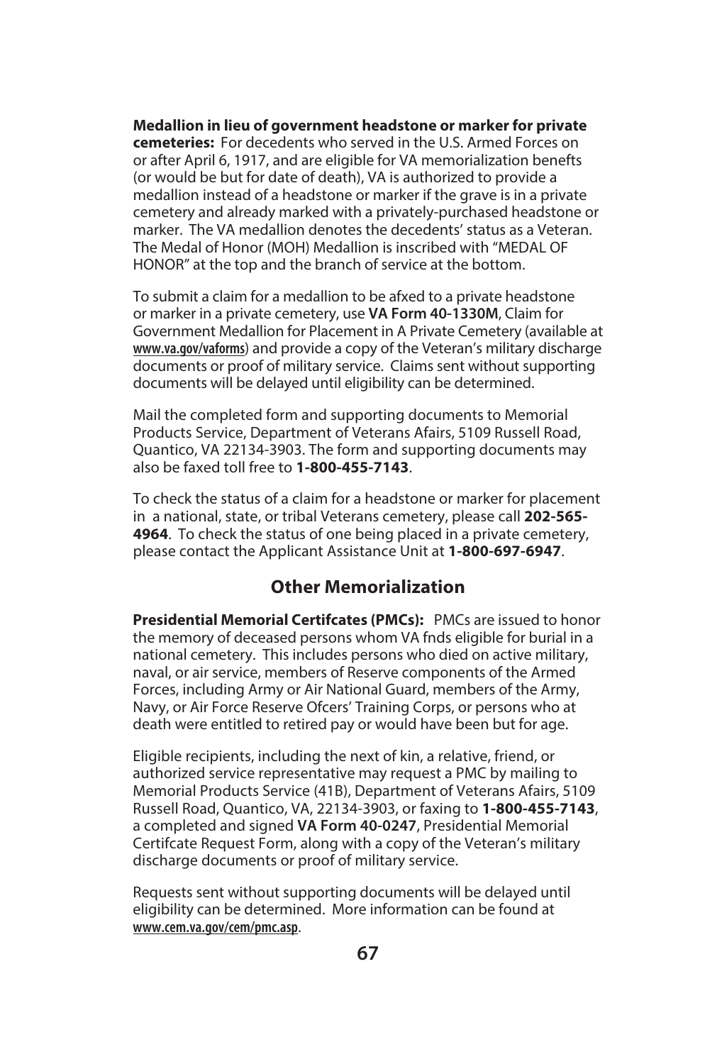**Medallion in lieu of government headstone or marker for private cemeteries:** For decedents who served in the U.S. Armed Forces on or after April 6, 1917, and are eligible for VA memorialization benefts (or would be but for date of death), VA is authorized to provide a medallion instead of a headstone or marker if the grave is in a private cemetery and already marked with a privately-purchased headstone or marker. The VA medallion denotes the decedents' status as a Veteran. The Medal of Honor (MOH) Medallion is inscribed with "MEDAL OF HONOR" at the top and the branch of service at the bottom.

To submit a claim for a medallion to be afxed to a private headstone or marker in a private cemetery, use **VA Form 40-1330M**, Claim for Government Medallion for Placement in A Private Cemetery (available at www.va.gov/vaforms) and provide a copy of the Veteran's military discharge documents or proof of military service. Claims sent without supporting documents will be delayed until eligibility can be determined.

Mail the completed form and supporting documents to Memorial Products Service, Department of Veterans Afairs, 5109 Russell Road, Quantico, VA 22134-3903. The form and supporting documents may also be faxed toll free to **1-800-455-7143**.

To check the status of a claim for a headstone or marker for placement in a national, state, or tribal Veterans cemetery, please call **202-565-4964**. To check the status of one being placed in a private cemetery, please contact the Applicant Assistance Unit at **1-800-697-6947**.

## Other Memorialization

**Presidential Memorial Certifcates (PMCs):** PMCs are issued to honor the memory of deceased persons whom VA fnds eligible for burial in a national cemetery. This includes persons who died on active military, naval, or air service, members of Reserve components of the Armed Forces, including Army or Air National Guard, members of the Army, Navy, or Air Force Reserve Ofcers' Training Corps, or persons who at death were entitled to retired pay or would have been but for age.

Eligible recipients, including the next of kin, a relative, friend, or authorized service representative may request a PMC by mailing to Memorial Products Service (41B), Department of Veterans Afairs, 5109 Russell Road, Quantico, VA, 22134-3903, or faxing to **1-800-455-7143**, a completed and signed **VA Form 40-0247**, Presidential Memorial Certifcate Request Form, along with a copy of the Veteran's military discharge documents or proof of military service.

Requests sent without supporting documents will be delayed until eligibility can be determined. More information can be found at www.cem.va.gov/cem/pmc.asp.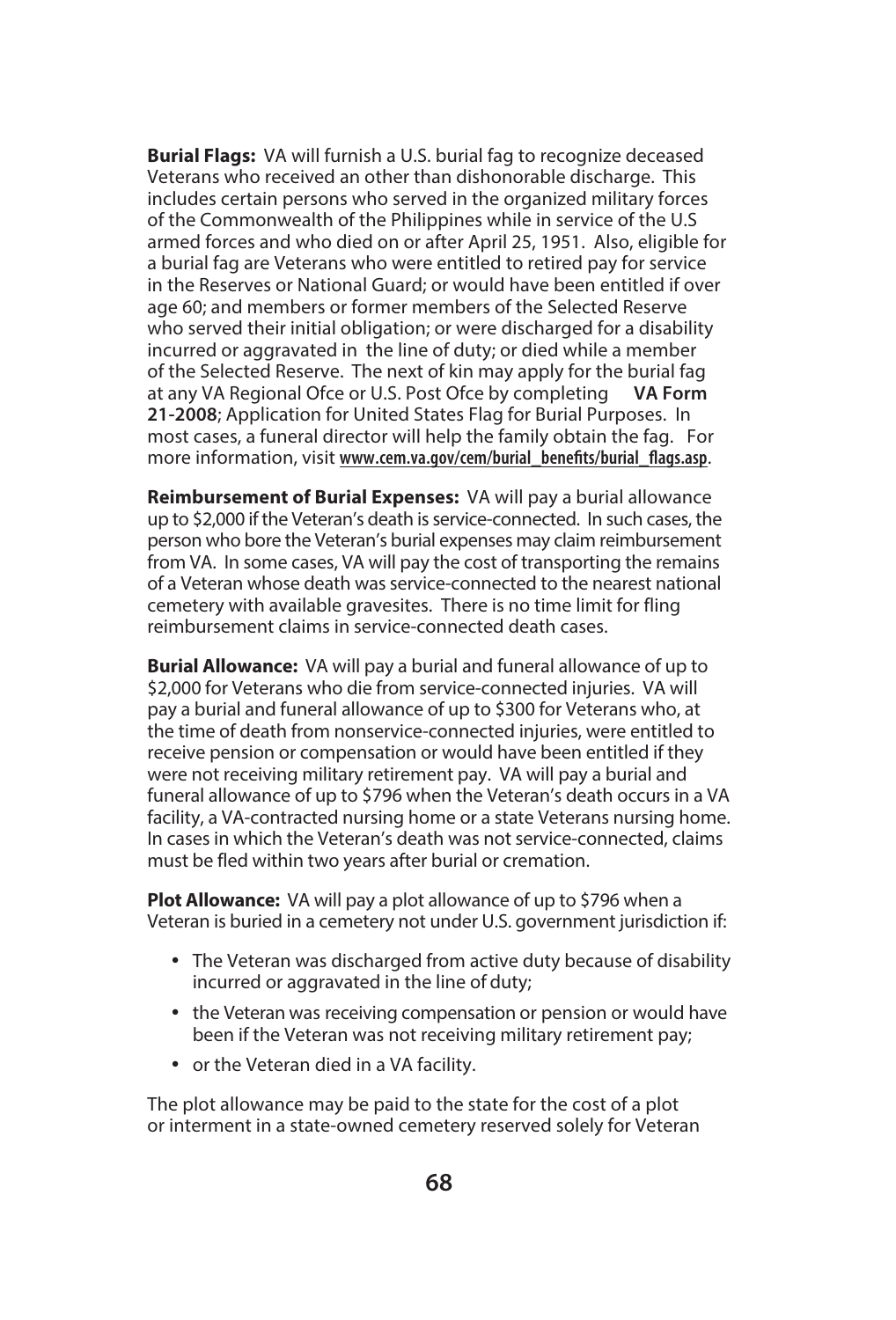**Burial Flags:** VA will furnish a U.S. burial fag to recognize deceased Veterans who received an other than dishonorable discharge. This includes certain persons who served in the organized military forces of the Commonwealth of the Philippines while in service of the U.S armed forces and who died on or after April 25, 1951. Also, eligible for a burial fag are Veterans who were entitled to retired pay for service in the Reserves or National Guard; or would have been entitled if over age 60; and members or former members of the Selected Reserve who served their initial obligation; or were discharged for a disability incurred or aggravated in the line of duty; or died while a member of the Selected Reserve. The next of kin may apply for the burial fag at any VA Regional Ofce or U.S. Post Ofce by completing **VA Form 21-2008**; Application for United States Flag for Burial Purposes. In most cases, a funeral director will help the family obtain the fag. For more information, visit **www.cem.va.gov/cem/burial_benefits/burial_flags.asp**.

**Reimbursement of Burial Expenses:** VA will pay a burial allowance up to $2,000 if the Veteran's death is service-connected. In such cases, the person who bore the Veteran's burial expenses may claim reimbursement from VA. In some cases, VA will pay the cost of transporting the remains of a Veteran whose death was service-connected to the nearest national cemetery with available gravesites. There is no time limit for fling reimbursement claims in service-connected death cases.

**Burial Allowance:** VA will pay a burial and funeral allowance of up to $2,000 for Veterans who die from service-connected injuries. VA will pay a burial and funeral allowance of up to $300 for Veterans who, at the time of death from nonservice-connected injuries, were entitled to receive pension or compensation or would have been entitled if they were not receiving military retirement pay. VA will pay a burial and funeral allowance of up to $796 when the Veteran's death occurs in a VA facility, a VA-contracted nursing home or a state Veterans nursing home. In cases in which the Veteran's death was not service-connected, claims must be fled within two years after burial or cremation.

**Plot Allowance:** VA will pay a plot allowance of up to $796 when a Veteran is buried in a cemetery not under U.S. government jurisdiction if:

- The Veteran was discharged from active duty because of disability incurred or aggravated in the line of duty;
- the Veteran was receiving compensation or pension or would have been if the Veteran was not receiving military retirement pay;
- or the Veteran died in a VA facility.

The plot allowance may be paid to the state for the cost of a plot or interment in a state-owned cemetery reserved solely for Veteran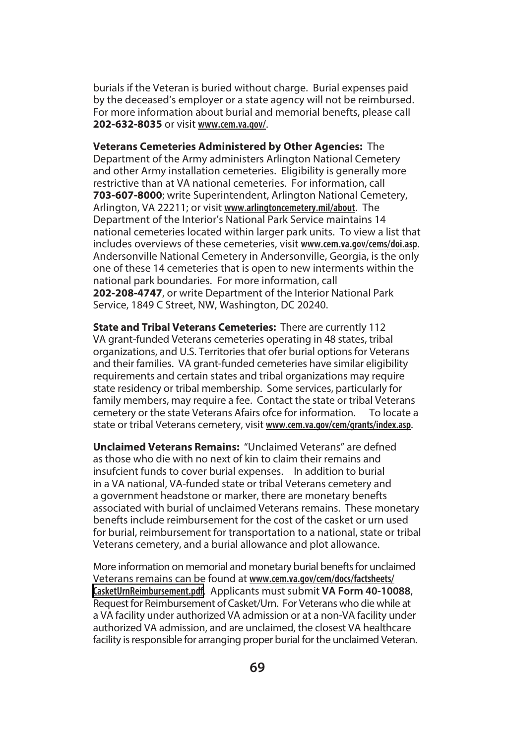burials if the Veteran is buried without charge. Burial expenses paid by the deceased's employer or a state agency will not be reimbursed. For more information about burial and memorial benefits, please call **202-632-8035** or visit www.cem.va.gov/.

**Veterans Cemeteries Administered by Other Agencies:** The Department of the Army administers Arlington National Cemetery and other Army installation cemeteries. Eligibility is generally more restrictive than at VA national cemeteries. For information, call **703-607-8000**; write Superintendent, Arlington National Cemetery, Arlington, VA 22211; or visit www.arlingtoncemetery.mil/about. The Department of the Interior's National Park Service maintains 14 national cemeteries located within larger park units. To view a list that includes overviews of these cemeteries, visit www.cem.va.gov/cems/doi.asp. Andersonville National Cemetery in Andersonville, Georgia, is the only one of these 14 cemeteries that is open to new interments within the national park boundaries. For more information, call **202-208-4747**, or write Department of the Interior National Park Service, 1849 C Street, NW, Washington, DC 20240.

**State and Tribal Veterans Cemeteries:** There are currently 112 VA grant-funded Veterans cemeteries operating in 48 states, tribal organizations, and U.S. Territories that ofer burial options for Veterans and their families. VA grant-funded cemeteries have similar eligibility requirements and certain states and tribal organizations may require state residency or tribal membership. Some services, particularly for family members, may require a fee. Contact the state or tribal Veterans cemetery or the state Veterans Afairs ofce for information. To locate a state or tribal Veterans cemetery, visit www.cem.va.gov/cem/grants/index.asp.

**Unclaimed Veterans Remains:** "Unclaimed Veterans" are defned as those who die with no next of kin to claim their remains and insufcient funds to cover burial expenses. In addition to burial in a VA national, VA-funded state or tribal Veterans cemetery and a government headstone or marker, there are monetary benefts associated with burial of unclaimed Veterans remains. These monetary benefits include reimbursement for the cost of the casket or urn used for burial, reimbursement for transportation to a national, state or tribal Veterans cemetery, and a burial allowance and plot allowance.

More information on memorial and monetary burial benefts for unclaimed Veterans remains can be found at www.cem.va.gov/cem/docs/factsheets/CasketUrnReimbursement.pdf. Applicants must submit **VA Form 40-10088**, Request for Reimbursement of Casket/Urn. For Veterans who die while at a VA facility under authorized VA admission or at a non-VA facility under authorized VA admission, and are unclaimed, the closest VA healthcare facility is responsible for arranging proper burial for the unclaimed Veteran.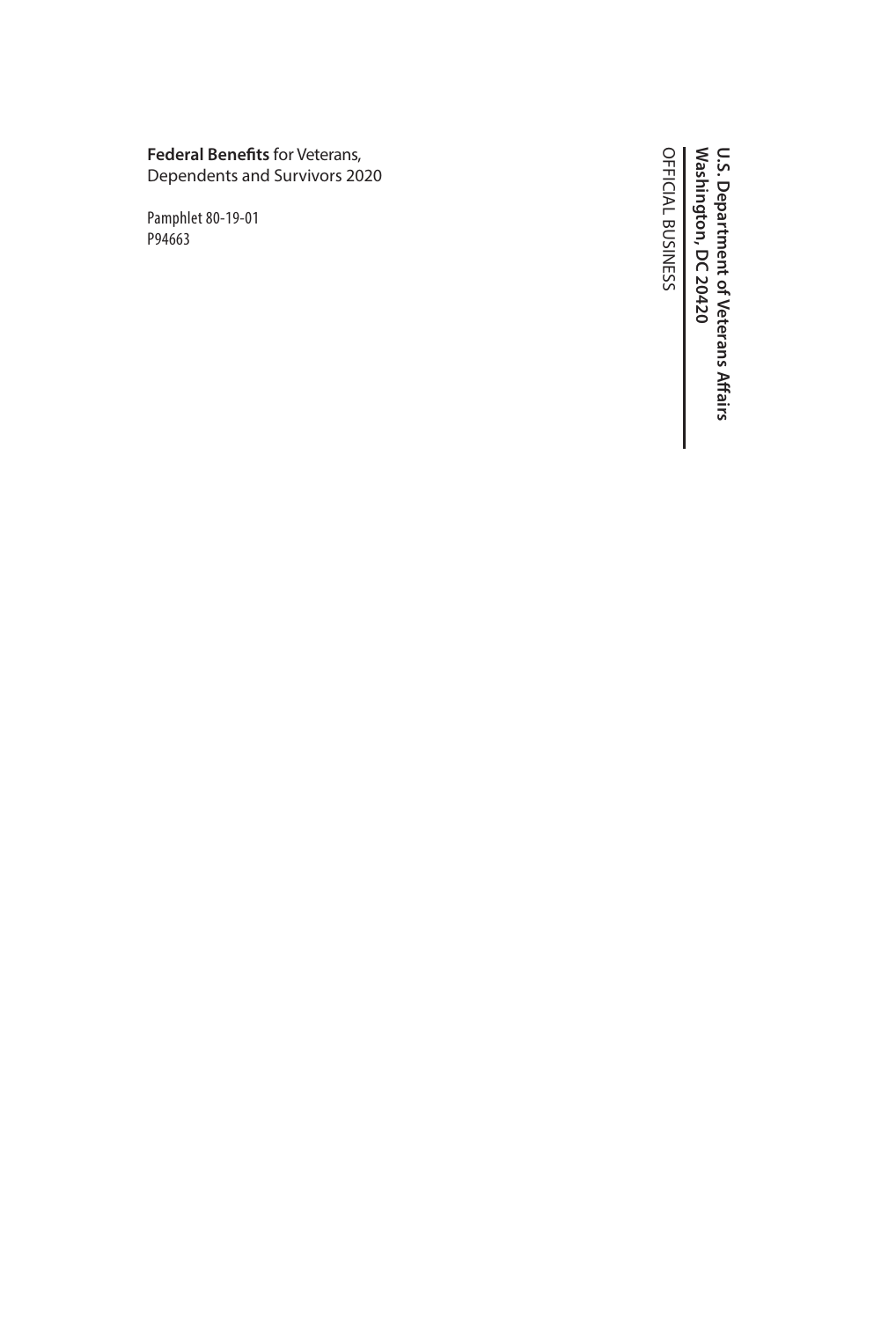**Federal Benefits** for Veterans,
Dependents and Survivors 2020

Pamphlet 80-19-01
P94663

**U.S. Department of Veterans Affairs**
**Washington, DC 20420**
OFFICIAL BUSINESS